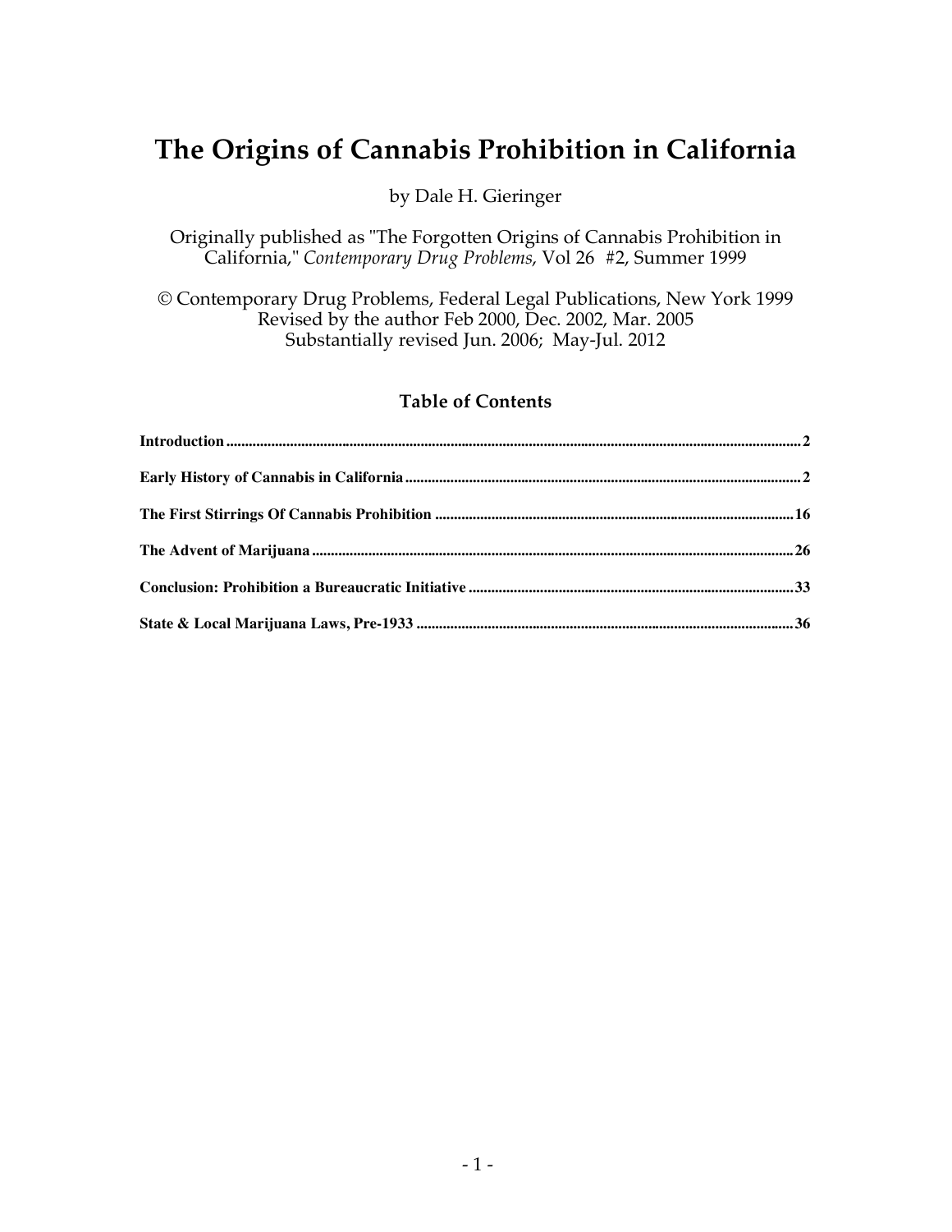# The Origins of Cannabis Prohibition in California

by Dale H. Gieringer

Originally published as "The Forgotten Origins of Cannabis Prohibition in California," *Contemporary Drug Problems*, Vol 26 #2, Summer 1999

© Contemporary Drug Problems, Federal Legal Publications, New York 1999
Revised by the author Feb 2000, Dec. 2002, Mar. 2005
Substantially revised Jun. 2006; May-Jul. 2012

## Table of Contents

**Introduction** .......... **2**

**Early History of Cannabis in California** .......... **2**

**The First Stirrings Of Cannabis Prohibition** .......... **16**

**The Advent of Marijuana** .......... **26**

**Conclusion: Prohibition a Bureaucratic Initiative** .......... **33**

**State & Local Marijuana Laws, Pre-1933** .......... **36**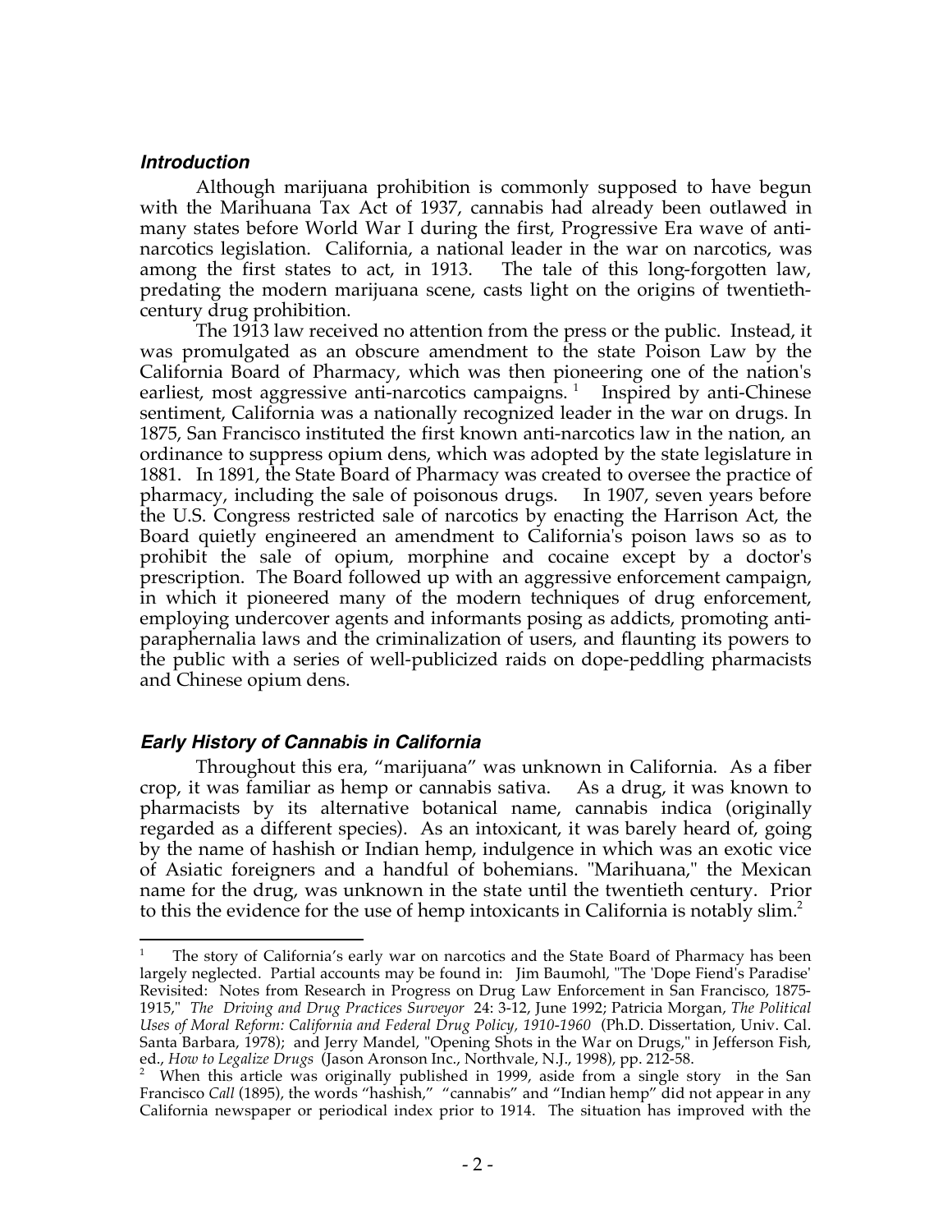### *Introduction*

Although marijuana prohibition is commonly supposed to have begun with the Marihuana Tax Act of 1937, cannabis had already been outlawed in many states before World War I during the first, Progressive Era wave of anti-narcotics legislation. California, a national leader in the war on narcotics, was among the first states to act, in 1913. The tale of this long-forgotten law, predating the modern marijuana scene, casts light on the origins of twentieth-century drug prohibition.

The 1913 law received no attention from the press or the public. Instead, it was promulgated as an obscure amendment to the state Poison Law by the California Board of Pharmacy, which was then pioneering one of the nation's earliest, most aggressive anti-narcotics campaigns. [1] Inspired by anti-Chinese sentiment, California was a nationally recognized leader in the war on drugs. In 1875, San Francisco instituted the first known anti-narcotics law in the nation, an ordinance to suppress opium dens, which was adopted by the state legislature in 1881. In 1891, the State Board of Pharmacy was created to oversee the practice of pharmacy, including the sale of poisonous drugs. In 1907, seven years before the U.S. Congress restricted sale of narcotics by enacting the Harrison Act, the Board quietly engineered an amendment to California's poison laws so as to prohibit the sale of opium, morphine and cocaine except by a doctor's prescription. The Board followed up with an aggressive enforcement campaign, in which it pioneered many of the modern techniques of drug enforcement, employing undercover agents and informants posing as addicts, promoting anti-paraphernalia laws and the criminalization of users, and flaunting its powers to the public with a series of well-publicized raids on dope-peddling pharmacists and Chinese opium dens.

### *Early History of Cannabis in California*

Throughout this era, "marijuana" was unknown in California. As a fiber crop, it was familiar as hemp or cannabis sativa. As a drug, it was known to pharmacists by its alternative botanical name, cannabis indica (originally regarded as a different species). As an intoxicant, it was barely heard of, going by the name of hashish or Indian hemp, indulgence in which was an exotic vice of Asiatic foreigners and a handful of bohemians. "Marihuana," the Mexican name for the drug, was unknown in the state until the twentieth century. Prior to this the evidence for the use of hemp intoxicants in California is notably slim.[2]

---

[1] The story of California's early war on narcotics and the State Board of Pharmacy has been largely neglected. Partial accounts may be found in: Jim Baumohl, "The 'Dope Fiend's Paradise' Revisited: Notes from Research in Progress on Drug Law Enforcement in San Francisco, 1875-1915," *The Driving and Drug Practices Surveyor* 24: 3-12, June 1992; Patricia Morgan, *The Political Uses of Moral Reform: California and Federal Drug Policy, 1910-1960* (Ph.D. Dissertation, Univ. Cal. Santa Barbara, 1978); and Jerry Mandel, "Opening Shots in the War on Drugs," in Jefferson Fish, ed., *How to Legalize Drugs* (Jason Aronson Inc., Northvale, N.J., 1998), pp. 212-58.

[2] When this article was originally published in 1999, aside from a single story in the San Francisco *Call* (1895), the words "hashish," "cannabis" and "Indian hemp" did not appear in any California newspaper or periodical index prior to 1914. The situation has improved with the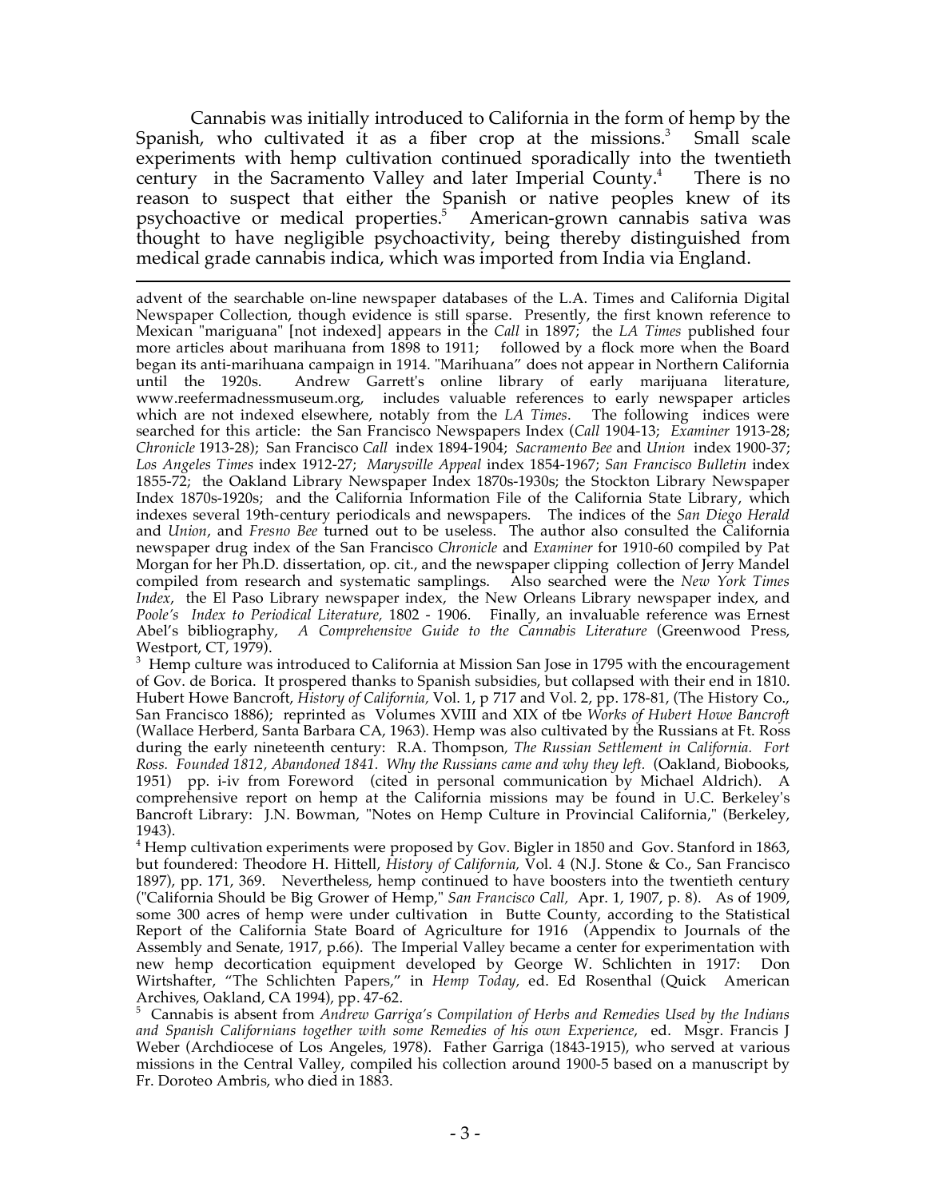Cannabis was initially introduced to California in the form of hemp by the Spanish, who cultivated it as a fiber crop at the missions.[3] Small scale experiments with hemp cultivation continued sporadically into the twentieth century in the Sacramento Valley and later Imperial County.[4] There is no reason to suspect that either the Spanish or native peoples knew of its psychoactive or medical properties.[5] American-grown cannabis sativa was thought to have negligible psychoactivity, being thereby distinguished from medical grade cannabis indica, which was imported from India via England.

---

advent of the searchable on-line newspaper databases of the L.A. Times and California Digital Newspaper Collection, though evidence is still sparse. Presently, the first known reference to Mexican "mariguana" [not indexed] appears in the *Call* in 1897; the *LA Times* published four more articles about marihuana from 1898 to 1911; followed by a flock more when the Board began its anti-marihuana campaign in 1914. "Marihuana" does not appear in Northern California until the 1920s. Andrew Garrett's online library of early marijuana literature, www.reefermadnessmuseum.org, includes valuable references to early newspaper articles which are not indexed elsewhere, notably from the *LA Times*. The following indices were searched for this article: the San Francisco Newspapers Index (*Call* 1904-13; *Examiner* 1913-28; *Chronicle* 1913-28); San Francisco *Call* index 1894-1904; *Sacramento Bee* and *Union* index 1900-37; *Los Angeles Times* index 1912-27; *Marysville Appeal* index 1854-1967; *San Francisco Bulletin* index 1855-72; the Oakland Library Newspaper Index 1870s-1930s; the Stockton Library Newspaper Index 1870s-1920s; and the California Information File of the California State Library, which indexes several 19th-century periodicals and newspapers. The indices of the *San Diego Herald* and *Union*, and *Fresno Bee* turned out to be useless. The author also consulted the California newspaper drug index of the San Francisco *Chronicle* and *Examiner* for 1910-60 compiled by Pat Morgan for her Ph.D. dissertation, op. cit., and the newspaper clipping collection of Jerry Mandel compiled from research and systematic samplings. Also searched were the *New York Times Index*, the El Paso Library newspaper index, the New Orleans Library newspaper index, and *Poole's Index to Periodical Literature,* 1802 - 1906. Finally, an invaluable reference was Ernest Abel's bibliography, *A Comprehensive Guide to the Cannabis Literature* (Greenwood Press, Westport, CT, 1979).

[3] Hemp culture was introduced to California at Mission San Jose in 1795 with the encouragement of Gov. de Borica. It prospered thanks to Spanish subsidies, but collapsed with their end in 1810. Hubert Howe Bancroft, *History of California,* Vol. 1, p 717 and Vol. 2, pp. 178-81, (The History Co., San Francisco 1886); reprinted as Volumes XVIII and XIX of tbe *Works of Hubert Howe Bancroft* (Wallace Herberd, Santa Barbara CA, 1963). Hemp was also cultivated by the Russians at Ft. Ross during the early nineteenth century: R.A. Thompson, *The Russian Settlement in California. Fort Ross. Founded 1812, Abandoned 1841. Why the Russians came and why they left.* (Oakland, Biobooks, 1951) pp. i-iv from Foreword (cited in personal communication by Michael Aldrich). A comprehensive report on hemp at the California missions may be found in U.C. Berkeley's Bancroft Library: J.N. Bowman, "Notes on Hemp Culture in Provincial California," (Berkeley, 1943).

[4] Hemp cultivation experiments were proposed by Gov. Bigler in 1850 and Gov. Stanford in 1863, but foundered: Theodore H. Hittell, *History of California,* Vol. 4 (N.J. Stone & Co., San Francisco 1897), pp. 171, 369. Nevertheless, hemp continued to have boosters into the twentieth century ("California Should be Big Grower of Hemp," *San Francisco Call,* Apr. 1, 1907, p. 8). As of 1909, some 300 acres of hemp were under cultivation in Butte County, according to the Statistical Report of the California State Board of Agriculture for 1916 (Appendix to Journals of the Assembly and Senate, 1917, p.66). The Imperial Valley became a center for experimentation with new hemp decortication equipment developed by George W. Schlichten in 1917: Don Wirtshafter, "The Schlichten Papers," in *Hemp Today,* ed. Ed Rosenthal (Quick American Archives, Oakland, CA 1994), pp. 47-62.

[5] Cannabis is absent from *Andrew Garriga's Compilation of Herbs and Remedies Used by the Indians and Spanish Californians together with some Remedies of his own Experience*, ed. Msgr. Francis J Weber (Archdiocese of Los Angeles, 1978). Father Garriga (1843-1915), who served at various missions in the Central Valley, compiled his collection around 1900-5 based on a manuscript by Fr. Doroteo Ambris, who died in 1883.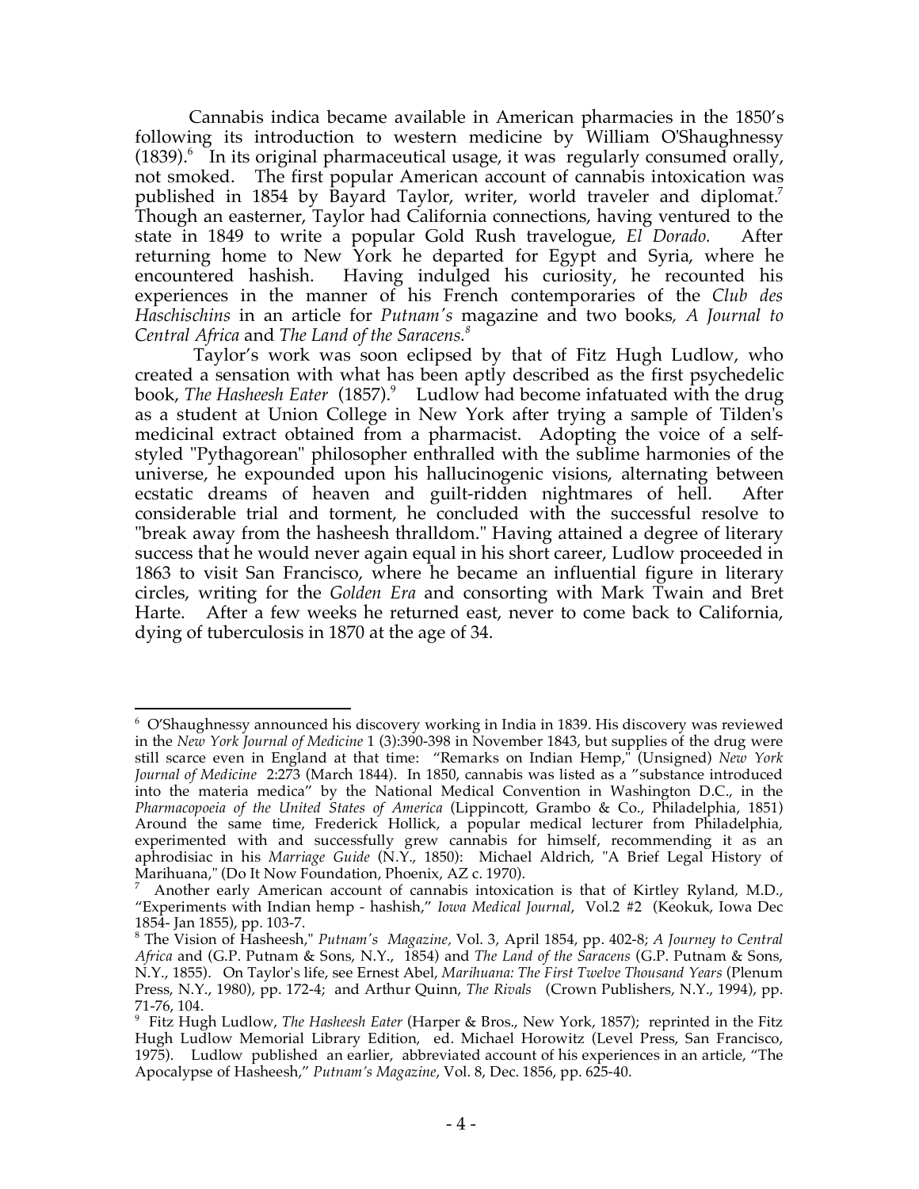Cannabis indica became available in American pharmacies in the 1850's following its introduction to western medicine by William O'Shaughnessy (1839).[6] In its original pharmaceutical usage, it was regularly consumed orally, not smoked. The first popular American account of cannabis intoxication was published in 1854 by Bayard Taylor, writer, world traveler and diplomat.[7] Though an easterner, Taylor had California connections, having ventured to the state in 1849 to write a popular Gold Rush travelogue, *El Dorado.* After returning home to New York he departed for Egypt and Syria, where he encountered hashish. Having indulged his curiosity, he recounted his experiences in the manner of his French contemporaries of the *Club des Haschischins* in an article for *Putnam's* magazine and two books, *A Journal to Central Africa* and *The Land of the Saracens.*[8]

Taylor's work was soon eclipsed by that of Fitz Hugh Ludlow, who created a sensation with what has been aptly described as the first psychedelic book, *The Hasheesh Eater* (1857).[9] Ludlow had become infatuated with the drug as a student at Union College in New York after trying a sample of Tilden's medicinal extract obtained from a pharmacist. Adopting the voice of a self-styled "Pythagorean" philosopher enthralled with the sublime harmonies of the universe, he expounded upon his hallucinogenic visions, alternating between ecstatic dreams of heaven and guilt-ridden nightmares of hell. After considerable trial and torment, he concluded with the successful resolve to "break away from the hasheesh thralldom." Having attained a degree of literary success that he would never again equal in his short career, Ludlow proceeded in 1863 to visit San Francisco, where he became an influential figure in literary circles, writing for the *Golden Era* and consorting with Mark Twain and Bret Harte. After a few weeks he returned east, never to come back to California, dying of tuberculosis in 1870 at the age of 34.

---

[6] O'Shaughnessy announced his discovery working in India in 1839. His discovery was reviewed in the *New York Journal of Medicine* 1 (3):390-398 in November 1843, but supplies of the drug were still scarce even in England at that time: "Remarks on Indian Hemp," (Unsigned) *New York Journal of Medicine* 2:273 (March 1844). In 1850, cannabis was listed as a "substance introduced into the materia medica" by the National Medical Convention in Washington D.C., in the *Pharmacopoeia of the United States of America* (Lippincott, Grambo & Co., Philadelphia, 1851) Around the same time, Frederick Hollick, a popular medical lecturer from Philadelphia, experimented with and successfully grew cannabis for himself, recommending it as an aphrodisiac in his *Marriage Guide* (N.Y., 1850): Michael Aldrich, "A Brief Legal History of Marihuana," (Do It Now Foundation, Phoenix, AZ c. 1970).

[7] Another early American account of cannabis intoxication is that of Kirtley Ryland, M.D., "Experiments with Indian hemp - hashish," *Iowa Medical Journal*, Vol.2 #2 (Keokuk, Iowa Dec 1854- Jan 1855), pp. 103-7.

[8] The Vision of Hasheesh," *Putnam's Magazine,* Vol. 3, April 1854, pp. 402-8; *A Journey to Central Africa* and (G.P. Putnam & Sons, N.Y., 1854) and *The Land of the Saracens* (G.P. Putnam & Sons, N.Y., 1855). On Taylor's life, see Ernest Abel, *Marihuana: The First Twelve Thousand Years* (Plenum Press, N.Y., 1980), pp. 172-4; and Arthur Quinn, *The Rivals* (Crown Publishers, N.Y., 1994), pp. 71-76, 104.

[9] Fitz Hugh Ludlow, *The Hasheesh Eater* (Harper & Bros., New York, 1857); reprinted in the Fitz Hugh Ludlow Memorial Library Edition, ed. Michael Horowitz (Level Press, San Francisco, 1975). Ludlow published an earlier, abbreviated account of his experiences in an article, "The Apocalypse of Hasheesh," *Putnam's Magazine*, Vol. 8, Dec. 1856, pp. 625-40.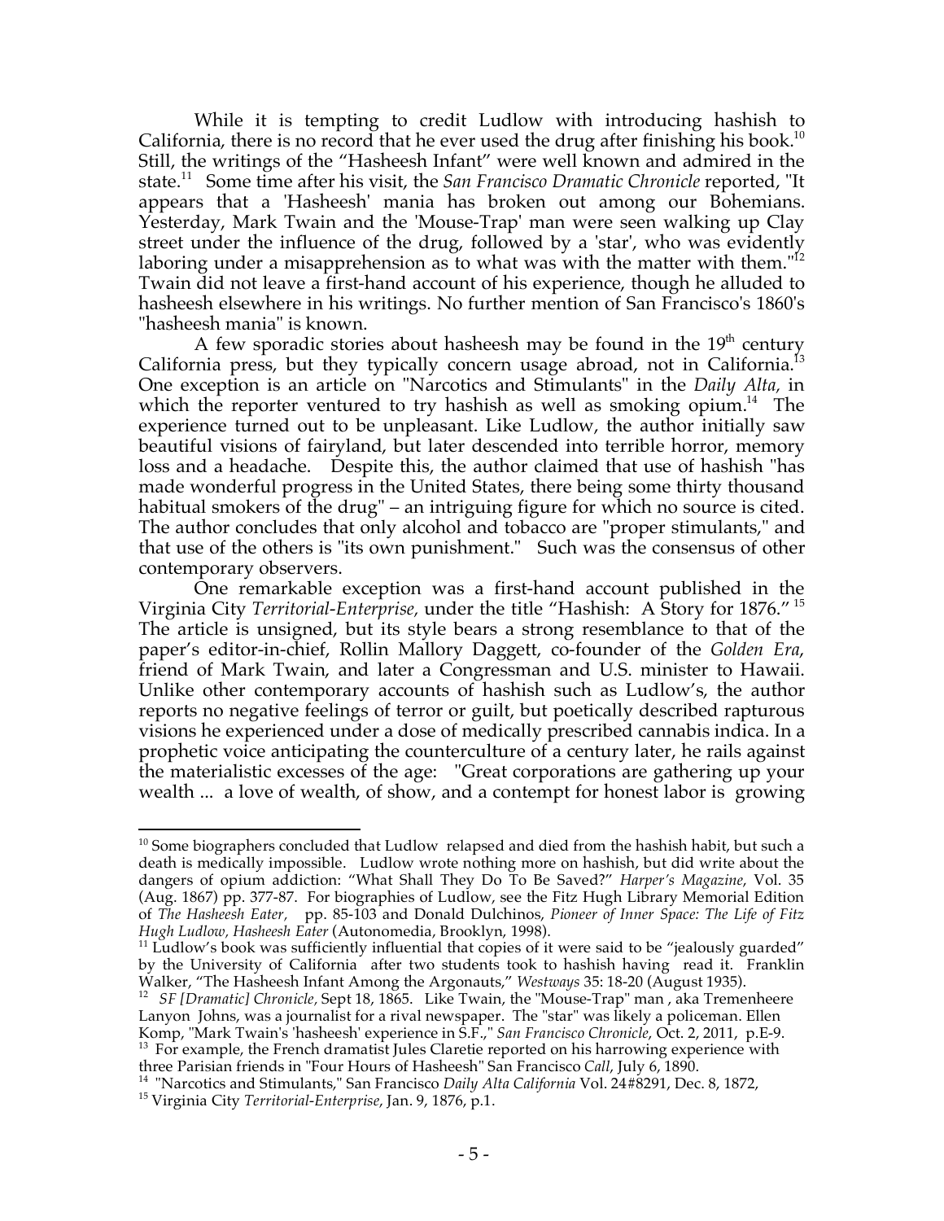While it is tempting to credit Ludlow with introducing hashish to California, there is no record that he ever used the drug after finishing his book.[10] Still, the writings of the "Hasheesh Infant" were well known and admired in the state.[11] Some time after his visit, the *San Francisco Dramatic Chronicle* reported, "It appears that a 'Hasheesh' mania has broken out among our Bohemians. Yesterday, Mark Twain and the 'Mouse-Trap' man were seen walking up Clay street under the influence of the drug, followed by a 'star', who was evidently laboring under a misapprehension as to what was with the matter with them."[12] Twain did not leave a first-hand account of his experience, though he alluded to hasheesh elsewhere in his writings. No further mention of San Francisco's 1860's "hasheesh mania" is known.

A few sporadic stories about hasheesh may be found in the 19th century California press, but they typically concern usage abroad, not in California.[13] One exception is an article on "Narcotics and Stimulants" in the *Daily Alta*, in which the reporter ventured to try hashish as well as smoking opium.[14] The experience turned out to be unpleasant. Like Ludlow, the author initially saw beautiful visions of fairyland, but later descended into terrible horror, memory loss and a headache. Despite this, the author claimed that use of hashish "has made wonderful progress in the United States, there being some thirty thousand habitual smokers of the drug" – an intriguing figure for which no source is cited. The author concludes that only alcohol and tobacco are "proper stimulants," and that use of the others is "its own punishment." Such was the consensus of other contemporary observers.

One remarkable exception was a first-hand account published in the Virginia City *Territorial-Enterprise*, under the title "Hashish: A Story for 1876."[15] The article is unsigned, but its style bears a strong resemblance to that of the paper's editor-in-chief, Rollin Mallory Daggett, co-founder of the *Golden Era*, friend of Mark Twain, and later a Congressman and U.S. minister to Hawaii. Unlike other contemporary accounts of hashish such as Ludlow's, the author reports no negative feelings of terror or guilt, but poetically described rapturous visions he experienced under a dose of medically prescribed cannabis indica. In a prophetic voice anticipating the counterculture of a century later, he rails against the materialistic excesses of the age: "Great corporations are gathering up your wealth ... a love of wealth, of show, and a contempt for honest labor is growing

---

[10] Some biographers concluded that Ludlow relapsed and died from the hashish habit, but such a death is medically impossible. Ludlow wrote nothing more on hashish, but did write about the dangers of opium addiction: "What Shall They Do To Be Saved?" *Harper's Magazine*, Vol. 35 (Aug. 1867) pp. 377-87. For biographies of Ludlow, see the Fitz Hugh Library Memorial Edition of *The Hasheesh Eater*, pp. 85-103 and Donald Dulchinos, *Pioneer of Inner Space: The Life of Fitz Hugh Ludlow, Hasheesh Eater* (Autonomedia, Brooklyn, 1998).

[11] Ludlow's book was sufficiently influential that copies of it were said to be "jealously guarded" by the University of California after two students took to hashish having read it. Franklin Walker, "The Hasheesh Infant Among the Argonauts," *Westways* 35: 18-20 (August 1935).

[12] *SF [Dramatic] Chronicle*, Sept 18, 1865. Like Twain, the "Mouse-Trap" man , aka Tremenheere Lanyon Johns, was a journalist for a rival newspaper. The "star" was likely a policeman. Ellen Komp, "Mark Twain's 'hasheesh' experience in S.F.," *San Francisco Chronicle*, Oct. 2, 2011, p.E-9.

[13] For example, the French dramatist Jules Claretie reported on his harrowing experience with three Parisian friends in "Four Hours of Hasheesh" San Francisco *Call*, July 6, 1890.

[14] "Narcotics and Stimulants," San Francisco *Daily Alta California* Vol. 24#8291, Dec. 8, 1872,

[15] Virginia City *Territorial-Enterprise*, Jan. 9, 1876, p.1.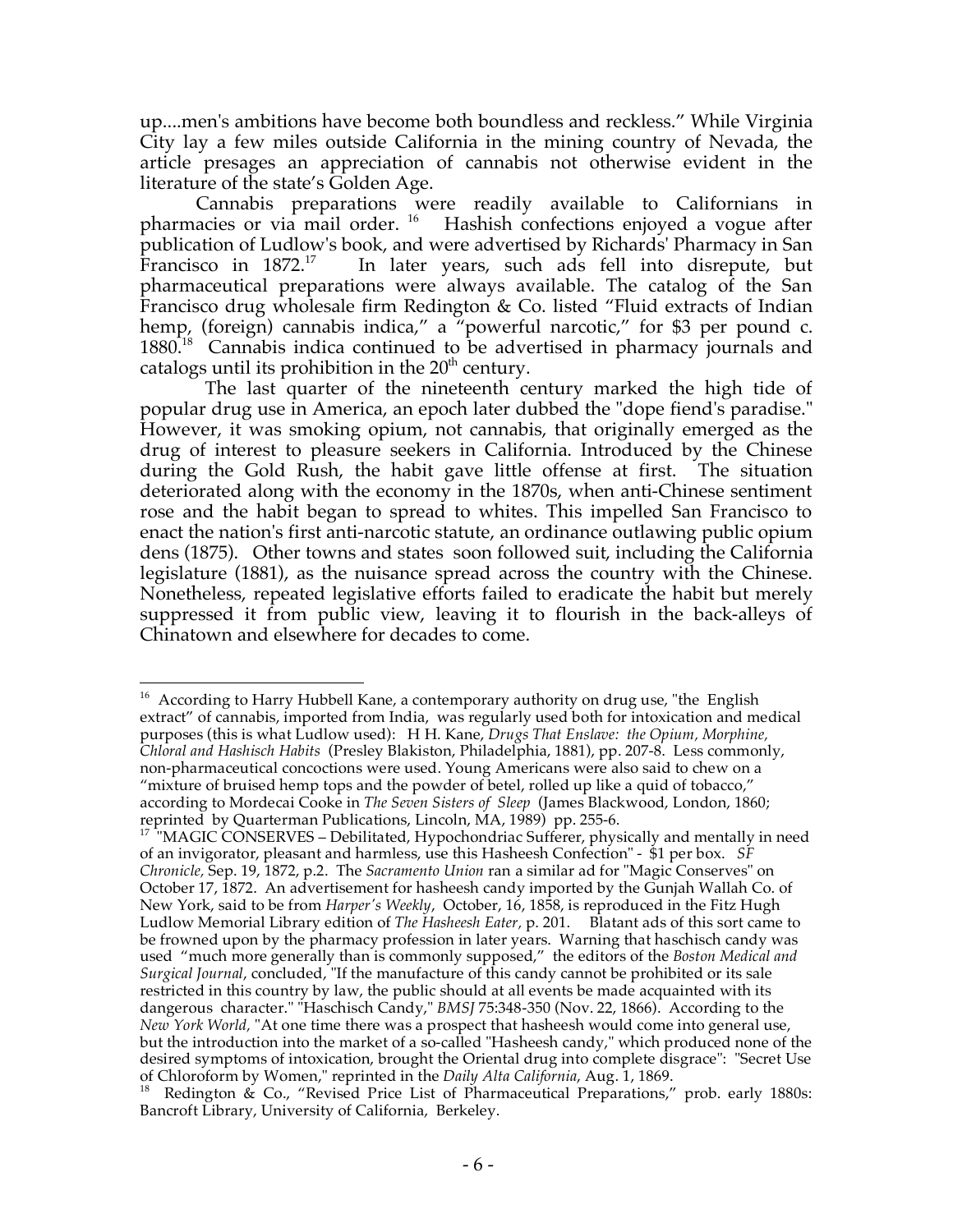up....men's ambitions have become both boundless and reckless." While Virginia City lay a few miles outside California in the mining country of Nevada, the article presages an appreciation of cannabis not otherwise evident in the literature of the state's Golden Age.

Cannabis preparations were readily available to Californians in pharmacies or via mail order. [16] Hashish confections enjoyed a vogue after publication of Ludlow's book, and were advertised by Richards' Pharmacy in San Francisco in 1872.[17] In later years, such ads fell into disrepute, but pharmaceutical preparations were always available. The catalog of the San Francisco drug wholesale firm Redington & Co. listed "Fluid extracts of Indian hemp, (foreign) cannabis indica," a "powerful narcotic," for $3 per pound c. 1880.[18] Cannabis indica continued to be advertised in pharmacy journals and catalogs until its prohibition in the 20th century.

The last quarter of the nineteenth century marked the high tide of popular drug use in America, an epoch later dubbed the "dope fiend's paradise." However, it was smoking opium, not cannabis, that originally emerged as the drug of interest to pleasure seekers in California. Introduced by the Chinese during the Gold Rush, the habit gave little offense at first. The situation deteriorated along with the economy in the 1870s, when anti-Chinese sentiment rose and the habit began to spread to whites. This impelled San Francisco to enact the nation's first anti-narcotic statute, an ordinance outlawing public opium dens (1875). Other towns and states soon followed suit, including the California legislature (1881), as the nuisance spread across the country with the Chinese. Nonetheless, repeated legislative efforts failed to eradicate the habit but merely suppressed it from public view, leaving it to flourish in the back-alleys of Chinatown and elsewhere for decades to come.

---

[16] According to Harry Hubbell Kane, a contemporary authority on drug use, "the English extract" of cannabis, imported from India, was regularly used both for intoxication and medical purposes (this is what Ludlow used): H H. Kane, *Drugs That Enslave: the Opium, Morphine, Chloral and Hashisch Habits* (Presley Blakiston, Philadelphia, 1881), pp. 207-8. Less commonly, non-pharmaceutical concoctions were used. Young Americans were also said to chew on a "mixture of bruised hemp tops and the powder of betel, rolled up like a quid of tobacco," according to Mordecai Cooke in *The Seven Sisters of Sleep* (James Blackwood, London, 1860; reprinted by Quarterman Publications, Lincoln, MA, 1989) pp. 255-6.

[17] "MAGIC CONSERVES – Debilitated, Hypochondriac Sufferer, physically and mentally in need of an invigorator, pleasant and harmless, use this Hasheesh Confection" - $1 per box. *SF Chronicle,* Sep. 19, 1872, p.2. The *Sacramento Union* ran a similar ad for "Magic Conserves" on October 17, 1872. An advertisement for hasheesh candy imported by the Gunjah Wallah Co. of New York, said to be from *Harper's Weekly*, October, 16, 1858, is reproduced in the Fitz Hugh Ludlow Memorial Library edition of *The Hasheesh Eater,* p. 201. Blatant ads of this sort came to be frowned upon by the pharmacy profession in later years. Warning that haschisch candy was used "much more generally than is commonly supposed," the editors of the *Boston Medical and Surgical Journal*, concluded, "If the manufacture of this candy cannot be prohibited or its sale restricted in this country by law, the public should at all events be made acquainted with its dangerous character." "Haschisch Candy," *BMSJ* 75:348-350 (Nov. 22, 1866). According to the *New York World,* "At one time there was a prospect that hasheesh would come into general use, but the introduction into the market of a so-called "Hasheesh candy," which produced none of the desired symptoms of intoxication, brought the Oriental drug into complete disgrace": "Secret Use of Chloroform by Women," reprinted in the *Daily Alta California*, Aug. 1, 1869.

[18] Redington & Co., "Revised Price List of Pharmaceutical Preparations," prob. early 1880s: Bancroft Library, University of California, Berkeley.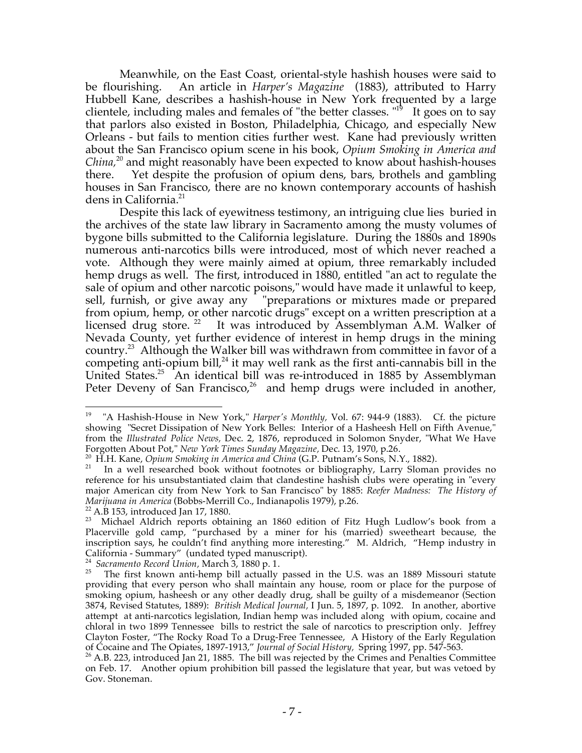Meanwhile, on the East Coast, oriental-style hashish houses were said to be flourishing. An article in *Harper's Magazine* (1883), attributed to Harry Hubbell Kane, describes a hashish-house in New York frequented by a large clientele, including males and females of "the better classes."[19] It goes on to say that parlors also existed in Boston, Philadelphia, Chicago, and especially New Orleans - but fails to mention cities further west. Kane had previously written about the San Francisco opium scene in his book, *Opium Smoking in America and China,*[20] and might reasonably have been expected to know about hashish-houses there. Yet despite the profusion of opium dens, bars, brothels and gambling houses in San Francisco, there are no known contemporary accounts of hashish dens in California.[21]

Despite this lack of eyewitness testimony, an intriguing clue lies buried in the archives of the state law library in Sacramento among the musty volumes of bygone bills submitted to the California legislature. During the 1880s and 1890s numerous anti-narcotics bills were introduced, most of which never reached a vote. Although they were mainly aimed at opium, three remarkably included hemp drugs as well. The first, introduced in 1880, entitled "an act to regulate the sale of opium and other narcotic poisons," would have made it unlawful to keep, sell, furnish, or give away any "preparations or mixtures made or prepared from opium, hemp, or other narcotic drugs" except on a written prescription at a licensed drug store.[22] It was introduced by Assemblyman A.M. Walker of Nevada County, yet further evidence of interest in hemp drugs in the mining country.[23] Although the Walker bill was withdrawn from committee in favor of a competing anti-opium bill,[24] it may well rank as the first anti-cannabis bill in the United States.[25] An identical bill was re-introduced in 1885 by Assemblyman Peter Deveny of San Francisco,[26] and hemp drugs were included in another,

---

[19] "A Hashish-House in New York," *Harper's Monthly,* Vol. 67: 944-9 (1883). Cf. the picture showing "Secret Dissipation of New York Belles: Interior of a Hasheesh Hell on Fifth Avenue," from the *Illustrated Police News,* Dec. 2, 1876, reproduced in Solomon Snyder, "What We Have Forgotten About Pot," *New York Times Sunday Magazine,* Dec. 13, 1970, p.26.

[20] H.H. Kane, *Opium Smoking in America and China* (G.P. Putnam's Sons, N.Y., 1882).

[21] In a well researched book without footnotes or bibliography, Larry Sloman provides no reference for his unsubstantiated claim that clandestine hashish clubs were operating in "every major American city from New York to San Francisco" by 1885: *Reefer Madness: The History of Marijuana in America* (Bobbs-Merrill Co., Indianapolis 1979), p.26.

[22] A.B 153, introduced Jan 17, 1880.

[23] Michael Aldrich reports obtaining an 1860 edition of Fitz Hugh Ludlow's book from a Placerville gold camp, "purchased by a miner for his (married) sweetheart because, the inscription says, he couldn't find anything more interesting." M. Aldrich, "Hemp industry in California - Summary" (undated typed manuscript).

[24] *Sacramento Record Union,* March 3, 1880 p. 1.

[25] The first known anti-hemp bill actually passed in the U.S. was an 1889 Missouri statute providing that every person who shall maintain any house, room or place for the purpose of smoking opium, hasheesh or any other deadly drug, shall be guilty of a misdemeanor (Section 3874, Revised Statutes, 1889): *British Medical Journal,* I Jun. 5, 1897, p. 1092. In another, abortive attempt at anti-narcotics legislation, Indian hemp was included along with opium, cocaine and chloral in two 1899 Tennessee bills to restrict the sale of narcotics to prescription only. Jeffrey Clayton Foster, "The Rocky Road To a Drug-Free Tennessee, A History of the Early Regulation of Cocaine and The Opiates, 1897-1913," *Journal of Social History,* Spring 1997, pp. 547-563.

[26] A.B. 223, introduced Jan 21, 1885. The bill was rejected by the Crimes and Penalties Committee on Feb. 17. Another opium prohibition bill passed the legislature that year, but was vetoed by Gov. Stoneman.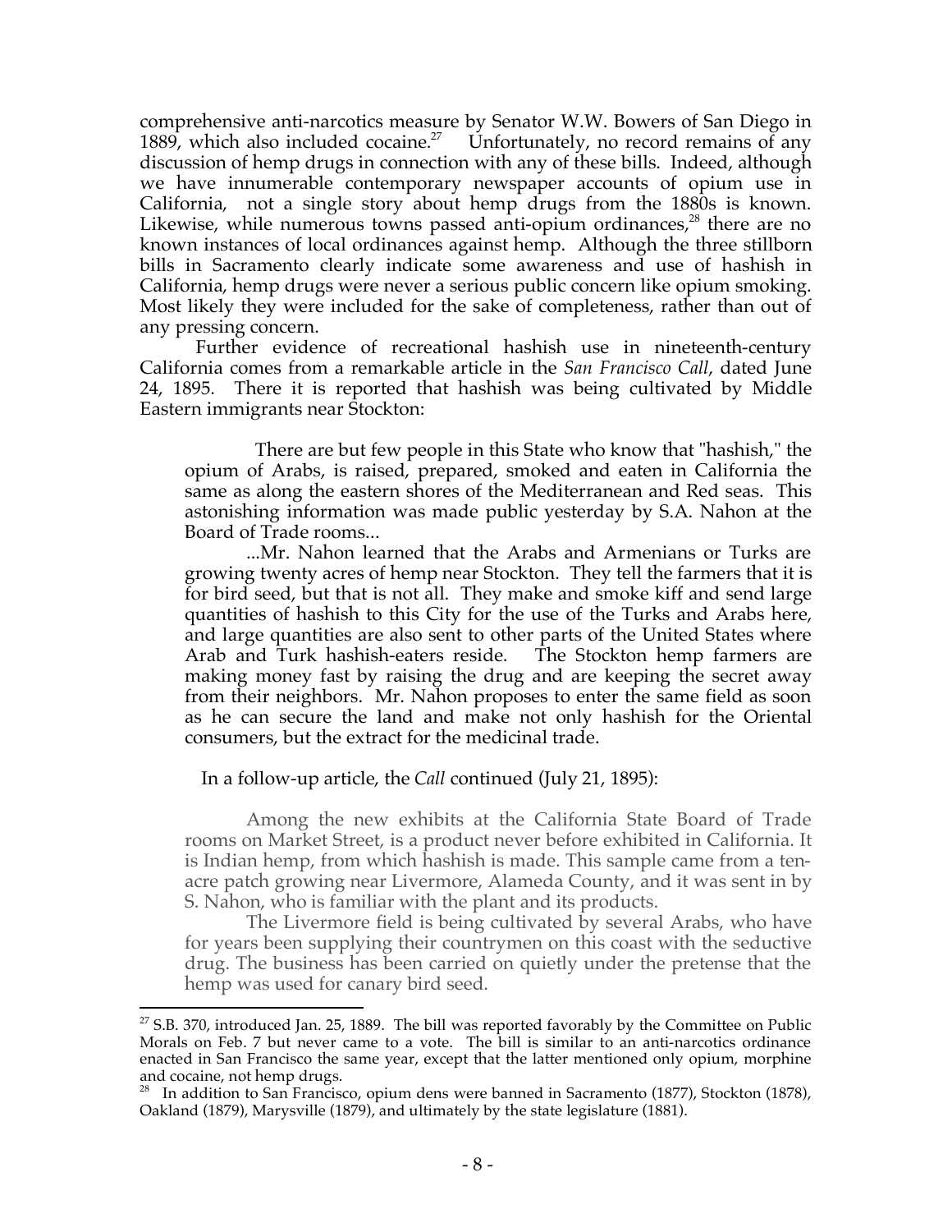comprehensive anti-narcotics measure by Senator W.W. Bowers of San Diego in 1889, which also included cocaine.[27] Unfortunately, no record remains of any discussion of hemp drugs in connection with any of these bills. Indeed, although we have innumerable contemporary newspaper accounts of opium use in California, not a single story about hemp drugs from the 1880s is known. Likewise, while numerous towns passed anti-opium ordinances,[28] there are no known instances of local ordinances against hemp. Although the three stillborn bills in Sacramento clearly indicate some awareness and use of hashish in California, hemp drugs were never a serious public concern like opium smoking. Most likely they were included for the sake of completeness, rather than out of any pressing concern.

Further evidence of recreational hashish use in nineteenth-century California comes from a remarkable article in the *San Francisco Call*, dated June 24, 1895. There it is reported that hashish was being cultivated by Middle Eastern immigrants near Stockton:

> There are but few people in this State who know that "hashish," the opium of Arabs, is raised, prepared, smoked and eaten in California the same as along the eastern shores of the Mediterranean and Red seas. This astonishing information was made public yesterday by S.A. Nahon at the Board of Trade rooms...
>
> ...Mr. Nahon learned that the Arabs and Armenians or Turks are growing twenty acres of hemp near Stockton. They tell the farmers that it is for bird seed, but that is not all. They make and smoke kiff and send large quantities of hashish to this City for the use of the Turks and Arabs here, and large quantities are also sent to other parts of the United States where Arab and Turk hashish-eaters reside. The Stockton hemp farmers are making money fast by raising the drug and are keeping the secret away from their neighbors. Mr. Nahon proposes to enter the same field as soon as he can secure the land and make not only hashish for the Oriental consumers, but the extract for the medicinal trade.

In a follow-up article, the *Call* continued (July 21, 1895):

> Among the new exhibits at the California State Board of Trade rooms on Market Street, is a product never before exhibited in California. It is Indian hemp, from which hashish is made. This sample came from a ten-acre patch growing near Livermore, Alameda County, and it was sent in by S. Nahon, who is familiar with the plant and its products.
>
> The Livermore field is being cultivated by several Arabs, who have for years been supplying their countrymen on this coast with the seductive drug. The business has been carried on quietly under the pretense that the hemp was used for canary bird seed.

---

[27] S.B. 370, introduced Jan. 25, 1889. The bill was reported favorably by the Committee on Public Morals on Feb. 7 but never came to a vote. The bill is similar to an anti-narcotics ordinance enacted in San Francisco the same year, except that the latter mentioned only opium, morphine and cocaine, not hemp drugs.

[28] In addition to San Francisco, opium dens were banned in Sacramento (1877), Stockton (1878), Oakland (1879), Marysville (1879), and ultimately by the state legislature (1881).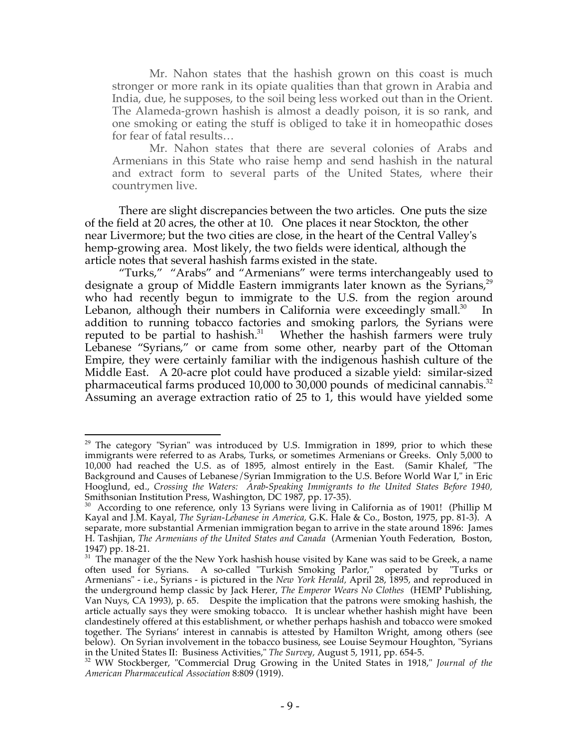> Mr. Nahon states that the hashish grown on this coast is much stronger or more rank in its opiate qualities than that grown in Arabia and India, due, he supposes, to the soil being less worked out than in the Orient. The Alameda-grown hashish is almost a deadly poison, it is so rank, and one smoking or eating the stuff is obliged to take it in homeopathic doses for fear of fatal results…
>
> Mr. Nahon states that there are several colonies of Arabs and Armenians in this State who raise hemp and send hashish in the natural and extract form to several parts of the United States, where their countrymen live.

There are slight discrepancies between the two articles. One puts the size of the field at 20 acres, the other at 10. One places it near Stockton, the other near Livermore; but the two cities are close, in the heart of the Central Valley's hemp-growing area. Most likely, the two fields were identical, although the article notes that several hashish farms existed in the state.

"Turks," "Arabs" and "Armenians" were terms interchangeably used to designate a group of Middle Eastern immigrants later known as the Syrians,[29] who had recently begun to immigrate to the U.S. from the region around Lebanon, although their numbers in California were exceedingly small.[30] In addition to running tobacco factories and smoking parlors, the Syrians were reputed to be partial to hashish.[31] Whether the hashish farmers were truly Lebanese "Syrians," or came from some other, nearby part of the Ottoman Empire, they were certainly familiar with the indigenous hashish culture of the Middle East. A 20-acre plot could have produced a sizable yield: similar-sized pharmaceutical farms produced 10,000 to 30,000 pounds of medicinal cannabis.[32] Assuming an average extraction ratio of 25 to 1, this would have yielded some

---

[29] The category "Syrian" was introduced by U.S. Immigration in 1899, prior to which these immigrants were referred to as Arabs, Turks, or sometimes Armenians or Greeks. Only 5,000 to 10,000 had reached the U.S. as of 1895, almost entirely in the East. (Samir Khalef, "The Background and Causes of Lebanese/Syrian Immigration to the U.S. Before World War I," in Eric Hooglund, ed., *Crossing the Waters: Arab-Speaking Immigrants to the United States Before 1940,* Smithsonian Institution Press, Washington, DC 1987, pp. 17-35).

[30] According to one reference, only 13 Syrians were living in California as of 1901! (Phillip M Kayal and J.M. Kayal, *The Syrian-Lebanese in America,* G.K. Hale & Co., Boston, 1975, pp. 81-3). A separate, more substantial Armenian immigration began to arrive in the state around 1896: James H. Tashjian, *The Armenians of the United States and Canada* (Armenian Youth Federation, Boston, 1947) pp. 18-21.

[31] The manager of the the New York hashish house visited by Kane was said to be Greek, a name often used for Syrians. A so-called "Turkish Smoking Parlor," operated by "Turks or Armenians" - i.e., Syrians - is pictured in the *New York Herald,* April 28, 1895, and reproduced in the underground hemp classic by Jack Herer, *The Emperor Wears No Clothes* (HEMP Publishing, Van Nuys, CA 1993), p. 65. Despite the implication that the patrons were smoking hashish, the article actually says they were smoking tobacco. It is unclear whether hashish might have been clandestinely offered at this establishment, or whether perhaps hashish and tobacco were smoked together. The Syrians' interest in cannabis is attested by Hamilton Wright, among others (see below). On Syrian involvement in the tobacco business, see Louise Seymour Houghton, "Syrians in the United States II: Business Activities," *The Survey,* August 5, 1911, pp. 654-5.

[32] WW Stockberger, "Commercial Drug Growing in the United States in 1918," *Journal of the American Pharmaceutical Association* 8:809 (1919).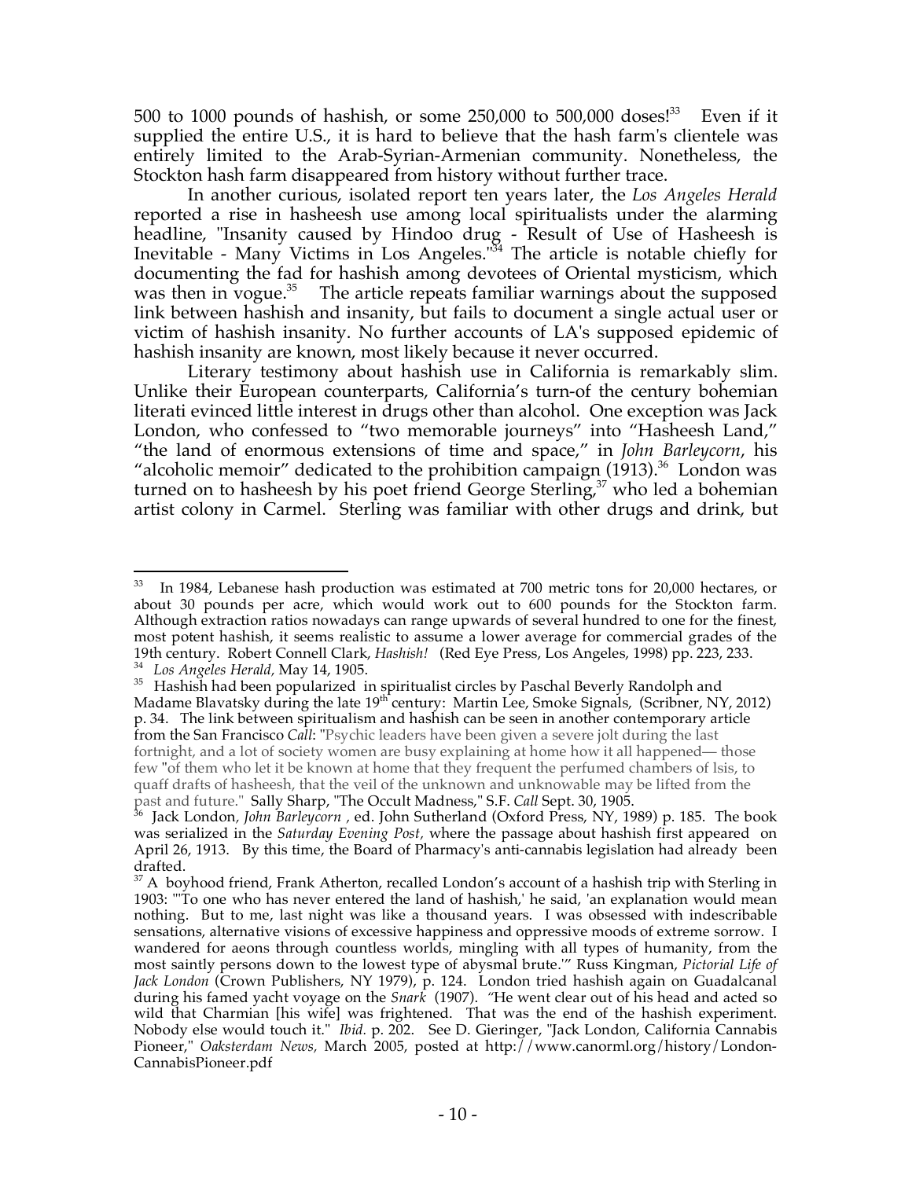500 to 1000 pounds of hashish, or some 250,000 to 500,000 doses![33] Even if it supplied the entire U.S., it is hard to believe that the hash farm's clientele was entirely limited to the Arab-Syrian-Armenian community. Nonetheless, the Stockton hash farm disappeared from history without further trace.

In another curious, isolated report ten years later, the *Los Angeles Herald* reported a rise in hasheesh use among local spiritualists under the alarming headline, "Insanity caused by Hindoo drug - Result of Use of Hasheesh is Inevitable - Many Victims in Los Angeles."[34] The article is notable chiefly for documenting the fad for hashish among devotees of Oriental mysticism, which was then in vogue.[35] The article repeats familiar warnings about the supposed link between hashish and insanity, but fails to document a single actual user or victim of hashish insanity. No further accounts of LA's supposed epidemic of hashish insanity are known, most likely because it never occurred.

Literary testimony about hashish use in California is remarkably slim. Unlike their European counterparts, California's turn-of the century bohemian literati evinced little interest in drugs other than alcohol. One exception was Jack London, who confessed to "two memorable journeys" into "Hasheesh Land," "the land of enormous extensions of time and space," in *John Barleycorn*, his "alcoholic memoir" dedicated to the prohibition campaign (1913).[36] London was turned on to hasheesh by his poet friend George Sterling,[37] who led a bohemian artist colony in Carmel. Sterling was familiar with other drugs and drink, but

---

[33] In 1984, Lebanese hash production was estimated at 700 metric tons for 20,000 hectares, or about 30 pounds per acre, which would work out to 600 pounds for the Stockton farm. Although extraction ratios nowadays can range upwards of several hundred to one for the finest, most potent hashish, it seems realistic to assume a lower average for commercial grades of the 19th century. Robert Connell Clark, *Hashish!* (Red Eye Press, Los Angeles, 1998) pp. 223, 233.

[34] *Los Angeles Herald*, May 14, 1905.

[35] Hashish had been popularized in spiritualist circles by Paschal Beverly Randolph and Madame Blavatsky during the late 19th century: Martin Lee, Smoke Signals, (Scribner, NY, 2012) p. 34. The link between spiritualism and hashish can be seen in another contemporary article from the San Francisco *Call*: "Psychic leaders have been given a severe jolt during the last fortnight, and a lot of society women are busy explaining at home how it all happened— those few "of them who let it be known at home that they frequent the perfumed chambers of lsis, to quaff drafts of hasheesh, that the veil of the unknown and unknowable may be lifted from the past and future." Sally Sharp, "The Occult Madness," S.F. *Call* Sept. 30, 1905.

[36] Jack London, *John Barleycorn* , ed. John Sutherland (Oxford Press, NY, 1989) p. 185. The book was serialized in the *Saturday Evening Post*, where the passage about hashish first appeared on April 26, 1913. By this time, the Board of Pharmacy's anti-cannabis legislation had already been drafted.

[37] A boyhood friend, Frank Atherton, recalled London's account of a hashish trip with Sterling in 1903: "'To one who has never entered the land of hashish,' he said, 'an explanation would mean nothing. But to me, last night was like a thousand years. I was obsessed with indescribable sensations, alternative visions of excessive happiness and oppressive moods of extreme sorrow. I wandered for aeons through countless worlds, mingling with all types of humanity, from the most saintly persons down to the lowest type of abysmal brute.'" Russ Kingman, *Pictorial Life of Jack London* (Crown Publishers, NY 1979), p. 124. London tried hashish again on Guadalcanal during his famed yacht voyage on the *Snark* (1907). "He went clear out of his head and acted so wild that Charmian [his wife] was frightened. That was the end of the hashish experiment. Nobody else would touch it." *Ibid.* p. 202. See D. Gieringer, "Jack London, California Cannabis Pioneer," *Oaksterdam News*, March 2005, posted at http://www.canorml.org/history/London-CannabisPioneer.pdf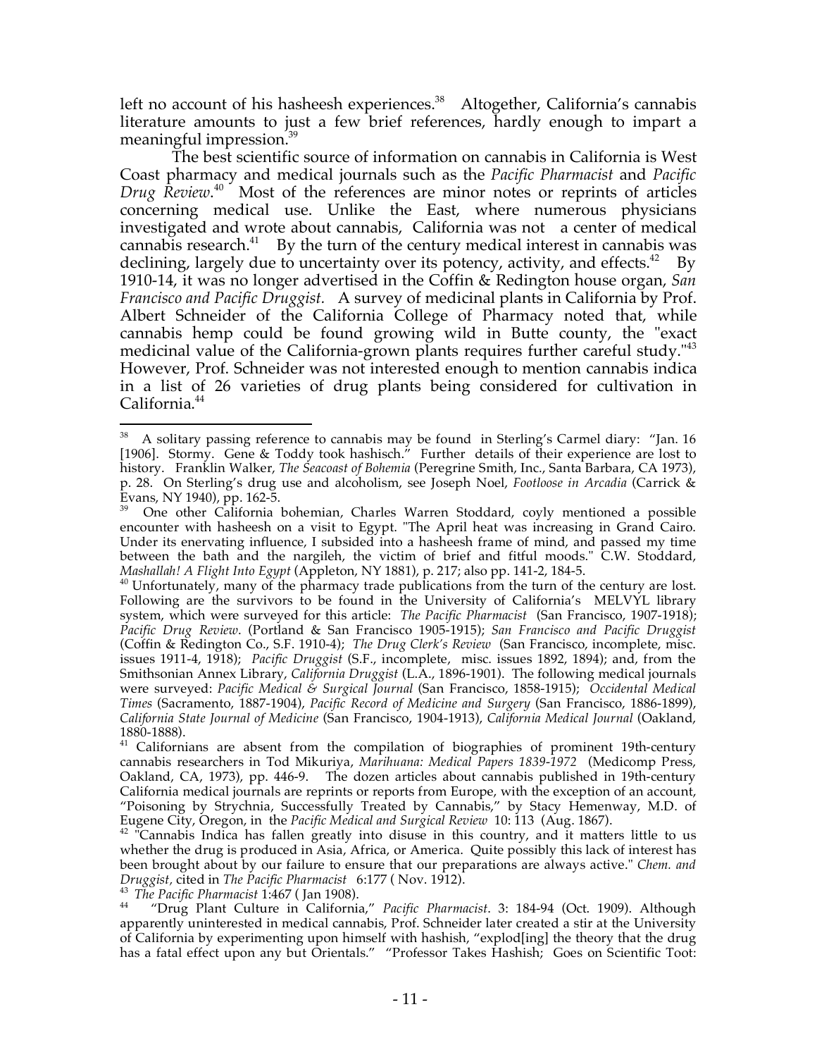left no account of his hasheesh experiences.[38] Altogether, California's cannabis literature amounts to just a few brief references, hardly enough to impart a meaningful impression.[39]

The best scientific source of information on cannabis in California is West Coast pharmacy and medical journals such as the *Pacific Pharmacist* and *Pacific Drug Review*.[40] Most of the references are minor notes or reprints of articles concerning medical use. Unlike the East, where numerous physicians investigated and wrote about cannabis, California was not a center of medical cannabis research.[41] By the turn of the century medical interest in cannabis was declining, largely due to uncertainty over its potency, activity, and effects.[42] By 1910-14, it was no longer advertised in the Coffin & Redington house organ, *San Francisco and Pacific Druggist.* A survey of medicinal plants in California by Prof. Albert Schneider of the California College of Pharmacy noted that, while cannabis hemp could be found growing wild in Butte county, the "exact medicinal value of the California-grown plants requires further careful study."[43] However, Prof. Schneider was not interested enough to mention cannabis indica in a list of 26 varieties of drug plants being considered for cultivation in California.[44]

---

[38] A solitary passing reference to cannabis may be found in Sterling's Carmel diary: "Jan. 16 [1906]. Stormy. Gene & Toddy took hashisch." Further details of their experience are lost to history. Franklin Walker, *The Seacoast of Bohemia* (Peregrine Smith, Inc., Santa Barbara, CA 1973), p. 28. On Sterling's drug use and alcoholism, see Joseph Noel, *Footloose in Arcadia* (Carrick & Evans, NY 1940), pp. 162-5.

[39] One other California bohemian, Charles Warren Stoddard, coyly mentioned a possible encounter with hasheesh on a visit to Egypt. "The April heat was increasing in Grand Cairo. Under its enervating influence, I subsided into a hasheesh frame of mind, and passed my time between the bath and the nargileh, the victim of brief and fitful moods." C.W. Stoddard, *Mashallah! A Flight Into Egypt* (Appleton, NY 1881), p. 217; also pp. 141-2, 184-5.

[40] Unfortunately, many of the pharmacy trade publications from the turn of the century are lost. Following are the survivors to be found in the University of California's MELVYL library system, which were surveyed for this article: *The Pacific Pharmacist* (San Francisco, 1907-1918); *Pacific Drug Review*. (Portland & San Francisco 1905-1915); *San Francisco and Pacific Druggist* (Coffin & Redington Co., S.F. 1910-4); *The Drug Clerk's Review* (San Francisco, incomplete, misc. issues 1911-4, 1918); *Pacific Druggist* (S.F., incomplete, misc. issues 1892, 1894); and, from the Smithsonian Annex Library, *California Druggist* (L.A., 1896-1901). The following medical journals were surveyed: *Pacific Medical & Surgical Journal* (San Francisco, 1858-1915); *Occidental Medical Times* (Sacramento, 1887-1904), *Pacific Record of Medicine and Surgery* (San Francisco, 1886-1899), *California State Journal of Medicine* (San Francisco, 1904-1913), *California Medical Journal* (Oakland, 1880-1888).

[41] Californians are absent from the compilation of biographies of prominent 19th-century cannabis researchers in Tod Mikuriya, *Marihuana: Medical Papers 1839-1972* (Medicomp Press, Oakland, CA, 1973), pp. 446-9. The dozen articles about cannabis published in 19th-century California medical journals are reprints or reports from Europe, with the exception of an account, "Poisoning by Strychnia, Successfully Treated by Cannabis," by Stacy Hemenway, M.D. of Eugene City, Oregon, in the *Pacific Medical and Surgical Review* 10: 113 (Aug. 1867).

[42] "Cannabis Indica has fallen greatly into disuse in this country, and it matters little to us whether the drug is produced in Asia, Africa, or America. Quite possibly this lack of interest has been brought about by our failure to ensure that our preparations are always active." *Chem. and Druggist*, cited in *The Pacific Pharmacist* 6:177 ( Nov. 1912).

[43] *The Pacific Pharmacist* 1:467 ( Jan 1908).

[44] "Drug Plant Culture in California," *Pacific Pharmacist*. 3: 184-94 (Oct. 1909). Although apparently uninterested in medical cannabis, Prof. Schneider later created a stir at the University of California by experimenting upon himself with hashish, "explod[ing] the theory that the drug has a fatal effect upon any but Orientals." "Professor Takes Hashish; Goes on Scientific Toot: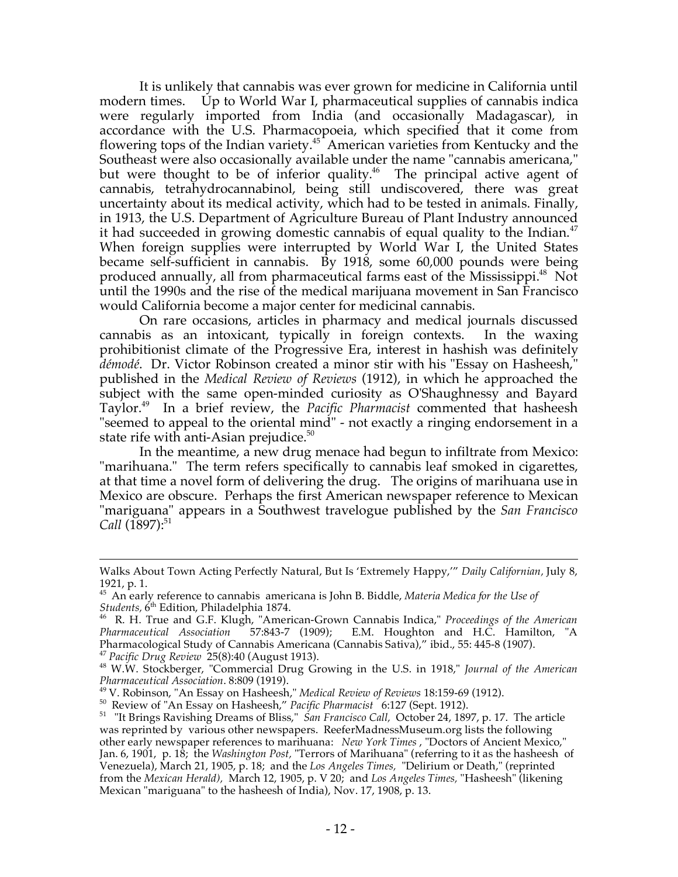It is unlikely that cannabis was ever grown for medicine in California until modern times. Up to World War I, pharmaceutical supplies of cannabis indica were regularly imported from India (and occasionally Madagascar), in accordance with the U.S. Pharmacopoeia, which specified that it come from flowering tops of the Indian variety.[45] American varieties from Kentucky and the Southeast were also occasionally available under the name "cannabis americana," but were thought to be of inferior quality.[46] The principal active agent of cannabis, tetrahydrocannabinol, being still undiscovered, there was great uncertainty about its medical activity, which had to be tested in animals. Finally, in 1913, the U.S. Department of Agriculture Bureau of Plant Industry announced it had succeeded in growing domestic cannabis of equal quality to the Indian.[47] When foreign supplies were interrupted by World War I, the United States became self-sufficient in cannabis. By 1918, some 60,000 pounds were being produced annually, all from pharmaceutical farms east of the Mississippi.[48] Not until the 1990s and the rise of the medical marijuana movement in San Francisco would California become a major center for medicinal cannabis.

On rare occasions, articles in pharmacy and medical journals discussed cannabis as an intoxicant, typically in foreign contexts. In the waxing prohibitionist climate of the Progressive Era, interest in hashish was definitely *démodé*. Dr. Victor Robinson created a minor stir with his "Essay on Hasheesh," published in the *Medical Review of Reviews* (1912), in which he approached the subject with the same open-minded curiosity as O'Shaughnessy and Bayard Taylor.[49] In a brief review, the *Pacific Pharmacist* commented that hasheesh "seemed to appeal to the oriental mind" - not exactly a ringing endorsement in a state rife with anti-Asian prejudice.[50]

In the meantime, a new drug menace had begun to infiltrate from Mexico: "marihuana." The term refers specifically to cannabis leaf smoked in cigarettes, at that time a novel form of delivering the drug. The origins of marihuana use in Mexico are obscure. Perhaps the first American newspaper reference to Mexican "mariguana" appears in a Southwest travelogue published by the *San Francisco Call* (1897):[51]

---

Walks About Town Acting Perfectly Natural, But Is 'Extremely Happy,'" *Daily Californian*, July 8, 1921, p. 1.

[45] An early reference to cannabis americana is John B. Biddle, *Materia Medica for the Use of Students*, 6th Edition, Philadelphia 1874.

[46] R. H. True and G.F. Klugh, "American-Grown Cannabis Indica," *Proceedings of the American Pharmaceutical Association* 57:843-7 (1909); E.M. Houghton and H.C. Hamilton, "A Pharmacological Study of Cannabis Americana (Cannabis Sativa)," ibid., 55: 445-8 (1907).

[47] *Pacific Drug Review* 25(8):40 (August 1913).

[48] W.W. Stockberger, "Commercial Drug Growing in the U.S. in 1918," *Journal of the American Pharmaceutical Association*. 8:809 (1919).

[49] V. Robinson, "An Essay on Hasheesh," *Medical Review of Reviews* 18:159-69 (1912).

[50] Review of "An Essay on Hasheesh," *Pacific Pharmacist* 6:127 (Sept. 1912).

[51] "It Brings Ravishing Dreams of Bliss," *San Francisco Call*, October 24, 1897, p. 17. The article was reprinted by various other newspapers. ReeferMadnessMuseum.org lists the following other early newspaper references to marihuana: *New York Times* , "Doctors of Ancient Mexico," Jan. 6, 1901, p. 18; the *Washington Post*, "Terrors of Marihuana" (referring to it as the hasheesh of Venezuela), March 21, 1905, p. 18; and the *Los Angeles Times*, "Delirium or Death," (reprinted from the *Mexican Herald)*, March 12, 1905, p. V 20; and *Los Angeles Times*, "Hasheesh" (likening Mexican "mariguana" to the hasheesh of India), Nov. 17, 1908, p. 13.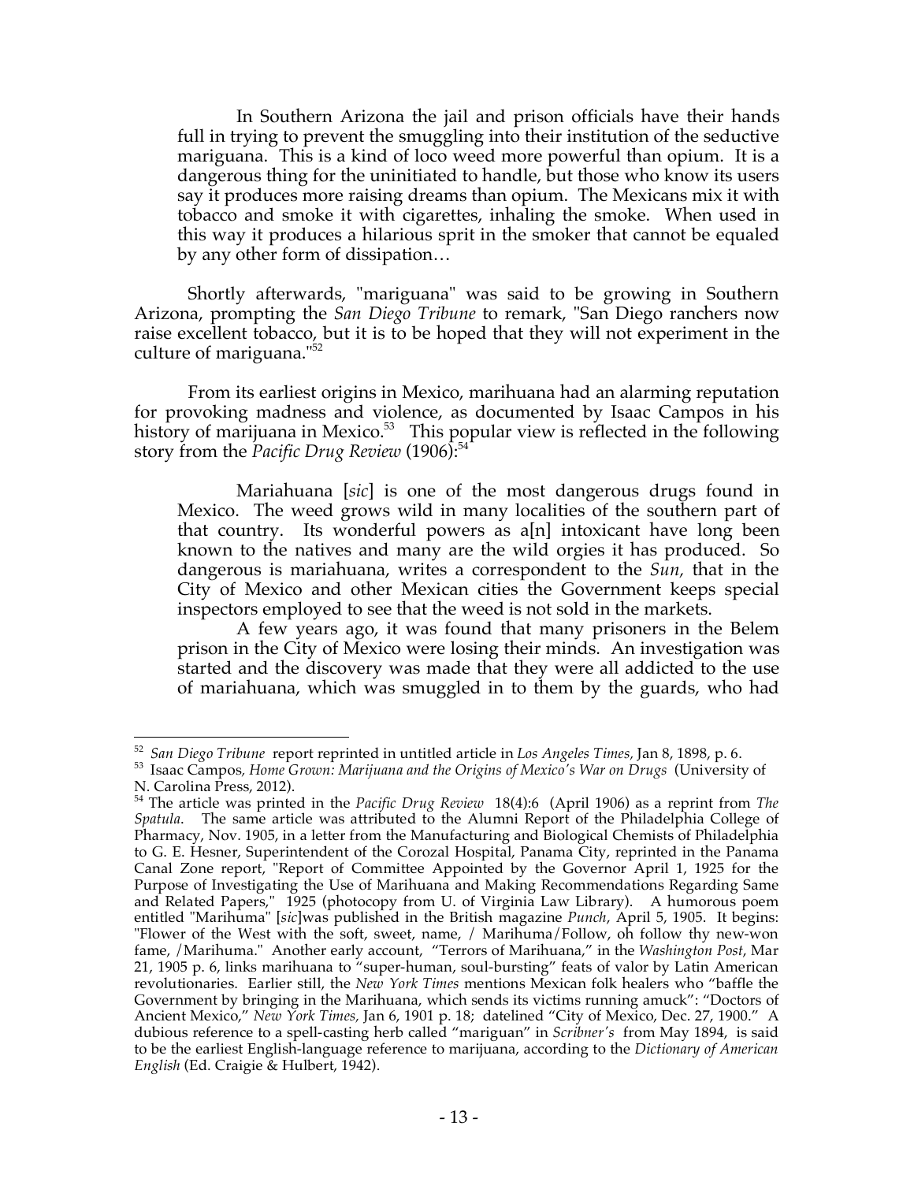> In Southern Arizona the jail and prison officials have their hands full in trying to prevent the smuggling into their institution of the seductive mariguana. This is a kind of loco weed more powerful than opium. It is a dangerous thing for the uninitiated to handle, but those who know its users say it produces more raising dreams than opium. The Mexicans mix it with tobacco and smoke it with cigarettes, inhaling the smoke. When used in this way it produces a hilarious sprit in the smoker that cannot be equaled by any other form of dissipation…

Shortly afterwards, "mariguana" was said to be growing in Southern Arizona, prompting the *San Diego Tribune* to remark, "San Diego ranchers now raise excellent tobacco, but it is to be hoped that they will not experiment in the culture of mariguana."[52]

From its earliest origins in Mexico, marihuana had an alarming reputation for provoking madness and violence, as documented by Isaac Campos in his history of marijuana in Mexico.[53] This popular view is reflected in the following story from the *Pacific Drug Review* (1906):[54]

> Mariahuana [*sic*] is one of the most dangerous drugs found in Mexico. The weed grows wild in many localities of the southern part of that country. Its wonderful powers as a[n] intoxicant have long been known to the natives and many are the wild orgies it has produced. So dangerous is mariahuana, writes a correspondent to the *Sun*, that in the City of Mexico and other Mexican cities the Government keeps special inspectors employed to see that the weed is not sold in the markets.
>
> A few years ago, it was found that many prisoners in the Belem prison in the City of Mexico were losing their minds. An investigation was started and the discovery was made that they were all addicted to the use of mariahuana, which was smuggled in to them by the guards, who had

---

[52] *San Diego Tribune* report reprinted in untitled article in *Los Angeles Times,* Jan 8, 1898, p. 6.

[53] Isaac Campos, *Home Grown: Marijuana and the Origins of Mexico's War on Drugs* (University of N. Carolina Press, 2012).

[54] The article was printed in the *Pacific Drug Review* 18(4):6 (April 1906) as a reprint from *The Spatula*. The same article was attributed to the Alumni Report of the Philadelphia College of Pharmacy, Nov. 1905, in a letter from the Manufacturing and Biological Chemists of Philadelphia to G. E. Hesner, Superintendent of the Corozal Hospital, Panama City, reprinted in the Panama Canal Zone report, "Report of Committee Appointed by the Governor April 1, 1925 for the Purpose of Investigating the Use of Marihuana and Making Recommendations Regarding Same and Related Papers," 1925 (photocopy from U. of Virginia Law Library). A humorous poem entitled "Marihuma" [*sic*]was published in the British magazine *Punch*, April 5, 1905. It begins: "Flower of the West with the soft, sweet, name, / Marihuma/Follow, oh follow thy new-won fame, /Marihuma." Another early account, "Terrors of Marihuana," in the *Washington Post*, Mar 21, 1905 p. 6, links marihuana to "super-human, soul-bursting" feats of valor by Latin American revolutionaries. Earlier still, the *New York Times* mentions Mexican folk healers who "baffle the Government by bringing in the Marihuana, which sends its victims running amuck": "Doctors of Ancient Mexico," *New York Times,* Jan 6, 1901 p. 18; datelined "City of Mexico, Dec. 27, 1900." A dubious reference to a spell-casting herb called "mariguan" in *Scribner's* from May 1894, is said to be the earliest English-language reference to marijuana, according to the *Dictionary of American English* (Ed. Craigie & Hulbert, 1942).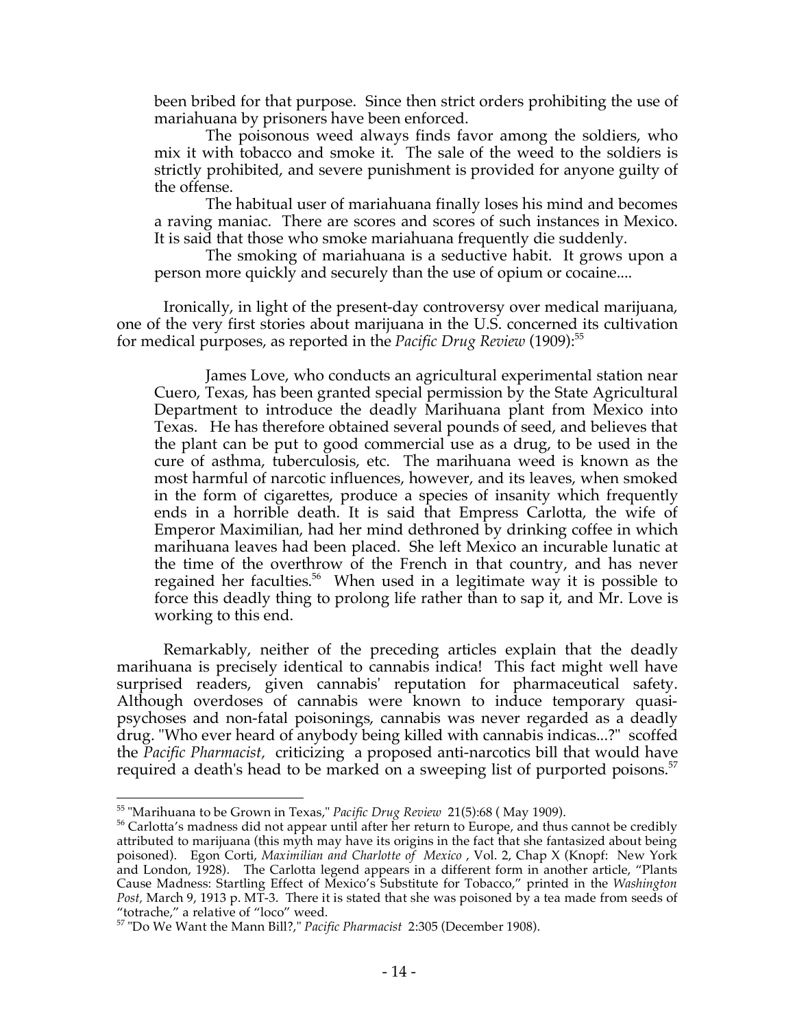> been bribed for that purpose. Since then strict orders prohibiting the use of mariahuana by prisoners have been enforced.
>
> The poisonous weed always finds favor among the soldiers, who mix it with tobacco and smoke it. The sale of the weed to the soldiers is strictly prohibited, and severe punishment is provided for anyone guilty of the offense.
>
> The habitual user of mariahuana finally loses his mind and becomes a raving maniac. There are scores and scores of such instances in Mexico. It is said that those who smoke mariahuana frequently die suddenly.
>
> The smoking of mariahuana is a seductive habit. It grows upon a person more quickly and securely than the use of opium or cocaine....

Ironically, in light of the present-day controversy over medical marijuana, one of the very first stories about marijuana in the U.S. concerned its cultivation for medical purposes, as reported in the *Pacific Drug Review* (1909):[55]

> James Love, who conducts an agricultural experimental station near Cuero, Texas, has been granted special permission by the State Agricultural Department to introduce the deadly Marihuana plant from Mexico into Texas. He has therefore obtained several pounds of seed, and believes that the plant can be put to good commercial use as a drug, to be used in the cure of asthma, tuberculosis, etc. The marihuana weed is known as the most harmful of narcotic influences, however, and its leaves, when smoked in the form of cigarettes, produce a species of insanity which frequently ends in a horrible death. It is said that Empress Carlotta, the wife of Emperor Maximilian, had her mind dethroned by drinking coffee in which marihuana leaves had been placed. She left Mexico an incurable lunatic at the time of the overthrow of the French in that country, and has never regained her faculties.[56] When used in a legitimate way it is possible to force this deadly thing to prolong life rather than to sap it, and Mr. Love is working to this end.

Remarkably, neither of the preceding articles explain that the deadly marihuana is precisely identical to cannabis indica! This fact might well have surprised readers, given cannabis' reputation for pharmaceutical safety. Although overdoses of cannabis were known to induce temporary quasi-psychoses and non-fatal poisonings, cannabis was never regarded as a deadly drug. "Who ever heard of anybody being killed with cannabis indicas...?" scoffed the *Pacific Pharmacist*, criticizing a proposed anti-narcotics bill that would have required a death's head to be marked on a sweeping list of purported poisons.[57]

---

[55] "Marihuana to be Grown in Texas," *Pacific Drug Review* 21(5):68 ( May 1909).

[56] Carlotta's madness did not appear until after her return to Europe, and thus cannot be credibly attributed to marijuana (this myth may have its origins in the fact that she fantasized about being poisoned). Egon Corti, *Maximilian and Charlotte of Mexico* , Vol. 2, Chap X (Knopf: New York and London, 1928). The Carlotta legend appears in a different form in another article, "Plants Cause Madness: Startling Effect of Mexico's Substitute for Tobacco," printed in the *Washington Post*, March 9, 1913 p. MT-3. There it is stated that she was poisoned by a tea made from seeds of "totrache," a relative of "loco" weed.

[57] "Do We Want the Mann Bill?," *Pacific Pharmacist* 2:305 (December 1908).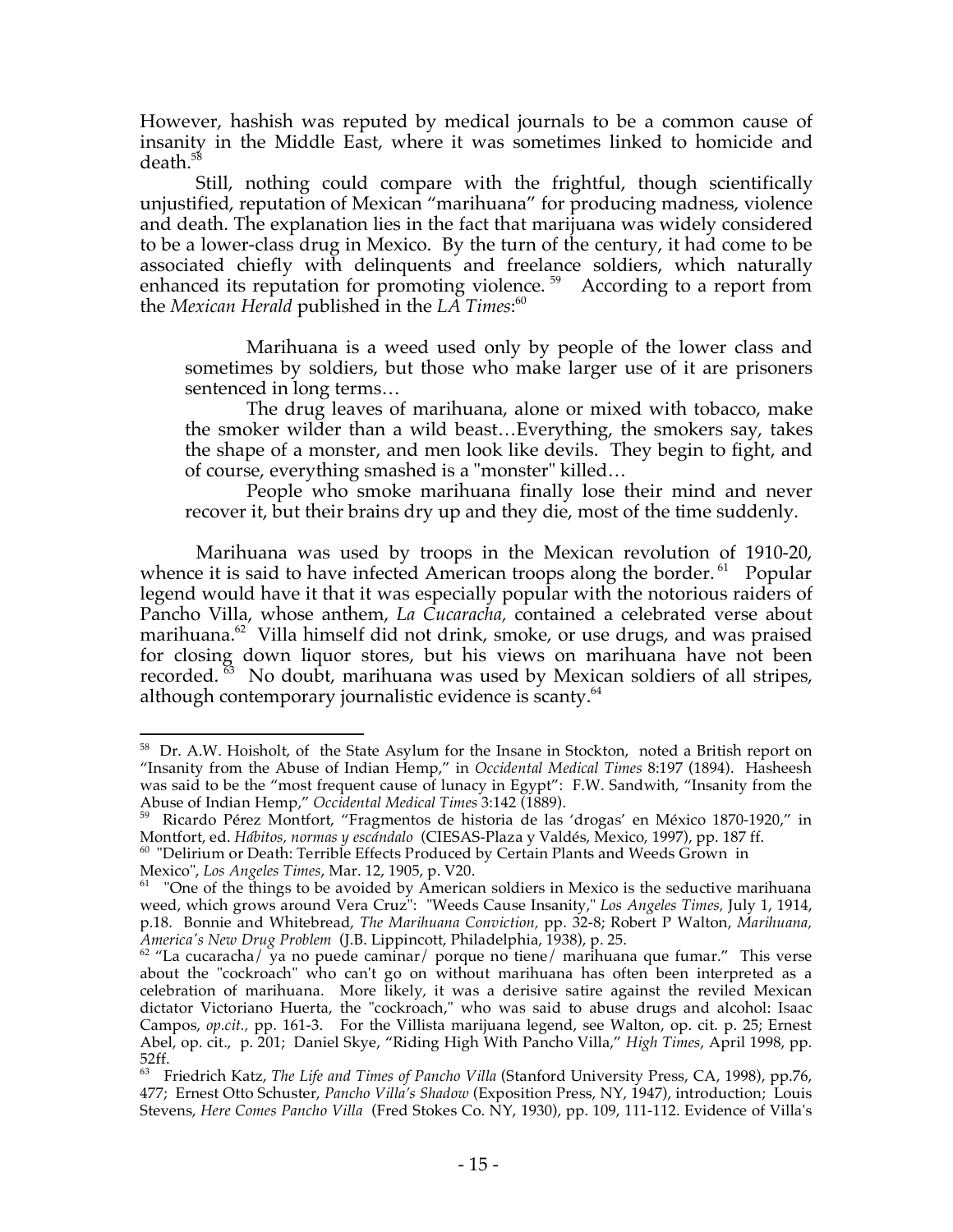However, hashish was reputed by medical journals to be a common cause of insanity in the Middle East, where it was sometimes linked to homicide and death.[58]

Still, nothing could compare with the frightful, though scientifically unjustified, reputation of Mexican "marihuana" for producing madness, violence and death. The explanation lies in the fact that marijuana was widely considered to be a lower-class drug in Mexico. By the turn of the century, it had come to be associated chiefly with delinquents and freelance soldiers, which naturally enhanced its reputation for promoting violence.[59] According to a report from the *Mexican Herald* published in the *LA Times*:[60]

> Marihuana is a weed used only by people of the lower class and sometimes by soldiers, but those who make larger use of it are prisoners sentenced in long terms…
>
> The drug leaves of marihuana, alone or mixed with tobacco, make the smoker wilder than a wild beast…Everything, the smokers say, takes the shape of a monster, and men look like devils. They begin to fight, and of course, everything smashed is a "monster" killed…
>
> People who smoke marihuana finally lose their mind and never recover it, but their brains dry up and they die, most of the time suddenly.

Marihuana was used by troops in the Mexican revolution of 1910-20, whence it is said to have infected American troops along the border.[61] Popular legend would have it that it was especially popular with the notorious raiders of Pancho Villa, whose anthem, *La Cucaracha,* contained a celebrated verse about marihuana.[62] Villa himself did not drink, smoke, or use drugs, and was praised for closing down liquor stores, but his views on marihuana have not been recorded.[63] No doubt, marihuana was used by Mexican soldiers of all stripes, although contemporary journalistic evidence is scanty.[64]

---

[58] Dr. A.W. Hoisholt, of the State Asylum for the Insane in Stockton, noted a British report on "Insanity from the Abuse of Indian Hemp," in *Occidental Medical Times* 8:197 (1894). Hasheesh was said to be the "most frequent cause of lunacy in Egypt": F.W. Sandwith, "Insanity from the Abuse of Indian Hemp," *Occidental Medical Times* 3:142 (1889).

[59] Ricardo Pérez Montfort, "Fragmentos de historia de las 'drogas' en México 1870-1920," in Montfort, ed. *Hábitos, normas y escándalo* (CIESAS-Plaza y Valdés, Mexico, 1997), pp. 187 ff.

[60] "Delirium or Death: Terrible Effects Produced by Certain Plants and Weeds Grown in Mexico", *Los Angeles Times*, Mar. 12, 1905, p. V20.

[61] "One of the things to be avoided by American soldiers in Mexico is the seductive marihuana weed, which grows around Vera Cruz": "Weeds Cause Insanity," *Los Angeles Times,* July 1, 1914, p.18. Bonnie and Whitebread, *The Marihuana Conviction,* pp. 32-8; Robert P Walton, *Marihuana, America's New Drug Problem* (J.B. Lippincott, Philadelphia, 1938), p. 25.

[62] "La cucaracha/ ya no puede caminar/ porque no tiene/ marihuana que fumar." This verse about the "cockroach" who can't go on without marihuana has often been interpreted as a celebration of marihuana. More likely, it was a derisive satire against the reviled Mexican dictator Victoriano Huerta, the "cockroach," who was said to abuse drugs and alcohol: Isaac Campos, *op.cit.,* pp. 161-3. For the Villista marijuana legend, see Walton, op. cit. p. 25; Ernest Abel, op. cit., p. 201; Daniel Skye, "Riding High With Pancho Villa," *High Times*, April 1998, pp. 52ff.

[63] Friedrich Katz, *The Life and Times of Pancho Villa* (Stanford University Press, CA, 1998), pp.76, 477; Ernest Otto Schuster, *Pancho Villa's Shadow* (Exposition Press, NY, 1947), introduction; Louis Stevens, *Here Comes Pancho Villa* (Fred Stokes Co. NY, 1930), pp. 109, 111-112. Evidence of Villa's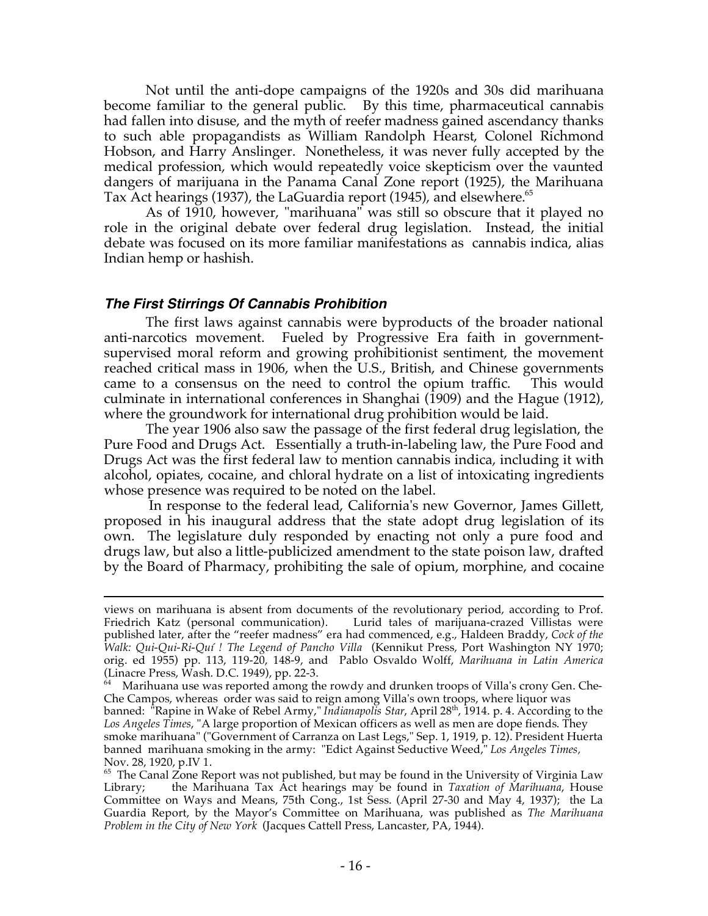Not until the anti-dope campaigns of the 1920s and 30s did marihuana become familiar to the general public. By this time, pharmaceutical cannabis had fallen into disuse, and the myth of reefer madness gained ascendancy thanks to such able propagandists as William Randolph Hearst, Colonel Richmond Hobson, and Harry Anslinger. Nonetheless, it was never fully accepted by the medical profession, which would repeatedly voice skepticism over the vaunted dangers of marijuana in the Panama Canal Zone report (1925), the Marihuana Tax Act hearings (1937), the LaGuardia report (1945), and elsewhere.[65]

As of 1910, however, "marihuana" was still so obscure that it played no role in the original debate over federal drug legislation. Instead, the initial debate was focused on its more familiar manifestations as cannabis indica, alias Indian hemp or hashish.

### *The First Stirrings Of Cannabis Prohibition*

The first laws against cannabis were byproducts of the broader national anti-narcotics movement. Fueled by Progressive Era faith in government-supervised moral reform and growing prohibitionist sentiment, the movement reached critical mass in 1906, when the U.S., British, and Chinese governments came to a consensus on the need to control the opium traffic. This would culminate in international conferences in Shanghai (1909) and the Hague (1912), where the groundwork for international drug prohibition would be laid.

The year 1906 also saw the passage of the first federal drug legislation, the Pure Food and Drugs Act. Essentially a truth-in-labeling law, the Pure Food and Drugs Act was the first federal law to mention cannabis indica, including it with alcohol, opiates, cocaine, and chloral hydrate on a list of intoxicating ingredients whose presence was required to be noted on the label.

In response to the federal lead, California's new Governor, James Gillett, proposed in his inaugural address that the state adopt drug legislation of its own. The legislature duly responded by enacting not only a pure food and drugs law, but also a little-publicized amendment to the state poison law, drafted by the Board of Pharmacy, prohibiting the sale of opium, morphine, and cocaine

---

views on marihuana is absent from documents of the revolutionary period, according to Prof. Friedrich Katz (personal communication). Lurid tales of marijuana-crazed Villistas were published later, after the "reefer madness" era had commenced, e.g., Haldeen Braddy, *Cock of the Walk: Qui-Qui-Ri-Quí ! The Legend of Pancho Villa* (Kennikut Press, Port Washington NY 1970; orig. ed 1955) pp. 113, 119-20, 148-9, and Pablo Osvaldo Wolff, *Marihuana in Latin America* (Linacre Press, Wash. D.C. 1949), pp. 22-3.

[64] Marihuana use was reported among the rowdy and drunken troops of Villa's crony Gen. Che-Che Campos, whereas order was said to reign among Villa's own troops, where liquor was banned: "Rapine in Wake of Rebel Army," *Indianapolis Star*, April 28th, 1914. p. 4. According to the *Los Angeles Times*, "A large proportion of Mexican officers as well as men are dope fiends. They smoke marihuana" ("Government of Carranza on Last Legs," Sep. 1, 1919, p. 12). President Huerta banned marihuana smoking in the army: "Edict Against Seductive Weed," *Los Angeles Times*, Nov. 28, 1920, p.IV 1.

[65] The Canal Zone Report was not published, but may be found in the University of Virginia Law Library; the Marihuana Tax Act hearings may be found in *Taxation of Marihuana*, House Committee on Ways and Means, 75th Cong., 1st Sess. (April 27-30 and May 4, 1937); the La Guardia Report, by the Mayor's Committee on Marihuana, was published as *The Marihuana Problem in the City of New York* (Jacques Cattell Press, Lancaster, PA, 1944).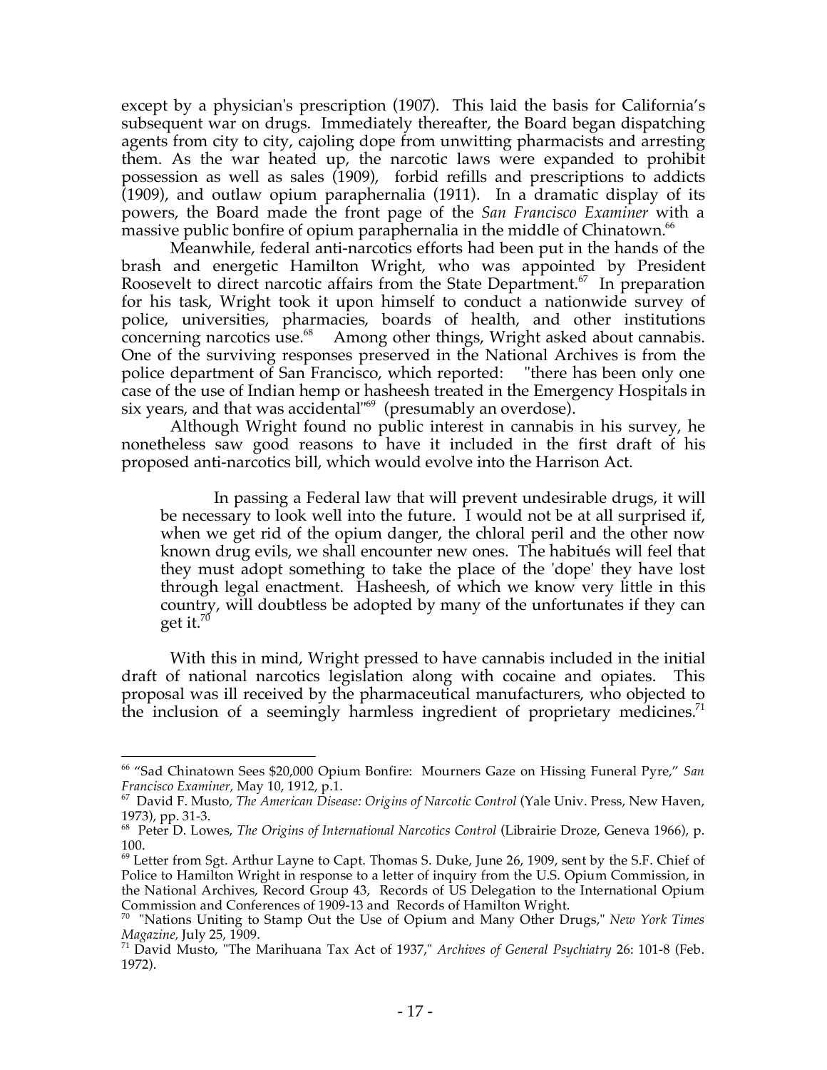except by a physician's prescription (1907). This laid the basis for California's subsequent war on drugs. Immediately thereafter, the Board began dispatching agents from city to city, cajoling dope from unwitting pharmacists and arresting them. As the war heated up, the narcotic laws were expanded to prohibit possession as well as sales (1909), forbid refills and prescriptions to addicts (1909), and outlaw opium paraphernalia (1911). In a dramatic display of its powers, the Board made the front page of the *San Francisco Examiner* with a massive public bonfire of opium paraphernalia in the middle of Chinatown.[66]

Meanwhile, federal anti-narcotics efforts had been put in the hands of the brash and energetic Hamilton Wright, who was appointed by President Roosevelt to direct narcotic affairs from the State Department.[67] In preparation for his task, Wright took it upon himself to conduct a nationwide survey of police, universities, pharmacies, boards of health, and other institutions concerning narcotics use.[68] Among other things, Wright asked about cannabis. One of the surviving responses preserved in the National Archives is from the police department of San Francisco, which reported: "there has been only one case of the use of Indian hemp or hasheesh treated in the Emergency Hospitals in six years, and that was accidental"[69] (presumably an overdose).

Although Wright found no public interest in cannabis in his survey, he nonetheless saw good reasons to have it included in the first draft of his proposed anti-narcotics bill, which would evolve into the Harrison Act.

> In passing a Federal law that will prevent undesirable drugs, it will be necessary to look well into the future. I would not be at all surprised if, when we get rid of the opium danger, the chloral peril and the other now known drug evils, we shall encounter new ones. The habitués will feel that they must adopt something to take the place of the 'dope' they have lost through legal enactment. Hasheesh, of which we know very little in this country, will doubtless be adopted by many of the unfortunates if they can get it.[70]

With this in mind, Wright pressed to have cannabis included in the initial draft of national narcotics legislation along with cocaine and opiates. This proposal was ill received by the pharmaceutical manufacturers, who objected to the inclusion of a seemingly harmless ingredient of proprietary medicines.[71]

---

[66] "Sad Chinatown Sees $20,000 Opium Bonfire: Mourners Gaze on Hissing Funeral Pyre," *San Francisco Examiner*, May 10, 1912, p.1.

[67] David F. Musto, *The American Disease: Origins of Narcotic Control* (Yale Univ. Press, New Haven, 1973), pp. 31-3.

[68] Peter D. Lowes, *The Origins of International Narcotics Control* (Librairie Droze, Geneva 1966), p. 100.

[69] Letter from Sgt. Arthur Layne to Capt. Thomas S. Duke, June 26, 1909, sent by the S.F. Chief of Police to Hamilton Wright in response to a letter of inquiry from the U.S. Opium Commission, in the National Archives, Record Group 43, Records of US Delegation to the International Opium Commission and Conferences of 1909-13 and Records of Hamilton Wright.

[70] "Nations Uniting to Stamp Out the Use of Opium and Many Other Drugs," *New York Times Magazine*, July 25, 1909.

[71] David Musto, "The Marihuana Tax Act of 1937," *Archives of General Psychiatry* 26: 101-8 (Feb. 1972).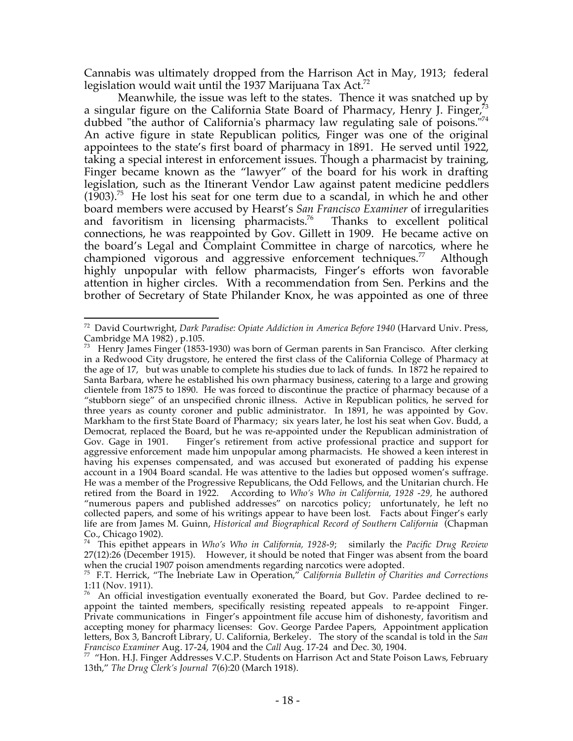Cannabis was ultimately dropped from the Harrison Act in May, 1913; federal legislation would wait until the 1937 Marijuana Tax Act.[72]

Meanwhile, the issue was left to the states. Thence it was snatched up by a singular figure on the California State Board of Pharmacy, Henry J. Finger,[73] dubbed "the author of California's pharmacy law regulating sale of poisons."[74] An active figure in state Republican politics, Finger was one of the original appointees to the state's first board of pharmacy in 1891. He served until 1922, taking a special interest in enforcement issues. Though a pharmacist by training, Finger became known as the "lawyer" of the board for his work in drafting legislation, such as the Itinerant Vendor Law against patent medicine peddlers (1903).[75] He lost his seat for one term due to a scandal, in which he and other board members were accused by Hearst's *San Francisco Examiner* of irregularities and favoritism in licensing pharmacists.[76] Thanks to excellent political connections, he was reappointed by Gov. Gillett in 1909. He became active on the board's Legal and Complaint Committee in charge of narcotics, where he championed vigorous and aggressive enforcement techniques.[77] Although highly unpopular with fellow pharmacists, Finger's efforts won favorable attention in higher circles. With a recommendation from Sen. Perkins and the brother of Secretary of State Philander Knox, he was appointed as one of three

---

[72] David Courtwright, *Dark Paradise: Opiate Addiction in America Before 1940* (Harvard Univ. Press, Cambridge MA 1982) , p.105.

[73] Henry James Finger (1853-1930) was born of German parents in San Francisco. After clerking in a Redwood City drugstore, he entered the first class of the California College of Pharmacy at the age of 17, but was unable to complete his studies due to lack of funds. In 1872 he repaired to Santa Barbara, where he established his own pharmacy business, catering to a large and growing clientele from 1875 to 1890. He was forced to discontinue the practice of pharmacy because of a "stubborn siege" of an unspecified chronic illness. Active in Republican politics, he served for three years as county coroner and public administrator. In 1891, he was appointed by Gov. Markham to the first State Board of Pharmacy; six years later, he lost his seat when Gov. Budd, a Democrat, replaced the Board, but he was re-appointed under the Republican administration of Gov. Gage in 1901. Finger's retirement from active professional practice and support for aggressive enforcement made him unpopular among pharmacists. He showed a keen interest in having his expenses compensated, and was accused but exonerated of padding his expense account in a 1904 Board scandal. He was attentive to the ladies but opposed women's suffrage. He was a member of the Progressive Republicans, the Odd Fellows, and the Unitarian church. He retired from the Board in 1922. According to *Who's Who in California, 1928 -29,* he authored "numerous papers and published addresses" on narcotics policy; unfortunately, he left no collected papers, and some of his writings appear to have been lost. Facts about Finger's early life are from James M. Guinn, *Historical and Biographical Record of Southern California* (Chapman Co., Chicago 1902).

[74] This epithet appears in *Who's Who in California, 1928-9*; similarly the *Pacific Drug Review* 27(12):26 (December 1915). However, it should be noted that Finger was absent from the board when the crucial 1907 poison amendments regarding narcotics were adopted.

[75] F.T. Herrick, "The Inebriate Law in Operation," *California Bulletin of Charities and Corrections* 1:11 (Nov. 1911).

[76] An official investigation eventually exonerated the Board, but Gov. Pardee declined to re-appoint the tainted members, specifically resisting repeated appeals to re-appoint Finger. Private communications in Finger's appointment file accuse him of dishonesty, favoritism and accepting money for pharmacy licenses: Gov. George Pardee Papers, Appointment application letters, Box 3, Bancroft Library, U. California, Berkeley. The story of the scandal is told in the *San Francisco Examiner* Aug. 17-24, 1904 and the *Call* Aug. 17-24 and Dec. 30, 1904.

[77] "Hon. H.J. Finger Addresses V.C.P. Students on Harrison Act and State Poison Laws, February 13th," *The Drug Clerk's Journal* 7(6):20 (March 1918).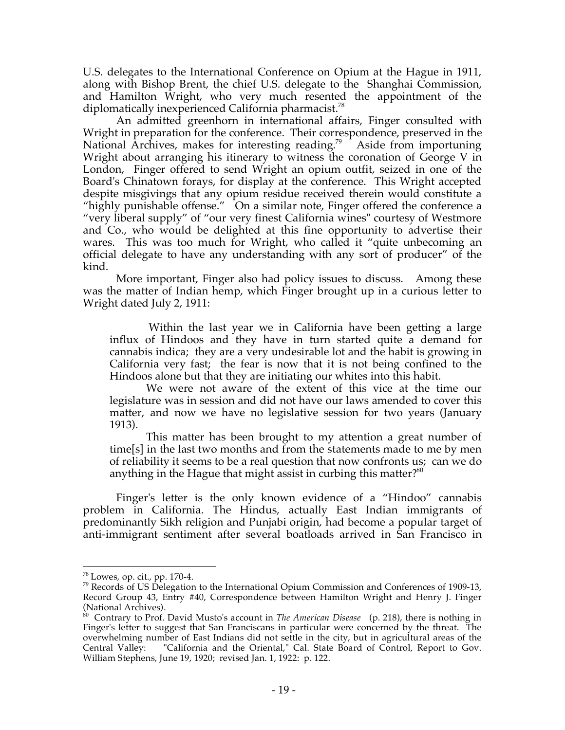U.S. delegates to the International Conference on Opium at the Hague in 1911, along with Bishop Brent, the chief U.S. delegate to the Shanghai Commission, and Hamilton Wright, who very much resented the appointment of the diplomatically inexperienced California pharmacist.[78]

An admitted greenhorn in international affairs, Finger consulted with Wright in preparation for the conference. Their correspondence, preserved in the National Archives, makes for interesting reading.[79] Aside from importuning Wright about arranging his itinerary to witness the coronation of George V in London, Finger offered to send Wright an opium outfit, seized in one of the Board's Chinatown forays, for display at the conference. This Wright accepted despite misgivings that any opium residue received therein would constitute a "highly punishable offense." On a similar note, Finger offered the conference a "very liberal supply" of "our very finest California wines" courtesy of Westmore and Co., who would be delighted at this fine opportunity to advertise their wares. This was too much for Wright, who called it "quite unbecoming an official delegate to have any understanding with any sort of producer" of the kind.

More important, Finger also had policy issues to discuss. Among these was the matter of Indian hemp, which Finger brought up in a curious letter to Wright dated July 2, 1911:

> Within the last year we in California have been getting a large influx of Hindoos and they have in turn started quite a demand for cannabis indica; they are a very undesirable lot and the habit is growing in California very fast; the fear is now that it is not being confined to the Hindoos alone but that they are initiating our whites into this habit.
>
> We were not aware of the extent of this vice at the time our legislature was in session and did not have our laws amended to cover this matter, and now we have no legislative session for two years (January 1913).
>
> This matter has been brought to my attention a great number of time[s] in the last two months and from the statements made to me by men of reliability it seems to be a real question that now confronts us; can we do anything in the Hague that might assist in curbing this matter?[80]

Finger's letter is the only known evidence of a "Hindoo" cannabis problem in California. The Hindus, actually East Indian immigrants of predominantly Sikh religion and Punjabi origin, had become a popular target of anti-immigrant sentiment after several boatloads arrived in San Francisco in

---

[78] Lowes, op. cit., pp. 170-4.

[79] Records of US Delegation to the International Opium Commission and Conferences of 1909-13, Record Group 43, Entry #40, Correspondence between Hamilton Wright and Henry J. Finger (National Archives).

[80] Contrary to Prof. David Musto's account in *The American Disease* (p. 218), there is nothing in Finger's letter to suggest that San Franciscans in particular were concerned by the threat. The overwhelming number of East Indians did not settle in the city, but in agricultural areas of the Central Valley: "California and the Oriental," Cal. State Board of Control, Report to Gov. William Stephens, June 19, 1920; revised Jan. 1, 1922: p. 122.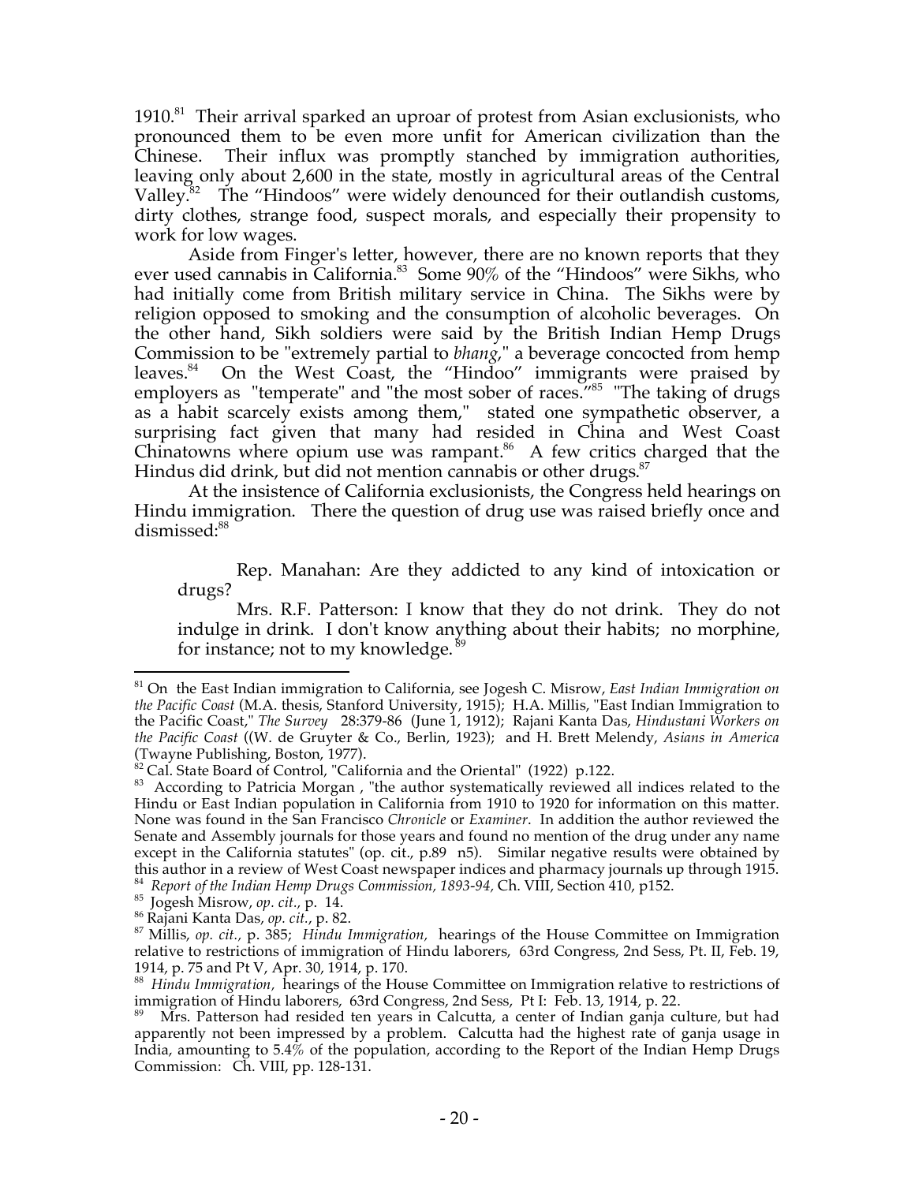1910.[81] Their arrival sparked an uproar of protest from Asian exclusionists, who pronounced them to be even more unfit for American civilization than the Chinese. Their influx was promptly stanched by immigration authorities, leaving only about 2,600 in the state, mostly in agricultural areas of the Central Valley.[82] The "Hindoos" were widely denounced for their outlandish customs, dirty clothes, strange food, suspect morals, and especially their propensity to work for low wages.

Aside from Finger's letter, however, there are no known reports that they ever used cannabis in California.[83] Some 90% of the "Hindoos" were Sikhs, who had initially come from British military service in China. The Sikhs were by religion opposed to smoking and the consumption of alcoholic beverages. On the other hand, Sikh soldiers were said by the British Indian Hemp Drugs Commission to be "extremely partial to *bhang*," a beverage concocted from hemp leaves.[84] On the West Coast, the "Hindoo" immigrants were praised by employers as "temperate" and "the most sober of races."[85] "The taking of drugs as a habit scarcely exists among them," stated one sympathetic observer, a surprising fact given that many had resided in China and West Coast Chinatowns where opium use was rampant.[86] A few critics charged that the Hindus did drink, but did not mention cannabis or other drugs.[87]

At the insistence of California exclusionists, the Congress held hearings on Hindu immigration. There the question of drug use was raised briefly once and dismissed:[88]

> Rep. Manahan: Are they addicted to any kind of intoxication or drugs?
>
> Mrs. R.F. Patterson: I know that they do not drink. They do not indulge in drink. I don't know anything about their habits; no morphine, for instance; not to my knowledge.[89]

---

[81] On the East Indian immigration to California, see Jogesh C. Misrow, *East Indian Immigration on the Pacific Coast* (M.A. thesis, Stanford University, 1915); H.A. Millis, "East Indian Immigration to the Pacific Coast," *The Survey* 28:379-86 (June 1, 1912); Rajani Kanta Das, *Hindustani Workers on the Pacific Coast* ((W. de Gruyter & Co., Berlin, 1923); and H. Brett Melendy, *Asians in America* (Twayne Publishing, Boston, 1977).

[82] Cal. State Board of Control, "California and the Oriental" (1922) p.122.

[83] According to Patricia Morgan , "the author systematically reviewed all indices related to the Hindu or East Indian population in California from 1910 to 1920 for information on this matter. None was found in the San Francisco *Chronicle* or *Examiner*. In addition the author reviewed the Senate and Assembly journals for those years and found no mention of the drug under any name except in the California statutes" (op. cit., p.89 n5). Similar negative results were obtained by this author in a review of West Coast newspaper indices and pharmacy journals up through 1915.

[84] *Report of the Indian Hemp Drugs Commission, 1893-94*, Ch. VIII, Section 410, p152.

[85] Jogesh Misrow, *op. cit.*, p. 14.

[86] Rajani Kanta Das, *op. cit.*, p. 82.

[87] Millis, *op. cit.*, p. 385; *Hindu Immigration*, hearings of the House Committee on Immigration relative to restrictions of immigration of Hindu laborers, 63rd Congress, 2nd Sess, Pt. II, Feb. 19, 1914, p. 75 and Pt V, Apr. 30, 1914, p. 170.

[88] *Hindu Immigration*, hearings of the House Committee on Immigration relative to restrictions of immigration of Hindu laborers, 63rd Congress, 2nd Sess, Pt I: Feb. 13, 1914, p. 22.

[89] Mrs. Patterson had resided ten years in Calcutta, a center of Indian ganja culture, but had apparently not been impressed by a problem. Calcutta had the highest rate of ganja usage in India, amounting to 5.4% of the population, according to the Report of the Indian Hemp Drugs Commission: Ch. VIII, pp. 128-131.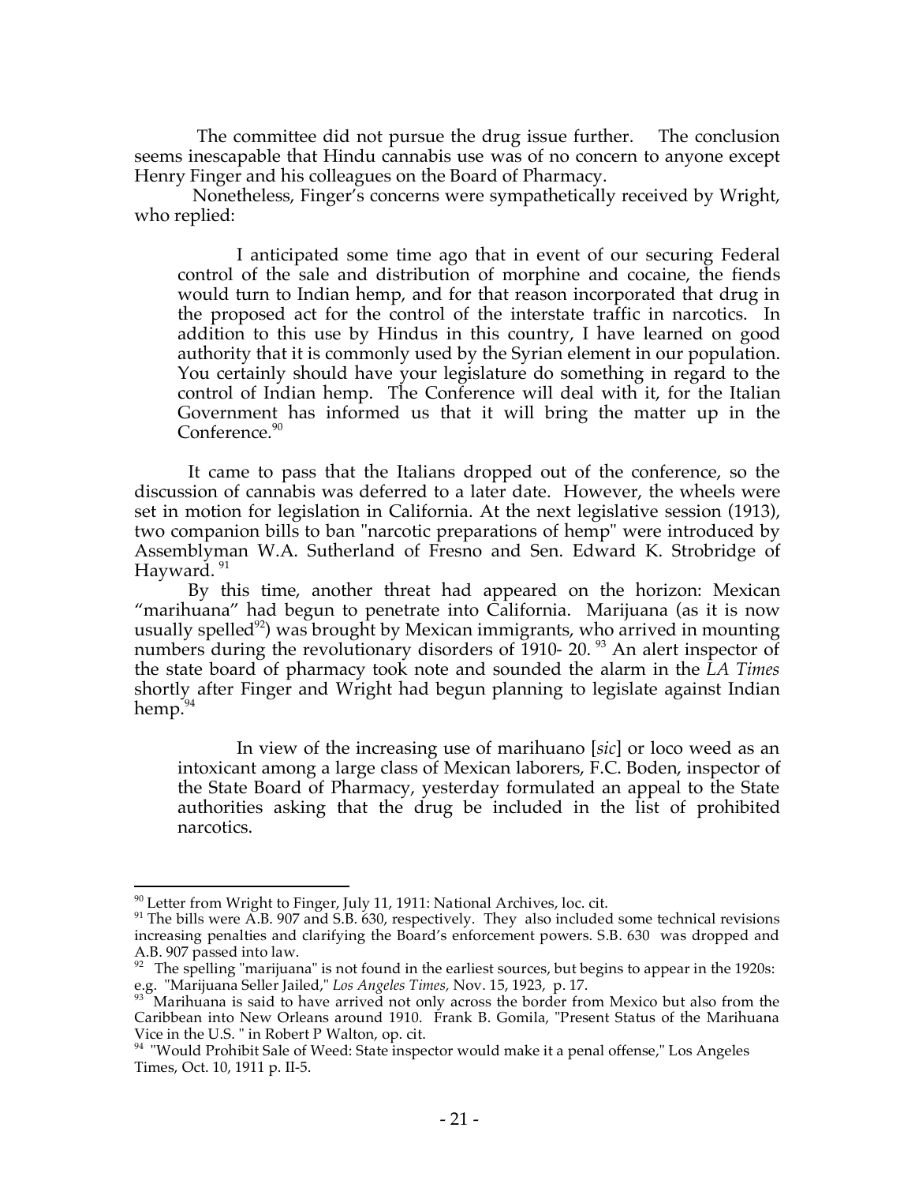The committee did not pursue the drug issue further. The conclusion seems inescapable that Hindu cannabis use was of no concern to anyone except Henry Finger and his colleagues on the Board of Pharmacy.

Nonetheless, Finger's concerns were sympathetically received by Wright, who replied:

> I anticipated some time ago that in event of our securing Federal control of the sale and distribution of morphine and cocaine, the fiends would turn to Indian hemp, and for that reason incorporated that drug in the proposed act for the control of the interstate traffic in narcotics. In addition to this use by Hindus in this country, I have learned on good authority that it is commonly used by the Syrian element in our population. You certainly should have your legislature do something in regard to the control of Indian hemp. The Conference will deal with it, for the Italian Government has informed us that it will bring the matter up in the Conference.[90]

It came to pass that the Italians dropped out of the conference, so the discussion of cannabis was deferred to a later date. However, the wheels were set in motion for legislation in California. At the next legislative session (1913), two companion bills to ban "narcotic preparations of hemp" were introduced by Assemblyman W.A. Sutherland of Fresno and Sen. Edward K. Strobridge of Hayward.[91]

By this time, another threat had appeared on the horizon: Mexican "marihuana" had begun to penetrate into California. Marijuana (as it is now usually spelled[92]) was brought by Mexican immigrants, who arrived in mounting numbers during the revolutionary disorders of 1910- 20.[93] An alert inspector of the state board of pharmacy took note and sounded the alarm in the *LA Times* shortly after Finger and Wright had begun planning to legislate against Indian hemp.[94]

> In view of the increasing use of marihuano [*sic*] or loco weed as an intoxicant among a large class of Mexican laborers, F.C. Boden, inspector of the State Board of Pharmacy, yesterday formulated an appeal to the State authorities asking that the drug be included in the list of prohibited narcotics.

---

[90] Letter from Wright to Finger, July 11, 1911: National Archives, loc. cit.

[91] The bills were A.B. 907 and S.B. 630, respectively. They also included some technical revisions increasing penalties and clarifying the Board's enforcement powers. S.B. 630 was dropped and A.B. 907 passed into law.

[92] The spelling "marijuana" is not found in the earliest sources, but begins to appear in the 1920s: e.g. "Marijuana Seller Jailed," *Los Angeles Times,* Nov. 15, 1923, p. 17.

[93] Marihuana is said to have arrived not only across the border from Mexico but also from the Caribbean into New Orleans around 1910. Frank B. Gomila, "Present Status of the Marihuana Vice in the U.S. " in Robert P Walton, op. cit.

[94] "Would Prohibit Sale of Weed: State inspector would make it a penal offense," Los Angeles Times, Oct. 10, 1911 p. II-5.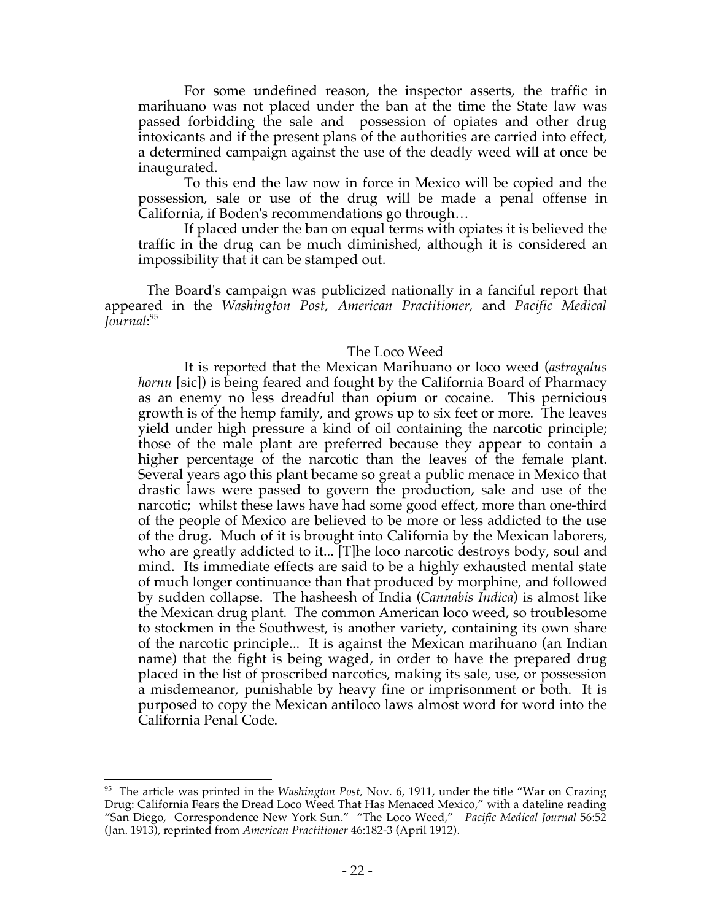> For some undefined reason, the inspector asserts, the traffic in marihuano was not placed under the ban at the time the State law was passed forbidding the sale and possession of opiates and other drug intoxicants and if the present plans of the authorities are carried into effect, a determined campaign against the use of the deadly weed will at once be inaugurated.
>
> To this end the law now in force in Mexico will be copied and the possession, sale or use of the drug will be made a penal offense in California, if Boden's recommendations go through…
>
> If placed under the ban on equal terms with opiates it is believed the traffic in the drug can be much diminished, although it is considered an impossibility that it can be stamped out.

The Board's campaign was publicized nationally in a fanciful report that appeared in the *Washington Post*, *American Practitioner*, and *Pacific Medical Journal*:[95]

> The Loco Weed
>
> It is reported that the Mexican Marihuano or loco weed (*astragalus hornu* [sic]) is being feared and fought by the California Board of Pharmacy as an enemy no less dreadful than opium or cocaine. This pernicious growth is of the hemp family, and grows up to six feet or more. The leaves yield under high pressure a kind of oil containing the narcotic principle; those of the male plant are preferred because they appear to contain a higher percentage of the narcotic than the leaves of the female plant. Several years ago this plant became so great a public menace in Mexico that drastic laws were passed to govern the production, sale and use of the narcotic; whilst these laws have had some good effect, more than one-third of the people of Mexico are believed to be more or less addicted to the use of the drug. Much of it is brought into California by the Mexican laborers, who are greatly addicted to it... [T]he loco narcotic destroys body, soul and mind. Its immediate effects are said to be a highly exhausted mental state of much longer continuance than that produced by morphine, and followed by sudden collapse. The hasheesh of India (*Cannabis Indica*) is almost like the Mexican drug plant. The common American loco weed, so troublesome to stockmen in the Southwest, is another variety, containing its own share of the narcotic principle... It is against the Mexican marihuano (an Indian name) that the fight is being waged, in order to have the prepared drug placed in the list of proscribed narcotics, making its sale, use, or possession a misdemeanor, punishable by heavy fine or imprisonment or both. It is purposed to copy the Mexican antiloco laws almost word for word into the California Penal Code.

---

[95] The article was printed in the *Washington Post,* Nov. 6, 1911, under the title "War on Crazing Drug: California Fears the Dread Loco Weed That Has Menaced Mexico," with a dateline reading "San Diego, Correspondence New York Sun." "The Loco Weed," *Pacific Medical Journal* 56:52 (Jan. 1913), reprinted from *American Practitioner* 46:182-3 (April 1912).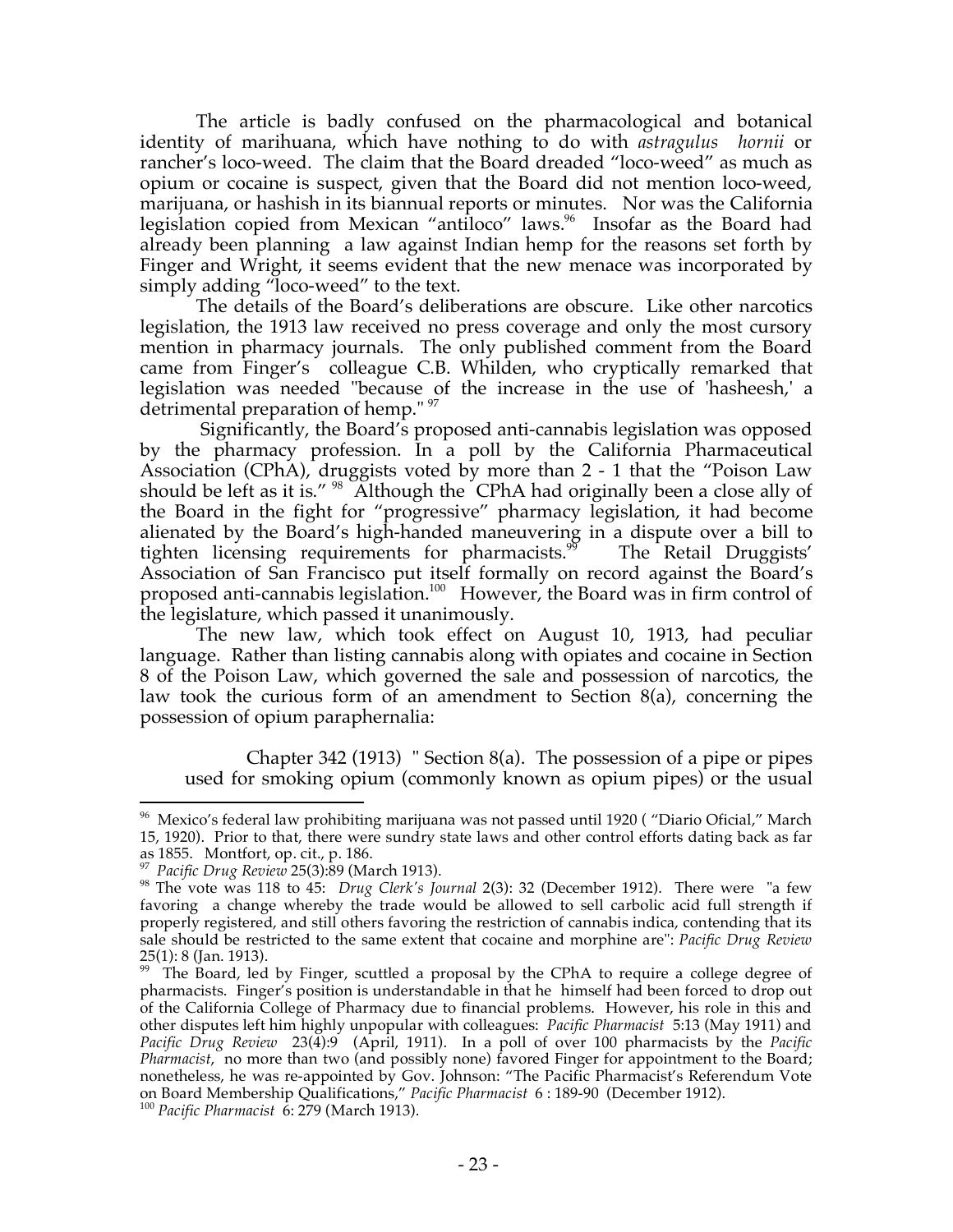The article is badly confused on the pharmacological and botanical identity of marihuana, which have nothing to do with *astragulus hornii* or rancher's loco-weed. The claim that the Board dreaded "loco-weed" as much as opium or cocaine is suspect, given that the Board did not mention loco-weed, marijuana, or hashish in its biannual reports or minutes. Nor was the California legislation copied from Mexican "antiloco" laws.[96] Insofar as the Board had already been planning a law against Indian hemp for the reasons set forth by Finger and Wright, it seems evident that the new menace was incorporated by simply adding "loco-weed" to the text.

The details of the Board's deliberations are obscure. Like other narcotics legislation, the 1913 law received no press coverage and only the most cursory mention in pharmacy journals. The only published comment from the Board came from Finger's colleague C.B. Whilden, who cryptically remarked that legislation was needed "because of the increase in the use of 'hasheesh,' a detrimental preparation of hemp." [97]

Significantly, the Board's proposed anti-cannabis legislation was opposed by the pharmacy profession. In a poll by the California Pharmaceutical Association (CPhA), druggists voted by more than 2 - 1 that the "Poison Law should be left as it is." [98] Although the CPhA had originally been a close ally of the Board in the fight for "progressive" pharmacy legislation, it had become alienated by the Board's high-handed maneuvering in a dispute over a bill to tighten licensing requirements for pharmacists.[99] The Retail Druggists' Association of San Francisco put itself formally on record against the Board's proposed anti-cannabis legislation.[100] However, the Board was in firm control of the legislature, which passed it unanimously.

The new law, which took effect on August 10, 1913, had peculiar language. Rather than listing cannabis along with opiates and cocaine in Section 8 of the Poison Law, which governed the sale and possession of narcotics, the law took the curious form of an amendment to Section 8(a), concerning the possession of opium paraphernalia:

> Chapter 342 (1913) " Section 8(a). The possession of a pipe or pipes used for smoking opium (commonly known as opium pipes) or the usual

---

[96] Mexico's federal law prohibiting marijuana was not passed until 1920 ( "Diario Oficial," March 15, 1920). Prior to that, there were sundry state laws and other control efforts dating back as far as 1855. Montfort, op. cit., p. 186.

[97] *Pacific Drug Review* 25(3):89 (March 1913).

[98] The vote was 118 to 45: *Drug Clerk's Journal* 2(3): 32 (December 1912). There were "a few favoring a change whereby the trade would be allowed to sell carbolic acid full strength if properly registered, and still others favoring the restriction of cannabis indica, contending that its sale should be restricted to the same extent that cocaine and morphine are": *Pacific Drug Review* 25(1): 8 (Jan. 1913).

[99] The Board, led by Finger, scuttled a proposal by the CPhA to require a college degree of pharmacists. Finger's position is understandable in that he himself had been forced to drop out of the California College of Pharmacy due to financial problems. However, his role in this and other disputes left him highly unpopular with colleagues: *Pacific Pharmacist* 5:13 (May 1911) and *Pacific Drug Review* 23(4):9 (April, 1911). In a poll of over 100 pharmacists by the *Pacific Pharmacist*, no more than two (and possibly none) favored Finger for appointment to the Board; nonetheless, he was re-appointed by Gov. Johnson: "The Pacific Pharmacist's Referendum Vote on Board Membership Qualifications," *Pacific Pharmacist* 6 : 189-90 (December 1912).

[100] *Pacific Pharmacist* 6: 279 (March 1913).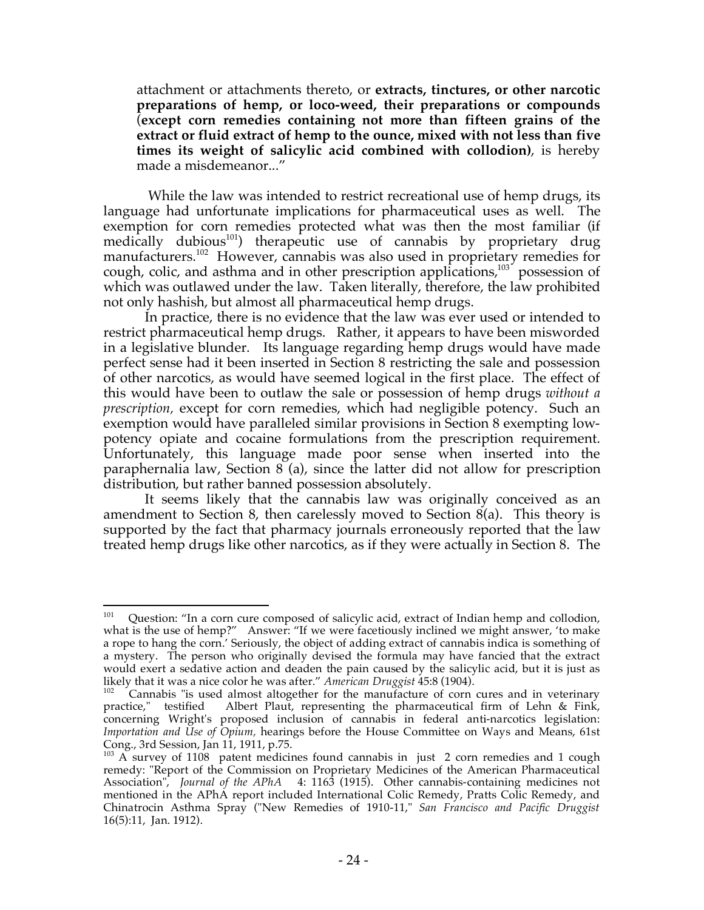> attachment or attachments thereto, or **extracts, tinctures, or other narcotic preparations of hemp, or loco-weed, their preparations or compounds** (**except corn remedies containing not more than fifteen grains of the extract or fluid extract of hemp to the ounce, mixed with not less than five times its weight of salicylic acid combined with collodion)**, is hereby made a misdemeanor..."

While the law was intended to restrict recreational use of hemp drugs, its language had unfortunate implications for pharmaceutical uses as well. The exemption for corn remedies protected what was then the most familiar (if medically dubious[101]) therapeutic use of cannabis by proprietary drug manufacturers.[102] However, cannabis was also used in proprietary remedies for cough, colic, and asthma and in other prescription applications,[103] possession of which was outlawed under the law. Taken literally, therefore, the law prohibited not only hashish, but almost all pharmaceutical hemp drugs.

In practice, there is no evidence that the law was ever used or intended to restrict pharmaceutical hemp drugs. Rather, it appears to have been misworded in a legislative blunder. Its language regarding hemp drugs would have made perfect sense had it been inserted in Section 8 restricting the sale and possession of other narcotics, as would have seemed logical in the first place. The effect of this would have been to outlaw the sale or possession of hemp drugs *without a prescription*, except for corn remedies, which had negligible potency. Such an exemption would have paralleled similar provisions in Section 8 exempting low-potency opiate and cocaine formulations from the prescription requirement. Unfortunately, this language made poor sense when inserted into the paraphernalia law, Section 8 (a), since the latter did not allow for prescription distribution, but rather banned possession absolutely.

It seems likely that the cannabis law was originally conceived as an amendment to Section 8, then carelessly moved to Section 8(a). This theory is supported by the fact that pharmacy journals erroneously reported that the law treated hemp drugs like other narcotics, as if they were actually in Section 8. The

---

[101] Question: "In a corn cure composed of salicylic acid, extract of Indian hemp and collodion, what is the use of hemp?" Answer: "If we were facetiously inclined we might answer, 'to make a rope to hang the corn.' Seriously, the object of adding extract of cannabis indica is something of a mystery. The person who originally devised the formula may have fancied that the extract would exert a sedative action and deaden the pain caused by the salicylic acid, but it is just as likely that it was a nice color he was after." *American Druggist* 45:8 (1904).

[102] Cannabis "is used almost altogether for the manufacture of corn cures and in veterinary practice," testified Albert Plaut, representing the pharmaceutical firm of Lehn & Fink, concerning Wright's proposed inclusion of cannabis in federal anti-narcotics legislation: *Importation and Use of Opium,* hearings before the House Committee on Ways and Means, 61st Cong., 3rd Session, Jan 11, 1911, p.75.

[103] A survey of 1108 patent medicines found cannabis in just 2 corn remedies and 1 cough remedy: "Report of the Commission on Proprietary Medicines of the American Pharmaceutical Association", *Journal of the APhA* 4: 1163 (1915). Other cannabis-containing medicines not mentioned in the APhA report included International Colic Remedy, Pratts Colic Remedy, and Chinatrocin Asthma Spray ("New Remedies of 1910-11," *San Francisco and Pacific Druggist* 16(5):11, Jan. 1912).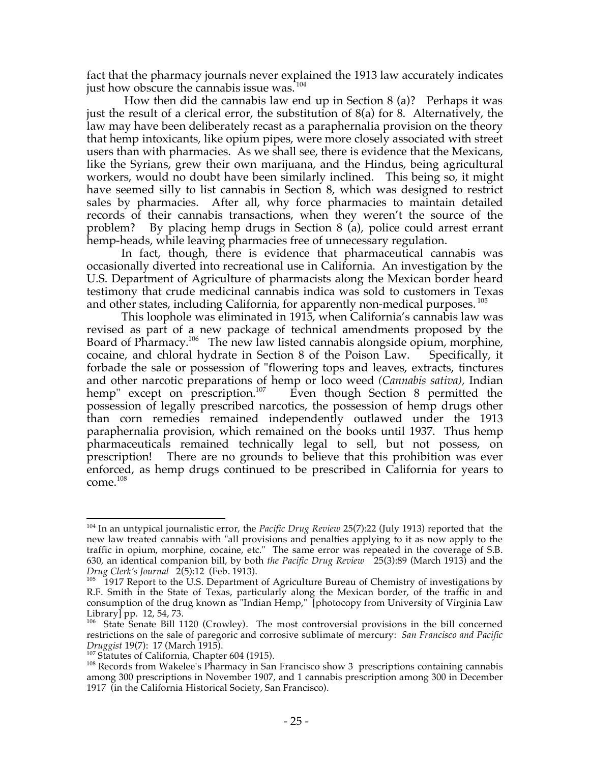fact that the pharmacy journals never explained the 1913 law accurately indicates just how obscure the cannabis issue was.[104]

How then did the cannabis law end up in Section 8 (a)? Perhaps it was just the result of a clerical error, the substitution of 8(a) for 8. Alternatively, the law may have been deliberately recast as a paraphernalia provision on the theory that hemp intoxicants, like opium pipes, were more closely associated with street users than with pharmacies. As we shall see, there is evidence that the Mexicans, like the Syrians, grew their own marijuana, and the Hindus, being agricultural workers, would no doubt have been similarly inclined. This being so, it might have seemed silly to list cannabis in Section 8, which was designed to restrict sales by pharmacies. After all, why force pharmacies to maintain detailed records of their cannabis transactions, when they weren't the source of the problem? By placing hemp drugs in Section 8 (a), police could arrest errant hemp-heads, while leaving pharmacies free of unnecessary regulation.

In fact, though, there is evidence that pharmaceutical cannabis was occasionally diverted into recreational use in California. An investigation by the U.S. Department of Agriculture of pharmacists along the Mexican border heard testimony that crude medicinal cannabis indica was sold to customers in Texas and other states, including California, for apparently non-medical purposes.[105]

This loophole was eliminated in 1915, when California's cannabis law was revised as part of a new package of technical amendments proposed by the Board of Pharmacy.[106] The new law listed cannabis alongside opium, morphine, cocaine, and chloral hydrate in Section 8 of the Poison Law. Specifically, it forbade the sale or possession of "flowering tops and leaves, extracts, tinctures and other narcotic preparations of hemp or loco weed *(Cannabis sativa)*, Indian hemp" except on prescription.[107] Even though Section 8 permitted the possession of legally prescribed narcotics, the possession of hemp drugs other than corn remedies remained independently outlawed under the 1913 paraphernalia provision, which remained on the books until 1937. Thus hemp pharmaceuticals remained technically legal to sell, but not possess, on prescription! There are no grounds to believe that this prohibition was ever enforced, as hemp drugs continued to be prescribed in California for years to come.[108]

---

[104] In an untypical journalistic error, the *Pacific Drug Review* 25(7):22 (July 1913) reported that the new law treated cannabis with "all provisions and penalties applying to it as now apply to the traffic in opium, morphine, cocaine, etc." The same error was repeated in the coverage of S.B. 630, an identical companion bill, by both *the Pacific Drug Review* 25(3):89 (March 1913) and the *Drug Clerk's Journal* 2(5):12 (Feb. 1913).

[105] 1917 Report to the U.S. Department of Agriculture Bureau of Chemistry of investigations by R.F. Smith in the State of Texas, particularly along the Mexican border, of the traffic in and consumption of the drug known as "Indian Hemp," [photocopy from University of Virginia Law Library] pp. 12, 54, 73.

[106] State Senate Bill 1120 (Crowley). The most controversial provisions in the bill concerned restrictions on the sale of paregoric and corrosive sublimate of mercury: *San Francisco and Pacific Druggist* 19(7): 17 (March 1915).

[107] Statutes of California, Chapter 604 (1915).

[108] Records from Wakelee's Pharmacy in San Francisco show 3 prescriptions containing cannabis among 300 prescriptions in November 1907, and 1 cannabis prescription among 300 in December 1917 (in the California Historical Society, San Francisco).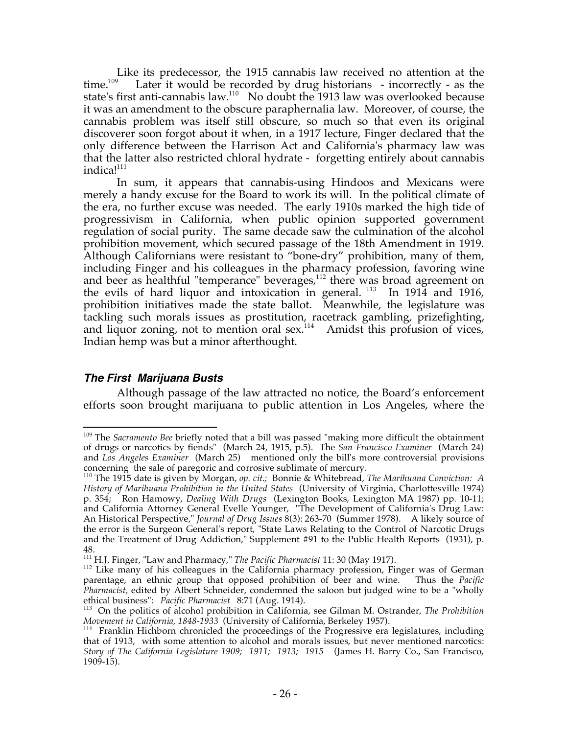Like its predecessor, the 1915 cannabis law received no attention at the time.[109] Later it would be recorded by drug historians - incorrectly - as the state's first anti-cannabis law.[110] No doubt the 1913 law was overlooked because it was an amendment to the obscure paraphernalia law. Moreover, of course, the cannabis problem was itself still obscure, so much so that even its original discoverer soon forgot about it when, in a 1917 lecture, Finger declared that the only difference between the Harrison Act and California's pharmacy law was that the latter also restricted chloral hydrate - forgetting entirely about cannabis indica![111]

In sum, it appears that cannabis-using Hindoos and Mexicans were merely a handy excuse for the Board to work its will. In the political climate of the era, no further excuse was needed. The early 1910s marked the high tide of progressivism in California, when public opinion supported government regulation of social purity. The same decade saw the culmination of the alcohol prohibition movement, which secured passage of the 18th Amendment in 1919. Although Californians were resistant to "bone-dry" prohibition, many of them, including Finger and his colleagues in the pharmacy profession, favoring wine and beer as healthful "temperance" beverages,[112] there was broad agreement on the evils of hard liquor and intoxication in general.[113] In 1914 and 1916, prohibition initiatives made the state ballot. Meanwhile, the legislature was tackling such morals issues as prostitution, racetrack gambling, prizefighting, and liquor zoning, not to mention oral sex.[114] Amidst this profusion of vices, Indian hemp was but a minor afterthought.

### *The First Marijuana Busts*

Although passage of the law attracted no notice, the Board's enforcement efforts soon brought marijuana to public attention in Los Angeles, where the

---

[109] The *Sacramento Bee* briefly noted that a bill was passed "making more difficult the obtainment of drugs or narcotics by fiends" (March 24, 1915, p.5). The *San Francisco Examiner* (March 24) and *Los Angeles Examiner* (March 25) mentioned only the bill's more controversial provisions concerning the sale of paregoric and corrosive sublimate of mercury.

[110] The 1915 date is given by Morgan, *op. cit.;* Bonnie & Whitebread, *The Marihuana Conviction: A History of Marihuana Prohibition in the United States* (University of Virginia, Charlottesville 1974) p. 354; Ron Hamowy, *Dealing With Drugs* (Lexington Books, Lexington MA 1987) pp. 10-11; and California Attorney General Evelle Younger, "The Development of California's Drug Law: An Historical Perspective," *Journal of Drug Issues* 8(3): 263-70 (Summer 1978). A likely source of the error is the Surgeon General's report, "State Laws Relating to the Control of Narcotic Drugs and the Treatment of Drug Addiction," Supplement #91 to the Public Health Reports (1931), p. 48.

[111] H.J. Finger, "Law and Pharmacy," *The Pacific Pharmacist* 11: 30 (May 1917).

[112] Like many of his colleagues in the California pharmacy profession, Finger was of German parentage, an ethnic group that opposed prohibition of beer and wine. Thus the *Pacific Pharmacist,* edited by Albert Schneider, condemned the saloon but judged wine to be a "wholly ethical business": *Pacific Pharmacist* 8:71 (Aug. 1914).

[113] On the politics of alcohol prohibition in California, see Gilman M. Ostrander, *The Prohibition Movement in California, 1848-1933* (University of California, Berkeley 1957).

[114] Franklin Hichborn chronicled the proceedings of the Progressive era legislatures, including that of 1913, with some attention to alcohol and morals issues, but never mentioned narcotics: *Story of The California Legislature 1909; 1911; 1913; 1915* (James H. Barry Co., San Francisco, 1909-15).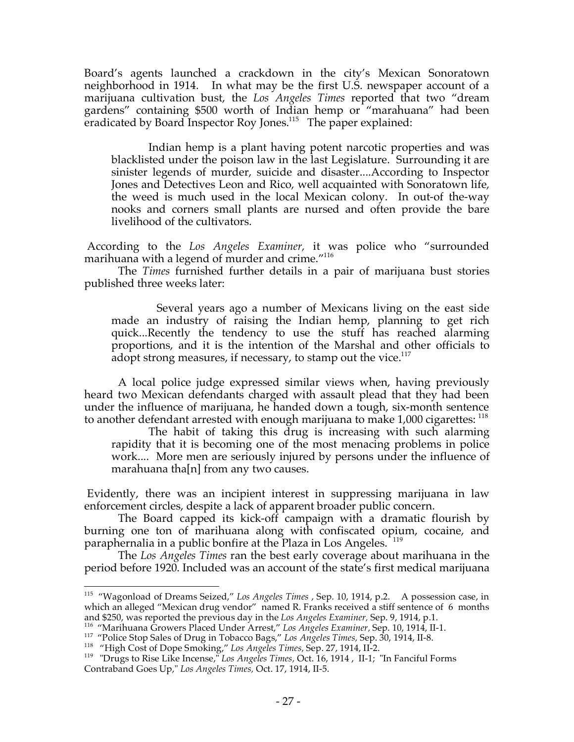Board's agents launched a crackdown in the city's Mexican Sonoratown neighborhood in 1914. In what may be the first U.S. newspaper account of a marijuana cultivation bust, the *Los Angeles Times* reported that two "dream gardens" containing $500 worth of Indian hemp or "marahuana" had been eradicated by Board Inspector Roy Jones.[115] The paper explained:

> Indian hemp is a plant having potent narcotic properties and was blacklisted under the poison law in the last Legislature. Surrounding it are sinister legends of murder, suicide and disaster....According to Inspector Jones and Detectives Leon and Rico, well acquainted with Sonoratown life, the weed is much used in the local Mexican colony. In out-of the-way nooks and corners small plants are nursed and often provide the bare livelihood of the cultivators.

According to the *Los Angeles Examiner*, it was police who "surrounded marihuana with a legend of murder and crime."[116]

The *Times* furnished further details in a pair of marijuana bust stories published three weeks later:

> Several years ago a number of Mexicans living on the east side made an industry of raising the Indian hemp, planning to get rich quick...Recently the tendency to use the stuff has reached alarming proportions, and it is the intention of the Marshal and other officials to adopt strong measures, if necessary, to stamp out the vice.[117]

A local police judge expressed similar views when, having previously heard two Mexican defendants charged with assault plead that they had been under the influence of marijuana, he handed down a tough, six-month sentence to another defendant arrested with enough marijuana to make 1,000 cigarettes: [118]

> The habit of taking this drug is increasing with such alarming rapidity that it is becoming one of the most menacing problems in police work.... More men are seriously injured by persons under the influence of marahuana tha[n] from any two causes.

Evidently, there was an incipient interest in suppressing marijuana in law enforcement circles, despite a lack of apparent broader public concern.

The Board capped its kick-off campaign with a dramatic flourish by burning one ton of marihuana along with confiscated opium, cocaine, and paraphernalia in a public bonfire at the Plaza in Los Angeles. [119]

The *Los Angeles Times* ran the best early coverage about marihuana in the period before 1920. Included was an account of the state's first medical marijuana

---

[115] "Wagonload of Dreams Seized," *Los Angeles Times* , Sep. 10, 1914, p.2. A possession case, in which an alleged "Mexican drug vendor" named R. Franks received a stiff sentence of 6 months and $250, was reported the previous day in the *Los Angeles Examiner*, Sep. 9, 1914, p.1.

[116] "Marihuana Growers Placed Under Arrest," *Los Angeles Examiner*, Sep. 10, 1914, II-1.

[117] "Police Stop Sales of Drug in Tobacco Bags," *Los Angeles Times,* Sep. 30, 1914, II-8.

[118] "High Cost of Dope Smoking," *Los Angeles Times,* Sep. 27, 1914, II-2.

[119] "Drugs to Rise Like Incense," *Los Angeles Times,* Oct. 16, 1914 , II-1; "In Fanciful Forms Contraband Goes Up," *Los Angeles Times,* Oct. 17, 1914, II-5.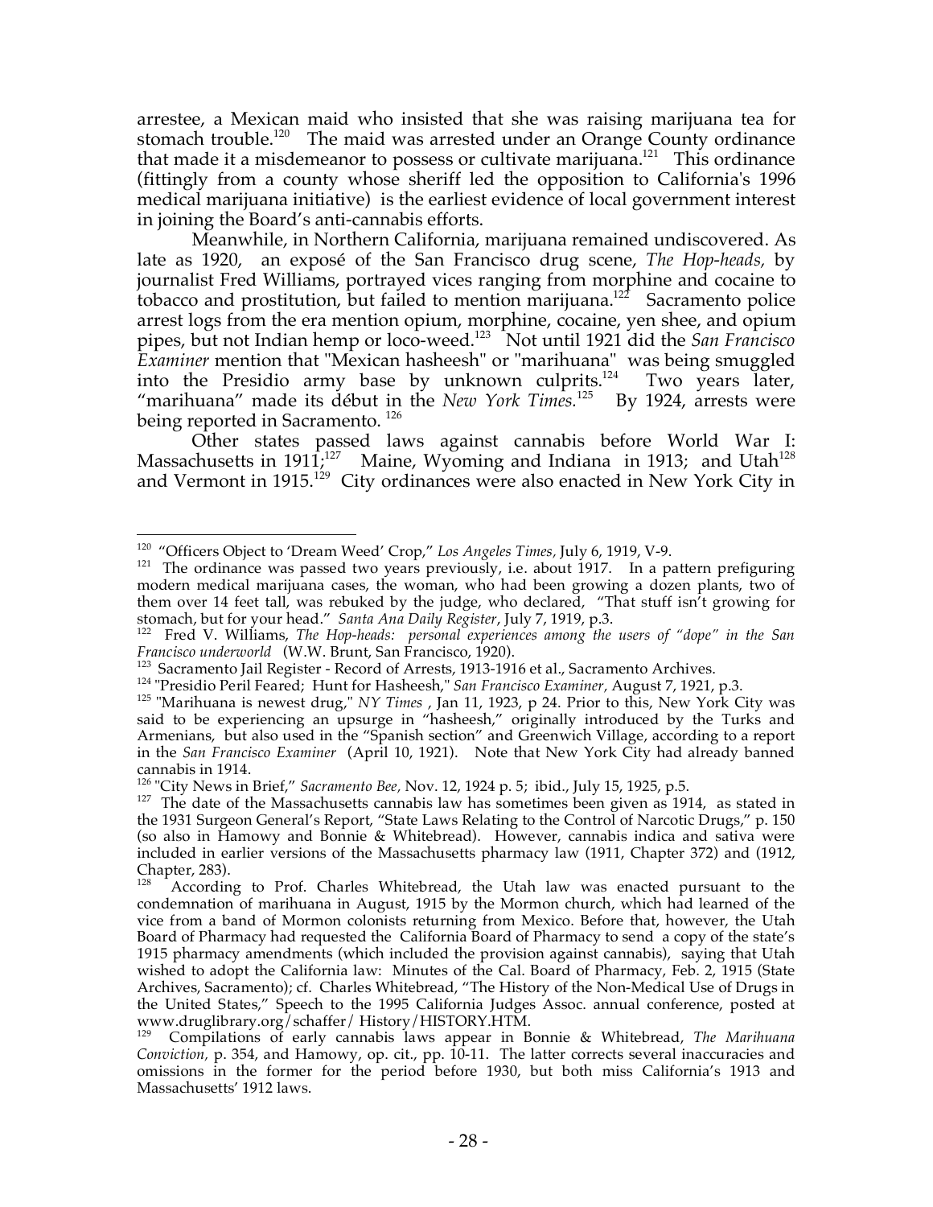arrestee, a Mexican maid who insisted that she was raising marijuana tea for stomach trouble.[120] The maid was arrested under an Orange County ordinance that made it a misdemeanor to possess or cultivate marijuana.[121] This ordinance (fittingly from a county whose sheriff led the opposition to California's 1996 medical marijuana initiative) is the earliest evidence of local government interest in joining the Board's anti-cannabis efforts.

Meanwhile, in Northern California, marijuana remained undiscovered. As late as 1920, an exposé of the San Francisco drug scene, *The Hop-heads,* by journalist Fred Williams, portrayed vices ranging from morphine and cocaine to tobacco and prostitution, but failed to mention marijuana.[122] Sacramento police arrest logs from the era mention opium, morphine, cocaine, yen shee, and opium pipes, but not Indian hemp or loco-weed.[123] Not until 1921 did the *San Francisco Examiner* mention that "Mexican hasheesh" or "marihuana" was being smuggled into the Presidio army base by unknown culprits.[124] Two years later, "marihuana" made its début in the *New York Times.*[125] By 1924, arrests were being reported in Sacramento.[126]

Other states passed laws against cannabis before World War I: Massachusetts in 1911;[127] Maine, Wyoming and Indiana in 1913; and Utah[128] and Vermont in 1915.[129] City ordinances were also enacted in New York City in

---

[120] "Officers Object to 'Dream Weed' Crop," *Los Angeles Times,* July 6, 1919, V-9.

[121] The ordinance was passed two years previously, i.e. about 1917. In a pattern prefiguring modern medical marijuana cases, the woman, who had been growing a dozen plants, two of them over 14 feet tall, was rebuked by the judge, who declared, "That stuff isn't growing for stomach, but for your head." *Santa Ana Daily Register*, July 7, 1919, p.3.

[122] Fred V. Williams, *The Hop-heads: personal experiences among the users of "dope" in the San Francisco underworld* (W.W. Brunt, San Francisco, 1920).

[123] Sacramento Jail Register - Record of Arrests, 1913-1916 et al., Sacramento Archives.

[124] "Presidio Peril Feared; Hunt for Hasheesh," *San Francisco Examiner,* August 7, 1921, p.3.

[125] "Marihuana is newest drug," *NY Times* , Jan 11, 1923, p 24. Prior to this, New York City was said to be experiencing an upsurge in "hasheesh," originally introduced by the Turks and Armenians, but also used in the "Spanish section" and Greenwich Village, according to a report in the *San Francisco Examiner* (April 10, 1921). Note that New York City had already banned cannabis in 1914.

[126] "City News in Brief," *Sacramento Bee,* Nov. 12, 1924 p. 5; ibid., July 15, 1925, p.5.

[127] The date of the Massachusetts cannabis law has sometimes been given as 1914, as stated in the 1931 Surgeon General's Report, "State Laws Relating to the Control of Narcotic Drugs," p. 150 (so also in Hamowy and Bonnie & Whitebread). However, cannabis indica and sativa were included in earlier versions of the Massachusetts pharmacy law (1911, Chapter 372) and (1912, Chapter, 283).

[128] According to Prof. Charles Whitebread, the Utah law was enacted pursuant to the condemnation of marihuana in August, 1915 by the Mormon church, which had learned of the vice from a band of Mormon colonists returning from Mexico. Before that, however, the Utah Board of Pharmacy had requested the California Board of Pharmacy to send a copy of the state's 1915 pharmacy amendments (which included the provision against cannabis), saying that Utah wished to adopt the California law: Minutes of the Cal. Board of Pharmacy, Feb. 2, 1915 (State Archives, Sacramento); cf. Charles Whitebread, "The History of the Non-Medical Use of Drugs in the United States," Speech to the 1995 California Judges Assoc. annual conference, posted at www.druglibrary.org/schaffer/ History/HISTORY.HTM.

[129] Compilations of early cannabis laws appear in Bonnie & Whitebread, *The Marihuana Conviction,* p. 354, and Hamowy, op. cit., pp. 10-11. The latter corrects several inaccuracies and omissions in the former for the period before 1930, but both miss California's 1913 and Massachusetts' 1912 laws.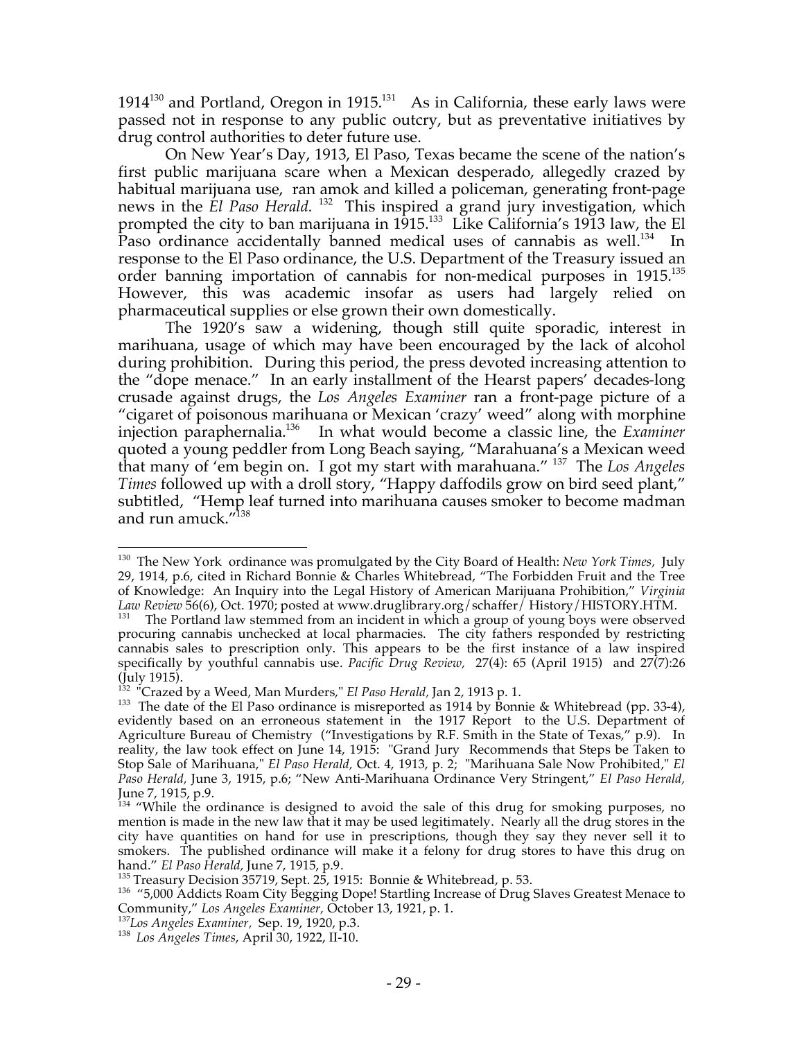1914[130] and Portland, Oregon in 1915.[131] As in California, these early laws were passed not in response to any public outcry, but as preventative initiatives by drug control authorities to deter future use.

On New Year's Day, 1913, El Paso, Texas became the scene of the nation's first public marijuana scare when a Mexican desperado, allegedly crazed by habitual marijuana use, ran amok and killed a policeman, generating front-page news in the *El Paso Herald*.[132] This inspired a grand jury investigation, which prompted the city to ban marijuana in 1915.[133] Like California's 1913 law, the El Paso ordinance accidentally banned medical uses of cannabis as well.[134] In response to the El Paso ordinance, the U.S. Department of the Treasury issued an order banning importation of cannabis for non-medical purposes in 1915.[135] However, this was academic insofar as users had largely relied on pharmaceutical supplies or else grown their own domestically.

The 1920's saw a widening, though still quite sporadic, interest in marihuana, usage of which may have been encouraged by the lack of alcohol during prohibition. During this period, the press devoted increasing attention to the "dope menace." In an early installment of the Hearst papers' decades-long crusade against drugs, the *Los Angeles Examiner* ran a front-page picture of a "cigaret of poisonous marihuana or Mexican 'crazy' weed" along with morphine injection paraphernalia.[136] In what would become a classic line, the *Examiner* quoted a young peddler from Long Beach saying, "Marahuana's a Mexican weed that many of 'em begin on. I got my start with marahuana."[137] The *Los Angeles Times* followed up with a droll story, "Happy daffodils grow on bird seed plant," subtitled, "Hemp leaf turned into marihuana causes smoker to become madman and run amuck."[138]

---

[130] The New York ordinance was promulgated by the City Board of Health: *New York Times*, July 29, 1914, p.6, cited in Richard Bonnie & Charles Whitebread, "The Forbidden Fruit and the Tree of Knowledge: An Inquiry into the Legal History of American Marijuana Prohibition," *Virginia Law Review* 56(6), Oct. 1970; posted at www.druglibrary.org/schaffer/ History/HISTORY.HTM.

[131] The Portland law stemmed from an incident in which a group of young boys were observed procuring cannabis unchecked at local pharmacies. The city fathers responded by restricting cannabis sales to prescription only. This appears to be the first instance of a law inspired specifically by youthful cannabis use. *Pacific Drug Review*, 27(4): 65 (April 1915) and 27(7):26 (July 1915).

[132] "Crazed by a Weed, Man Murders," *El Paso Herald*, Jan 2, 1913 p. 1.

[133] The date of the El Paso ordinance is misreported as 1914 by Bonnie & Whitebread (pp. 33-4), evidently based on an erroneous statement in the 1917 Report to the U.S. Department of Agriculture Bureau of Chemistry ("Investigations by R.F. Smith in the State of Texas," p.9). In reality, the law took effect on June 14, 1915: "Grand Jury Recommends that Steps be Taken to Stop Sale of Marihuana," *El Paso Herald*, Oct. 4, 1913, p. 2; "Marihuana Sale Now Prohibited," *El Paso Herald*, June 3, 1915, p.6; "New Anti-Marihuana Ordinance Very Stringent," *El Paso Herald*, June 7, 1915, p.9.

[134] "While the ordinance is designed to avoid the sale of this drug for smoking purposes, no mention is made in the new law that it may be used legitimately. Nearly all the drug stores in the city have quantities on hand for use in prescriptions, though they say they never sell it to smokers. The published ordinance will make it a felony for drug stores to have this drug on hand." *El Paso Herald*, June 7, 1915, p.9.

[135] Treasury Decision 35719, Sept. 25, 1915: Bonnie & Whitebread, p. 53.

[136] "5,000 Addicts Roam City Begging Dope! Startling Increase of Drug Slaves Greatest Menace to Community," *Los Angeles Examiner*, October 13, 1921, p. 1.

[137] *Los Angeles Examiner*, Sep. 19, 1920, p.3.

[138] *Los Angeles Times*, April 30, 1922, II-10.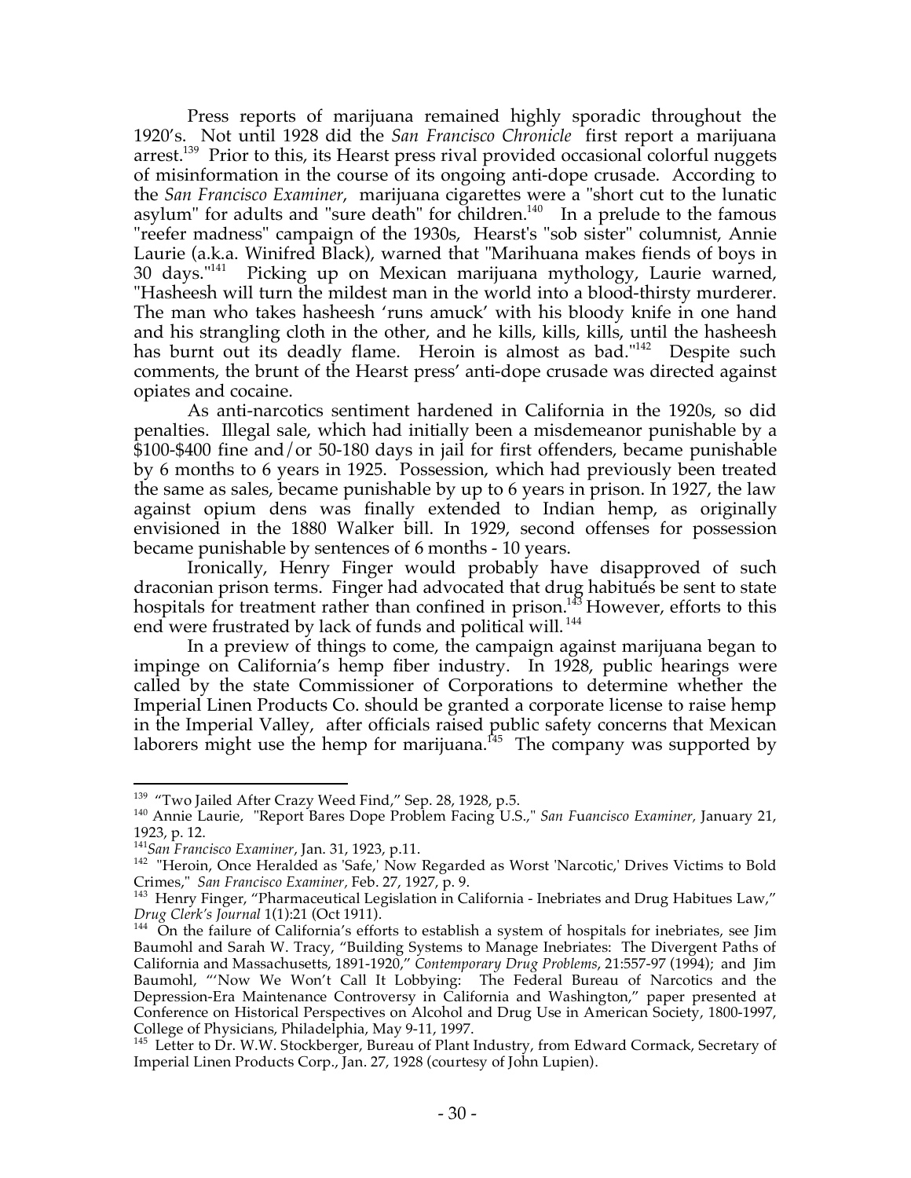Press reports of marijuana remained highly sporadic throughout the 1920's. Not until 1928 did the *San Francisco Chronicle* first report a marijuana arrest.[139] Prior to this, its Hearst press rival provided occasional colorful nuggets of misinformation in the course of its ongoing anti-dope crusade. According to the *San Francisco Examiner*, marijuana cigarettes were a "short cut to the lunatic asylum" for adults and "sure death" for children.[140] In a prelude to the famous "reefer madness" campaign of the 1930s, Hearst's "sob sister" columnist, Annie Laurie (a.k.a. Winifred Black), warned that "Marihuana makes fiends of boys in 30 days."[141] Picking up on Mexican marijuana mythology, Laurie warned, "Hasheesh will turn the mildest man in the world into a blood-thirsty murderer. The man who takes hasheesh 'runs amuck' with his bloody knife in one hand and his strangling cloth in the other, and he kills, kills, kills, until the hasheesh has burnt out its deadly flame. Heroin is almost as bad."[142] Despite such comments, the brunt of the Hearst press' anti-dope crusade was directed against opiates and cocaine.

As anti-narcotics sentiment hardened in California in the 1920s, so did penalties. Illegal sale, which had initially been a misdemeanor punishable by a $100-$400 fine and/or 50-180 days in jail for first offenders, became punishable by 6 months to 6 years in 1925. Possession, which had previously been treated the same as sales, became punishable by up to 6 years in prison. In 1927, the law against opium dens was finally extended to Indian hemp, as originally envisioned in the 1880 Walker bill. In 1929, second offenses for possession became punishable by sentences of 6 months - 10 years.

Ironically, Henry Finger would probably have disapproved of such draconian prison terms. Finger had advocated that drug habitués be sent to state hospitals for treatment rather than confined in prison.[143] However, efforts to this end were frustrated by lack of funds and political will.[144]

In a preview of things to come, the campaign against marijuana began to impinge on California's hemp fiber industry. In 1928, public hearings were called by the state Commissioner of Corporations to determine whether the Imperial Linen Products Co. should be granted a corporate license to raise hemp in the Imperial Valley, after officials raised public safety concerns that Mexican laborers might use the hemp for marijuana.[145] The company was supported by

---

[139] "Two Jailed After Crazy Weed Find," Sep. 28, 1928, p.5.

[140] Annie Laurie, "Report Bares Dope Problem Facing U.S.," *San Fuancisco Examiner,* January 21, 1923, p. 12.

[141] *San Francisco Examiner*, Jan. 31, 1923, p.11.

[142] "Heroin, Once Heralded as 'Safe,' Now Regarded as Worst 'Narcotic,' Drives Victims to Bold Crimes," *San Francisco Examiner,* Feb. 27, 1927, p. 9.

[143] Henry Finger, "Pharmaceutical Legislation in California - Inebriates and Drug Habitues Law," *Drug Clerk's Journal* 1(1):21 (Oct 1911).

[144] On the failure of California's efforts to establish a system of hospitals for inebriates, see Jim Baumohl and Sarah W. Tracy, "Building Systems to Manage Inebriates: The Divergent Paths of California and Massachusetts, 1891-1920," *Contemporary Drug Problems*, 21:557-97 (1994); and Jim Baumohl, "'Now We Won't Call It Lobbying: The Federal Bureau of Narcotics and the Depression-Era Maintenance Controversy in California and Washington," paper presented at Conference on Historical Perspectives on Alcohol and Drug Use in American Society, 1800-1997, College of Physicians, Philadelphia, May 9-11, 1997.

[145] Letter to Dr. W.W. Stockberger, Bureau of Plant Industry, from Edward Cormack, Secretary of Imperial Linen Products Corp., Jan. 27, 1928 (courtesy of John Lupien).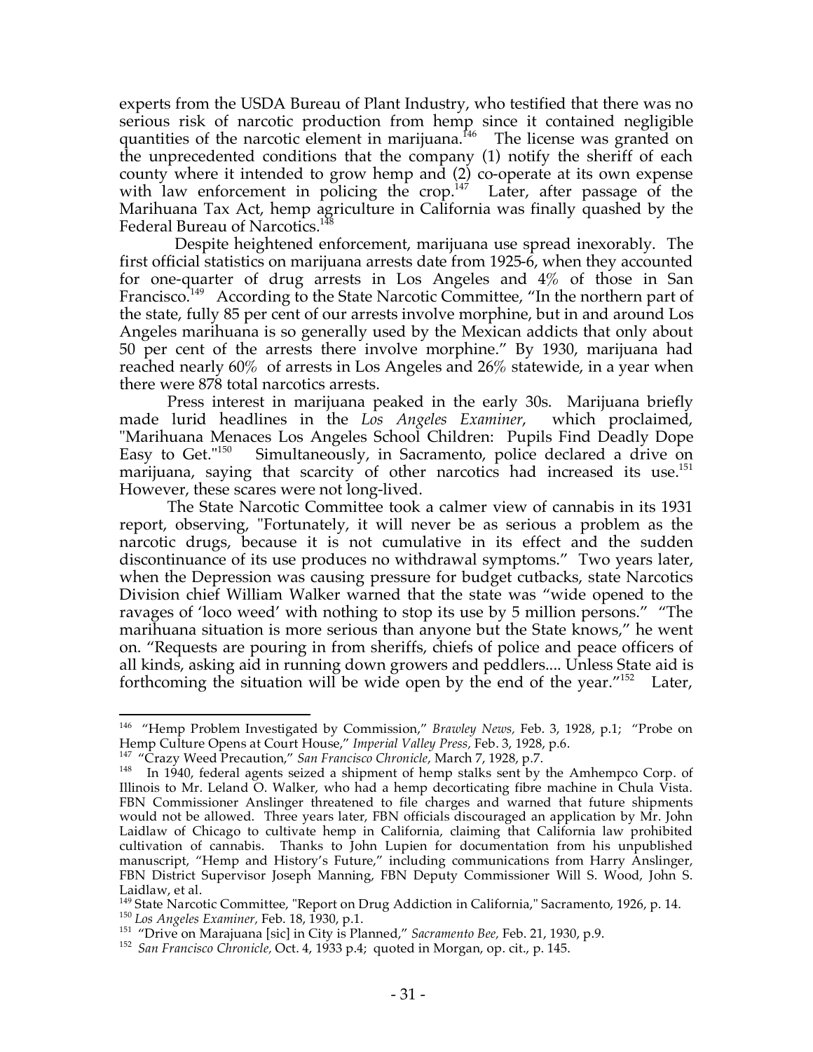experts from the USDA Bureau of Plant Industry, who testified that there was no serious risk of narcotic production from hemp since it contained negligible quantities of the narcotic element in marijuana.[146] The license was granted on the unprecedented conditions that the company (1) notify the sheriff of each county where it intended to grow hemp and (2) co-operate at its own expense with law enforcement in policing the crop.[147] Later, after passage of the Marihuana Tax Act, hemp agriculture in California was finally quashed by the Federal Bureau of Narcotics.[148]

Despite heightened enforcement, marijuana use spread inexorably. The first official statistics on marijuana arrests date from 1925-6, when they accounted for one-quarter of drug arrests in Los Angeles and 4% of those in San Francisco.[149] According to the State Narcotic Committee, "In the northern part of the state, fully 85 per cent of our arrests involve morphine, but in and around Los Angeles marihuana is so generally used by the Mexican addicts that only about 50 per cent of the arrests there involve morphine." By 1930, marijuana had reached nearly 60% of arrests in Los Angeles and 26% statewide, in a year when there were 878 total narcotics arrests.

Press interest in marijuana peaked in the early 30s. Marijuana briefly made lurid headlines in the *Los Angeles Examiner*, which proclaimed, "Marihuana Menaces Los Angeles School Children: Pupils Find Deadly Dope Easy to Get."[150] Simultaneously, in Sacramento, police declared a drive on marijuana, saying that scarcity of other narcotics had increased its use.[151] However, these scares were not long-lived.

The State Narcotic Committee took a calmer view of cannabis in its 1931 report, observing, "Fortunately, it will never be as serious a problem as the narcotic drugs, because it is not cumulative in its effect and the sudden discontinuance of its use produces no withdrawal symptoms." Two years later, when the Depression was causing pressure for budget cutbacks, state Narcotics Division chief William Walker warned that the state was "wide opened to the ravages of 'loco weed' with nothing to stop its use by 5 million persons." "The marihuana situation is more serious than anyone but the State knows," he went on. "Requests are pouring in from sheriffs, chiefs of police and peace officers of all kinds, asking aid in running down growers and peddlers.... Unless State aid is forthcoming the situation will be wide open by the end of the year."[152] Later,

---

[146] "Hemp Problem Investigated by Commission," *Brawley News,* Feb. 3, 1928, p.1; "Probe on Hemp Culture Opens at Court House," *Imperial Valley Press,* Feb. 3, 1928, p.6.

[147] "Crazy Weed Precaution," *San Francisco Chronicle*, March 7, 1928, p.7.

[148] In 1940, federal agents seized a shipment of hemp stalks sent by the Amhempco Corp. of Illinois to Mr. Leland O. Walker, who had a hemp decorticating fibre machine in Chula Vista. FBN Commissioner Anslinger threatened to file charges and warned that future shipments would not be allowed. Three years later, FBN officials discouraged an application by Mr. John Laidlaw of Chicago to cultivate hemp in California, claiming that California law prohibited cultivation of cannabis. Thanks to John Lupien for documentation from his unpublished manuscript, "Hemp and History's Future," including communications from Harry Anslinger, FBN District Supervisor Joseph Manning, FBN Deputy Commissioner Will S. Wood, John S. Laidlaw, et al.

[149] State Narcotic Committee, "Report on Drug Addiction in California," Sacramento, 1926, p. 14.

[150] *Los Angeles Examiner,* Feb. 18, 1930, p.1.

[151] "Drive on Marajuana [sic] in City is Planned," *Sacramento Bee,* Feb. 21, 1930, p.9.

[152] *San Francisco Chronicle,* Oct. 4, 1933 p.4; quoted in Morgan, op. cit., p. 145.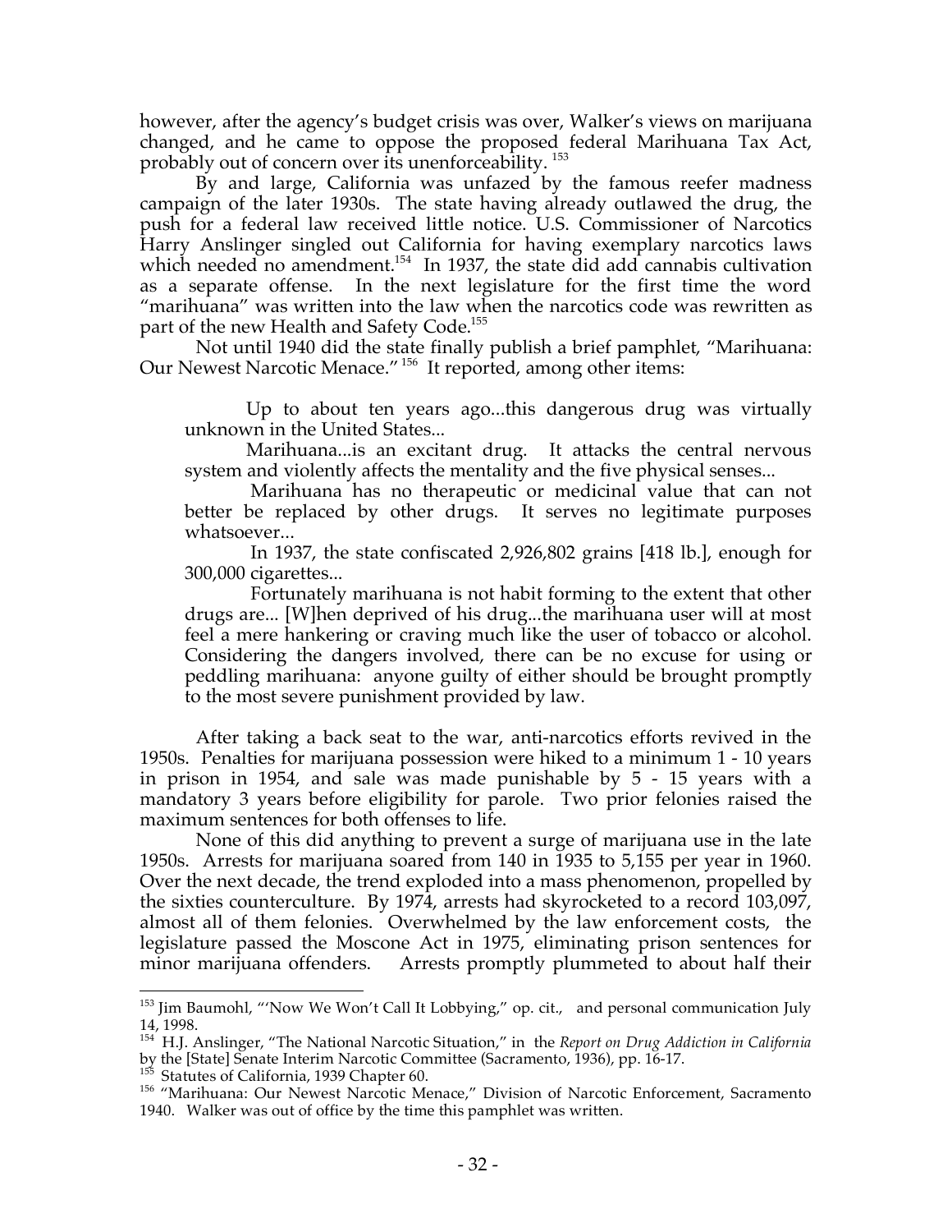however, after the agency's budget crisis was over, Walker's views on marijuana changed, and he came to oppose the proposed federal Marihuana Tax Act, probably out of concern over its unenforceability. [153]

By and large, California was unfazed by the famous reefer madness campaign of the later 1930s. The state having already outlawed the drug, the push for a federal law received little notice. U.S. Commissioner of Narcotics Harry Anslinger singled out California for having exemplary narcotics laws which needed no amendment.[154] In 1937, the state did add cannabis cultivation as a separate offense. In the next legislature for the first time the word "marihuana" was written into the law when the narcotics code was rewritten as part of the new Health and Safety Code.[155]

Not until 1940 did the state finally publish a brief pamphlet, "Marihuana: Our Newest Narcotic Menace." [156] It reported, among other items:

> Up to about ten years ago...this dangerous drug was virtually unknown in the United States...
>
> Marihuana...is an excitant drug. It attacks the central nervous system and violently affects the mentality and the five physical senses...
>
> Marihuana has no therapeutic or medicinal value that can not better be replaced by other drugs. It serves no legitimate purposes whatsoever...
>
> In 1937, the state confiscated 2,926,802 grains [418 lb.], enough for 300,000 cigarettes...
>
> Fortunately marihuana is not habit forming to the extent that other drugs are... [W]hen deprived of his drug...the marihuana user will at most feel a mere hankering or craving much like the user of tobacco or alcohol. Considering the dangers involved, there can be no excuse for using or peddling marihuana: anyone guilty of either should be brought promptly to the most severe punishment provided by law.

After taking a back seat to the war, anti-narcotics efforts revived in the 1950s. Penalties for marijuana possession were hiked to a minimum 1 - 10 years in prison in 1954, and sale was made punishable by 5 - 15 years with a mandatory 3 years before eligibility for parole. Two prior felonies raised the maximum sentences for both offenses to life.

None of this did anything to prevent a surge of marijuana use in the late 1950s. Arrests for marijuana soared from 140 in 1935 to 5,155 per year in 1960. Over the next decade, the trend exploded into a mass phenomenon, propelled by the sixties counterculture. By 1974, arrests had skyrocketed to a record 103,097, almost all of them felonies. Overwhelmed by the law enforcement costs, the legislature passed the Moscone Act in 1975, eliminating prison sentences for minor marijuana offenders. Arrests promptly plummeted to about half their

---

[153] Jim Baumohl, "'Now We Won't Call It Lobbying," op. cit., and personal communication July 14, 1998.

[154] H.J. Anslinger, "The National Narcotic Situation," in the *Report on Drug Addiction in California* by the [State] Senate Interim Narcotic Committee (Sacramento, 1936), pp. 16-17.

[155] Statutes of California, 1939 Chapter 60.

[156] "Marihuana: Our Newest Narcotic Menace," Division of Narcotic Enforcement, Sacramento 1940. Walker was out of office by the time this pamphlet was written.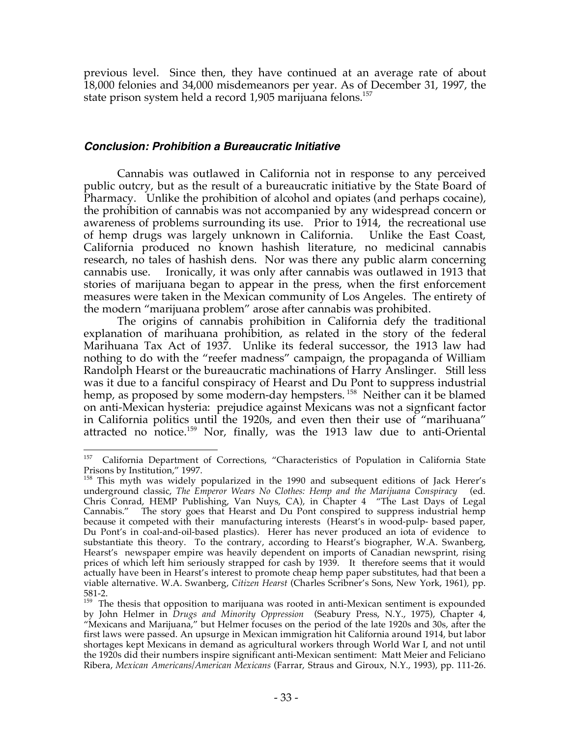previous level. Since then, they have continued at an average rate of about 18,000 felonies and 34,000 misdemeanors per year. As of December 31, 1997, the state prison system held a record 1,905 marijuana felons.[157]

### *Conclusion: Prohibition a Bureaucratic Initiative*

Cannabis was outlawed in California not in response to any perceived public outcry, but as the result of a bureaucratic initiative by the State Board of Pharmacy. Unlike the prohibition of alcohol and opiates (and perhaps cocaine), the prohibition of cannabis was not accompanied by any widespread concern or awareness of problems surrounding its use. Prior to 1914, the recreational use of hemp drugs was largely unknown in California. Unlike the East Coast, California produced no known hashish literature, no medicinal cannabis research, no tales of hashish dens. Nor was there any public alarm concerning cannabis use. Ironically, it was only after cannabis was outlawed in 1913 that stories of marijuana began to appear in the press, when the first enforcement measures were taken in the Mexican community of Los Angeles. The entirety of the modern "marijuana problem" arose after cannabis was prohibited.

The origins of cannabis prohibition in California defy the traditional explanation of marihuana prohibition, as related in the story of the federal Marihuana Tax Act of 1937. Unlike its federal successor, the 1913 law had nothing to do with the "reefer madness" campaign, the propaganda of William Randolph Hearst or the bureaucratic machinations of Harry Anslinger. Still less was it due to a fanciful conspiracy of Hearst and Du Pont to suppress industrial hemp, as proposed by some modern-day hempsters.[158] Neither can it be blamed on anti-Mexican hysteria: prejudice against Mexicans was not a signficant factor in California politics until the 1920s, and even then their use of "marihuana" attracted no notice.[159] Nor, finally, was the 1913 law due to anti-Oriental

---

[157] California Department of Corrections, "Characteristics of Population in California State Prisons by Institution," 1997.

[158] This myth was widely popularized in the 1990 and subsequent editions of Jack Herer's underground classic, *The Emperor Wears No Clothes: Hemp and the Marijuana Conspiracy* (ed. Chris Conrad, HEMP Publishing, Van Nuys, CA), in Chapter 4 "The Last Days of Legal Cannabis." The story goes that Hearst and Du Pont conspired to suppress industrial hemp because it competed with their manufacturing interests (Hearst's in wood-pulp- based paper, Du Pont's in coal-and-oil-based plastics). Herer has never produced an iota of evidence to substantiate this theory. To the contrary, according to Hearst's biographer, W.A. Swanberg, Hearst's newspaper empire was heavily dependent on imports of Canadian newsprint, rising prices of which left him seriously strapped for cash by 1939. It therefore seems that it would actually have been in Hearst's interest to promote cheap hemp paper substitutes, had that been a viable alternative. W.A. Swanberg, *Citizen Hearst* (Charles Scribner's Sons, New York, 1961), pp. 581-2.

[159] The thesis that opposition to marijuana was rooted in anti-Mexican sentiment is expounded by John Helmer in *Drugs and Minority Oppression* (Seabury Press, N.Y., 1975), Chapter 4, "Mexicans and Marijuana," but Helmer focuses on the period of the late 1920s and 30s, after the first laws were passed. An upsurge in Mexican immigration hit California around 1914, but labor shortages kept Mexicans in demand as agricultural workers through World War I, and not until the 1920s did their numbers inspire significant anti-Mexican sentiment: Matt Meier and Feliciano Ribera, *Mexican Americans/American Mexicans* (Farrar, Straus and Giroux, N.Y., 1993), pp. 111-26.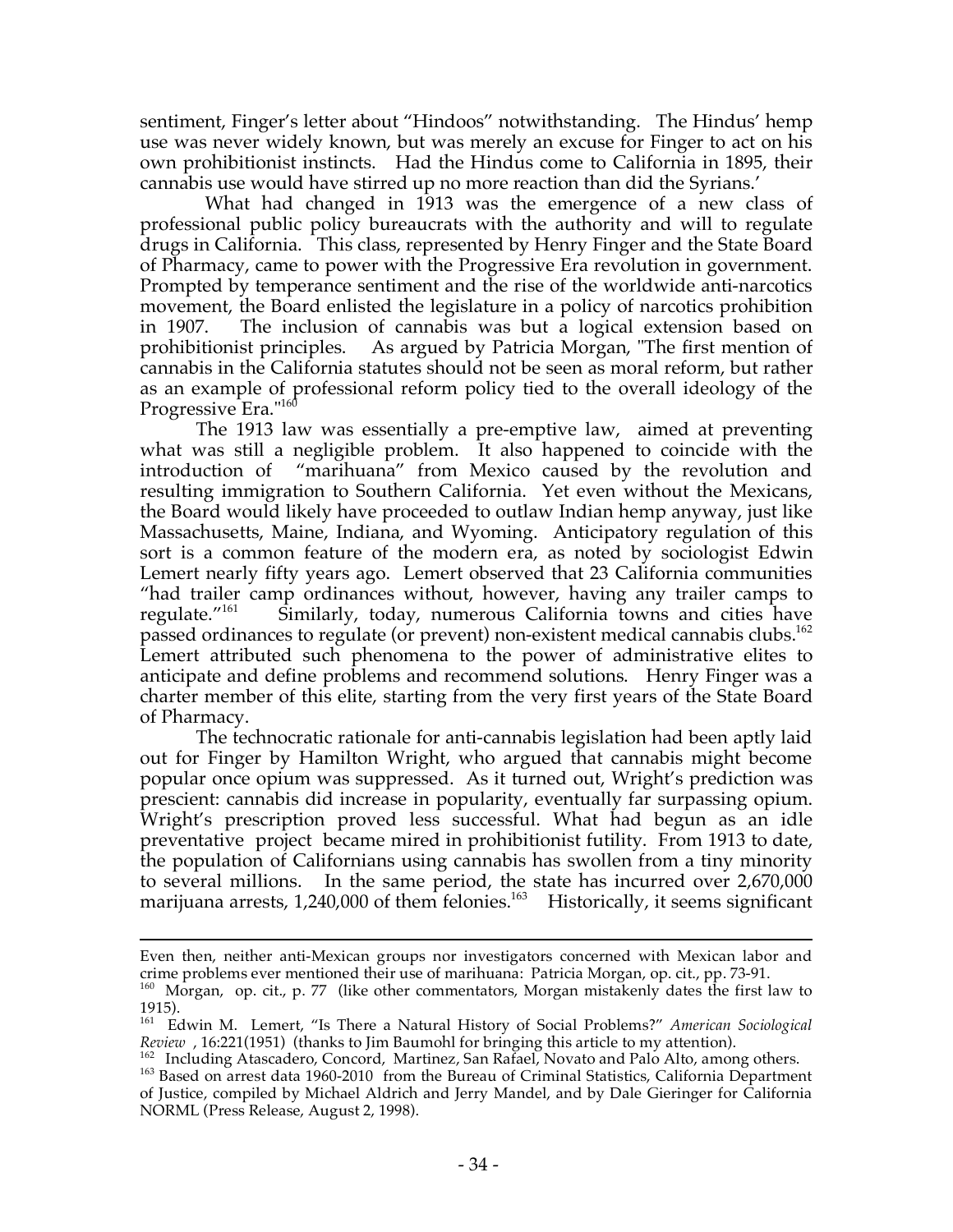sentiment, Finger's letter about "Hindoos" notwithstanding. The Hindus' hemp use was never widely known, but was merely an excuse for Finger to act on his own prohibitionist instincts. Had the Hindus come to California in 1895, their cannabis use would have stirred up no more reaction than did the Syrians.'

What had changed in 1913 was the emergence of a new class of professional public policy bureaucrats with the authority and will to regulate drugs in California. This class, represented by Henry Finger and the State Board of Pharmacy, came to power with the Progressive Era revolution in government. Prompted by temperance sentiment and the rise of the worldwide anti-narcotics movement, the Board enlisted the legislature in a policy of narcotics prohibition in 1907. The inclusion of cannabis was but a logical extension based on prohibitionist principles. As argued by Patricia Morgan, "The first mention of cannabis in the California statutes should not be seen as moral reform, but rather as an example of professional reform policy tied to the overall ideology of the Progressive Era."[160]

The 1913 law was essentially a pre-emptive law, aimed at preventing what was still a negligible problem. It also happened to coincide with the introduction of "marihuana" from Mexico caused by the revolution and resulting immigration to Southern California. Yet even without the Mexicans, the Board would likely have proceeded to outlaw Indian hemp anyway, just like Massachusetts, Maine, Indiana, and Wyoming. Anticipatory regulation of this sort is a common feature of the modern era, as noted by sociologist Edwin Lemert nearly fifty years ago. Lemert observed that 23 California communities "had trailer camp ordinances without, however, having any trailer camps to regulate."[161] Similarly, today, numerous California towns and cities have passed ordinances to regulate (or prevent) non-existent medical cannabis clubs.[162] Lemert attributed such phenomena to the power of administrative elites to anticipate and define problems and recommend solutions. Henry Finger was a charter member of this elite, starting from the very first years of the State Board of Pharmacy.

The technocratic rationale for anti-cannabis legislation had been aptly laid out for Finger by Hamilton Wright, who argued that cannabis might become popular once opium was suppressed. As it turned out, Wright's prediction was prescient: cannabis did increase in popularity, eventually far surpassing opium. Wright's prescription proved less successful. What had begun as an idle preventative project became mired in prohibitionist futility. From 1913 to date, the population of Californians using cannabis has swollen from a tiny minority to several millions. In the same period, the state has incurred over 2,670,000 marijuana arrests, 1,240,000 of them felonies.[163] Historically, it seems significant

---

Even then, neither anti-Mexican groups nor investigators concerned with Mexican labor and crime problems ever mentioned their use of marihuana: Patricia Morgan, op. cit., pp. 73-91.

[160] Morgan, op. cit., p. 77 (like other commentators, Morgan mistakenly dates the first law to 1915).

[161] Edwin M. Lemert, "Is There a Natural History of Social Problems?" *American Sociological Review* , 16:221(1951) (thanks to Jim Baumohl for bringing this article to my attention).

[162] Including Atascadero, Concord, Martinez, San Rafael, Novato and Palo Alto, among others.

[163] Based on arrest data 1960-2010 from the Bureau of Criminal Statistics, California Department of Justice, compiled by Michael Aldrich and Jerry Mandel, and by Dale Gieringer for California NORML (Press Release, August 2, 1998).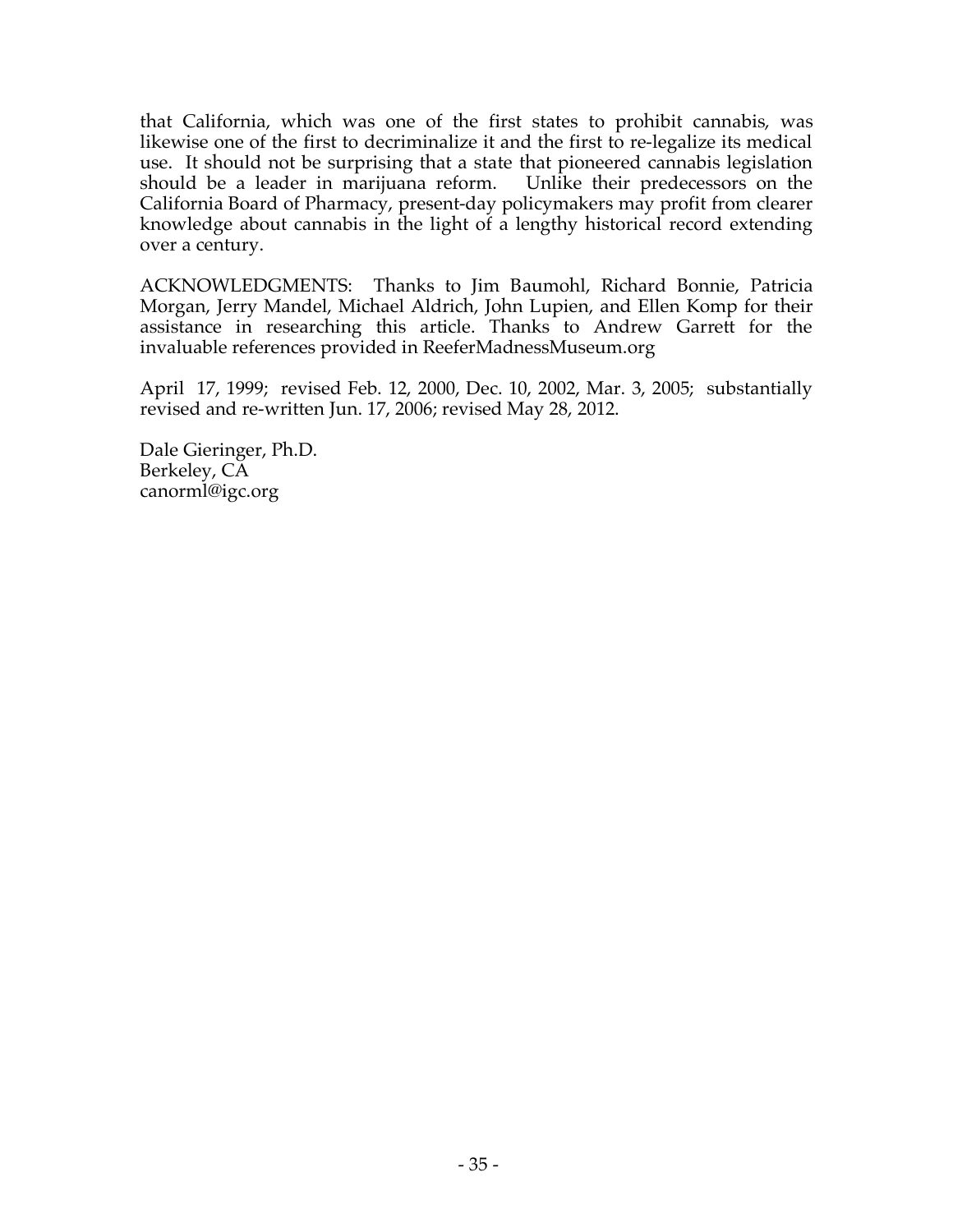that California, which was one of the first states to prohibit cannabis, was likewise one of the first to decriminalize it and the first to re-legalize its medical use. It should not be surprising that a state that pioneered cannabis legislation should be a leader in marijuana reform. Unlike their predecessors on the California Board of Pharmacy, present-day policymakers may profit from clearer knowledge about cannabis in the light of a lengthy historical record extending over a century.

ACKNOWLEDGMENTS: Thanks to Jim Baumohl, Richard Bonnie, Patricia Morgan, Jerry Mandel, Michael Aldrich, John Lupien, and Ellen Komp for their assistance in researching this article. Thanks to Andrew Garrett for the invaluable references provided in ReeferMadnessMuseum.org

April 17, 1999; revised Feb. 12, 2000, Dec. 10, 2002, Mar. 3, 2005; substantially revised and re-written Jun. 17, 2006; revised May 28, 2012.

Dale Gieringer, Ph.D.
Berkeley, CA
canorml@igc.org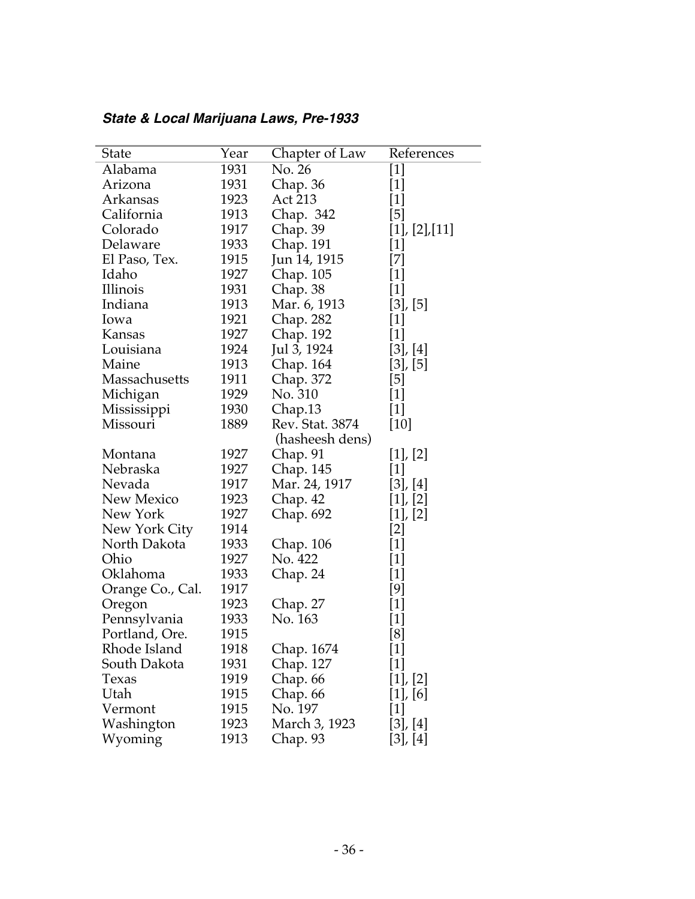***State & Local Marijuana Laws, Pre-1933***

| State | Year | Chapter of Law | References |
|---|---|---|---|
| Alabama | 1931 | No. 26 | [1] |
| Arizona | 1931 | Chap. 36 | [1] |
| Arkansas | 1923 | Act 213 | [1] |
| California | 1913 | Chap. 342 | [5] |
| Colorado | 1917 | Chap. 39 | [1], [2],[11] |
| Delaware | 1933 | Chap. 191 | [1] |
| El Paso, Tex. | 1915 | Jun 14, 1915 | [7] |
| Idaho | 1927 | Chap. 105 | [1] |
| Illinois | 1931 | Chap. 38 | [1] |
| Indiana | 1913 | Mar. 6, 1913 | [3], [5] |
| Iowa | 1921 | Chap. 282 | [1] |
| Kansas | 1927 | Chap. 192 | [1] |
| Louisiana | 1924 | Jul 3, 1924 | [3], [4] |
| Maine | 1913 | Chap. 164 | [3], [5] |
| Massachusetts | 1911 | Chap. 372 | [5] |
| Michigan | 1929 | No. 310 | [1] |
| Mississippi | 1930 | Chap.13 | [1] |
| Missouri | 1889 | Rev. Stat. 3874 (hasheesh dens) | [10] |
| Montana | 1927 | Chap. 91 | [1], [2] |
| Nebraska | 1927 | Chap. 145 | [1] |
| Nevada | 1917 | Mar. 24, 1917 | [3], [4] |
| New Mexico | 1923 | Chap. 42 | [1], [2] |
| New York | 1927 | Chap. 692 | [1], [2] |
| New York City | 1914 | | [2] |
| North Dakota | 1933 | Chap. 106 | [1] |
| Ohio | 1927 | No. 422 | [1] |
| Oklahoma | 1933 | Chap. 24 | [1] |
| Orange Co., Cal. | 1917 | | [9] |
| Oregon | 1923 | Chap. 27 | [1] |
| Pennsylvania | 1933 | No. 163 | [1] |
| Portland, Ore. | 1915 | | [8] |
| Rhode Island | 1918 | Chap. 1674 | [1] |
| South Dakota | 1931 | Chap. 127 | [1] |
| Texas | 1919 | Chap. 66 | [1], [2] |
| Utah | 1915 | Chap. 66 | [1], [6] |
| Vermont | 1915 | No. 197 | [1] |
| Washington | 1923 | March 3, 1923 | [3], [4] |
| Wyoming | 1913 | Chap. 93 | [3], [4] |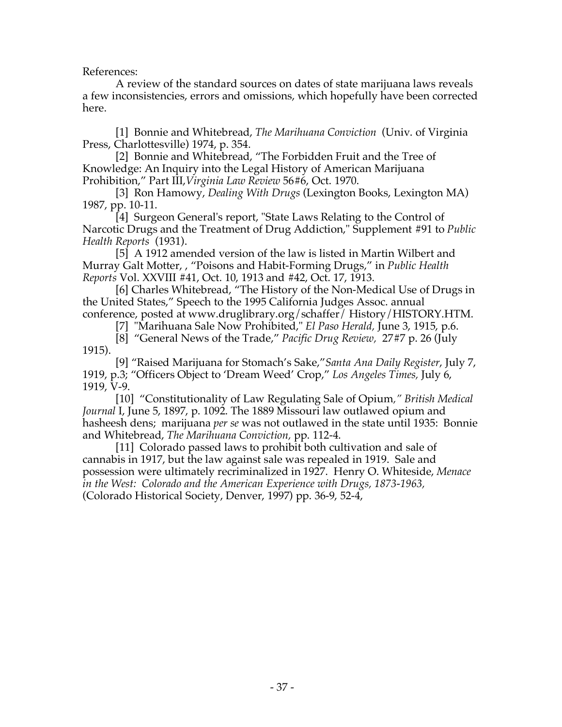References:

A review of the standard sources on dates of state marijuana laws reveals a few inconsistencies, errors and omissions, which hopefully have been corrected here.

[1] Bonnie and Whitebread, *The Marihuana Conviction* (Univ. of Virginia Press, Charlottesville) 1974, p. 354.

[2] Bonnie and Whitebread, "The Forbidden Fruit and the Tree of Knowledge: An Inquiry into the Legal History of American Marijuana Prohibition," Part III, *Virginia Law Review* 56#6, Oct. 1970.

[3] Ron Hamowy, *Dealing With Drugs* (Lexington Books, Lexington MA) 1987, pp. 10-11.

[4] Surgeon General's report, "State Laws Relating to the Control of Narcotic Drugs and the Treatment of Drug Addiction," Supplement #91 to *Public Health Reports* (1931).

[5] A 1912 amended version of the law is listed in Martin Wilbert and Murray Galt Motter, , "Poisons and Habit-Forming Drugs," in *Public Health Reports* Vol. XXVIII #41, Oct. 10, 1913 and #42, Oct. 17, 1913.

[6] Charles Whitebread, "The History of the Non-Medical Use of Drugs in the United States," Speech to the 1995 California Judges Assoc. annual conference, posted at www.druglibrary.org/schaffer/ History/HISTORY.HTM.

[7] "Marihuana Sale Now Prohibited," *El Paso Herald,* June 3, 1915, p.6.

[8] "General News of the Trade," *Pacific Drug Review,* 27#7 p. 26 (July 1915).

[9] "Raised Marijuana for Stomach's Sake," *Santa Ana Daily Register*, July 7, 1919, p.3; "Officers Object to 'Dream Weed' Crop," *Los Angeles Times,* July 6, 1919, V-9.

[10] "Constitutionality of Law Regulating Sale of Opium," *British Medical Journal* I, June 5, 1897, p. 1092. The 1889 Missouri law outlawed opium and hasheesh dens; marijuana *per se* was not outlawed in the state until 1935: Bonnie and Whitebread, *The Marihuana Conviction,* pp. 112-4.

[11] Colorado passed laws to prohibit both cultivation and sale of cannabis in 1917, but the law against sale was repealed in 1919. Sale and possession were ultimately recriminalized in 1927. Henry O. Whiteside, *Menace in the West: Colorado and the American Experience with Drugs, 1873-1963,* (Colorado Historical Society, Denver, 1997) pp. 36-9, 52-4,